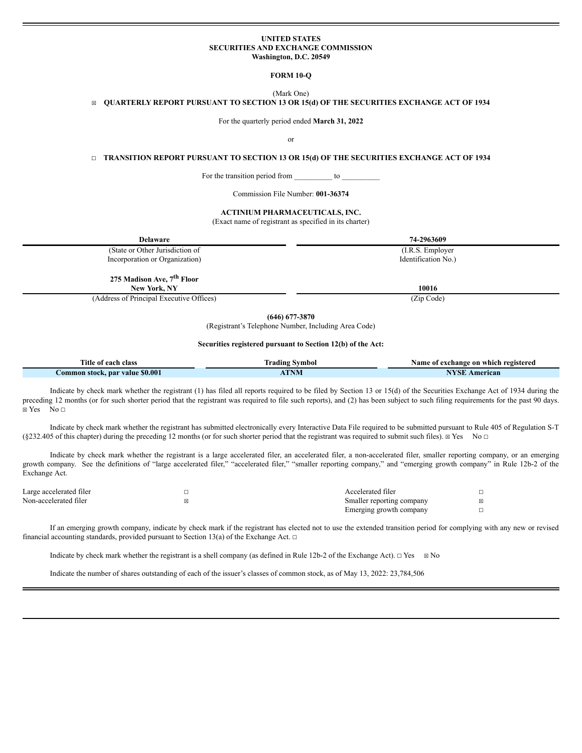**UNITED STATES**
**SECURITIES AND EXCHANGE COMMISSION**
**Washington, D.C. 20549**

**FORM 10-Q**

(Mark One)

☒ **QUARTERLY REPORT PURSUANT TO SECTION 13 OR 15(d) OF THE SECURITIES EXCHANGE ACT OF 1934**

For the quarterly period ended **March 31, 2022**

or

☐ **TRANSITION REPORT PURSUANT TO SECTION 13 OR 15(d) OF THE SECURITIES EXCHANGE ACT OF 1934**

For the transition period from __________ to __________

Commission File Number: **001-36374**

**ACTINIUM PHARMACEUTICALS, INC.**
(Exact name of registrant as specified in its charter)

| **Delaware** | **74-2963609** |
|---|---|
| (State or Other Jurisdiction of Incorporation or Organization) | (I.R.S. Employer Identification No.) |
| **275 Madison Ave, 7th Floor New York, NY** | **10016** |
| (Address of Principal Executive Offices) | (Zip Code) |

**(646) 677-3870**
(Registrant's Telephone Number, Including Area Code)

**Securities registered pursuant to Section 12(b) of the Act:**

| Title of each class | Trading Symbol | Name of exchange on which registered |
|---|---|---|
| **Common stock, par value $0.001** | **ATNM** | **NYSE American** |

Indicate by check mark whether the registrant (1) has filed all reports required to be filed by Section 13 or 15(d) of the Securities Exchange Act of 1934 during the preceding 12 months (or for such shorter period that the registrant was required to file such reports), and (2) has been subject to such filing requirements for the past 90 days. ☒ Yes No ☐

Indicate by check mark whether the registrant has submitted electronically every Interactive Data File required to be submitted pursuant to Rule 405 of Regulation S-T (§232.405 of this chapter) during the preceding 12 months (or for such shorter period that the registrant was required to submit such files). ☒ Yes No ☐

Indicate by check mark whether the registrant is a large accelerated filer, an accelerated filer, a non-accelerated filer, smaller reporting company, or an emerging growth company. See the definitions of "large accelerated filer," "accelerated filer," "smaller reporting company," and "emerging growth company" in Rule 12b-2 of the Exchange Act.

| | | | |
|---|---|---|---|
| Large accelerated filer | ☐ | Accelerated filer | ☐ |
| Non-accelerated filer | ☒ | Smaller reporting company | ☒ |
| | | Emerging growth company | ☐ |

If an emerging growth company, indicate by check mark if the registrant has elected not to use the extended transition period for complying with any new or revised financial accounting standards, provided pursuant to Section 13(a) of the Exchange Act. ☐

Indicate by check mark whether the registrant is a shell company (as defined in Rule 12b-2 of the Exchange Act). ☐ Yes ☒ No

Indicate the number of shares outstanding of each of the issuer's classes of common stock, as of May 13, 2022: 23,784,506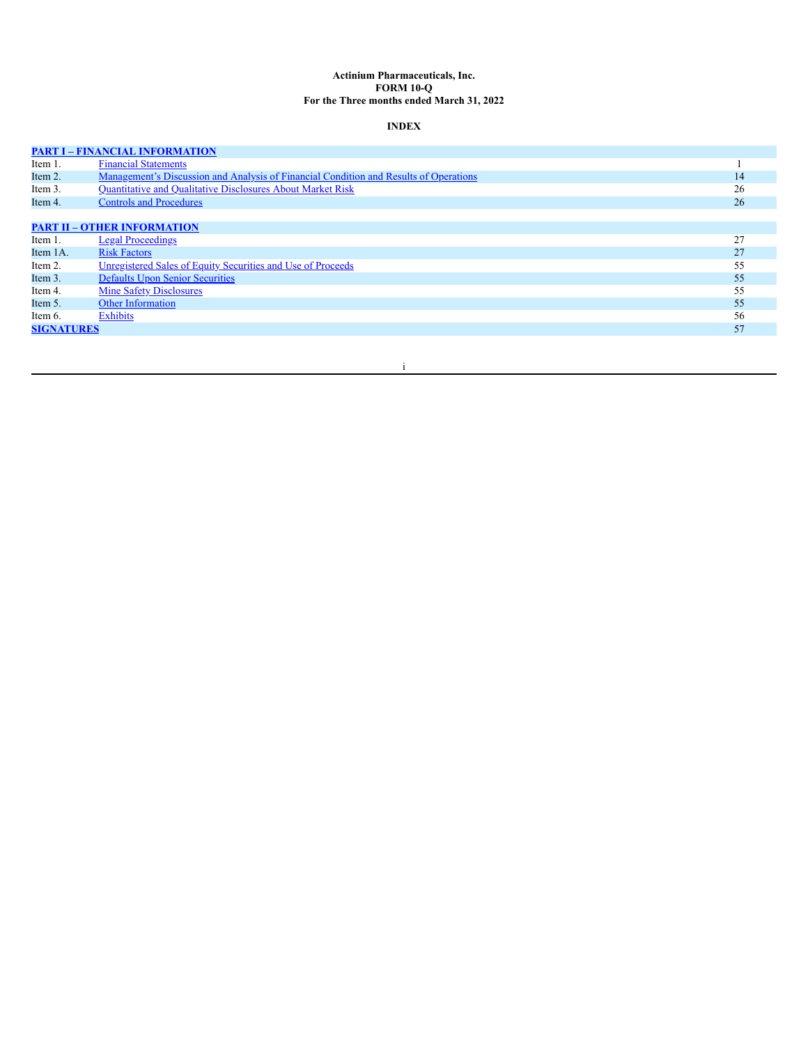**Actinium Pharmaceuticals, Inc.**
**FORM 10-Q**
**For the Three months ended March 31, 2022**

**INDEX**

| | | |
|---|---|---|
| **PART I – FINANCIAL INFORMATION** | | |
| Item 1. | Financial Statements | 1 |
| Item 2. | Management's Discussion and Analysis of Financial Condition and Results of Operations | 14 |
| Item 3. | Quantitative and Qualitative Disclosures About Market Risk | 26 |
| Item 4. | Controls and Procedures | 26 |
| | | |
| **PART II – OTHER INFORMATION** | | |
| Item 1. | Legal Proceedings | 27 |
| Item 1A. | Risk Factors | 27 |
| Item 2. | Unregistered Sales of Equity Securities and Use of Proceeds | 55 |
| Item 3. | Defaults Upon Senior Securities | 55 |
| Item 4. | Mine Safety Disclosures | 55 |
| Item 5. | Other Information | 55 |
| Item 6. | Exhibits | 56 |
| **SIGNATURES** | | 57 |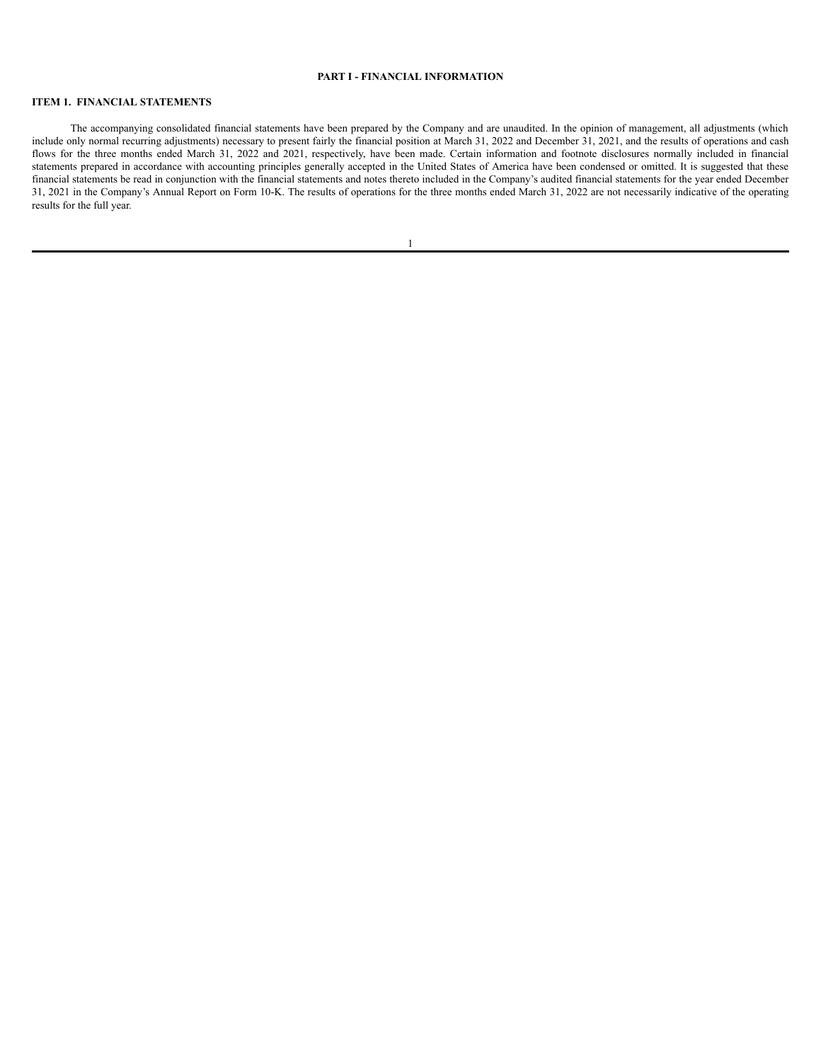# PART I - FINANCIAL INFORMATION

## ITEM 1. FINANCIAL STATEMENTS

The accompanying consolidated financial statements have been prepared by the Company and are unaudited. In the opinion of management, all adjustments (which include only normal recurring adjustments) necessary to present fairly the financial position at March 31, 2022 and December 31, 2021, and the results of operations and cash flows for the three months ended March 31, 2022 and 2021, respectively, have been made. Certain information and footnote disclosures normally included in financial statements prepared in accordance with accounting principles generally accepted in the United States of America have been condensed or omitted. It is suggested that these financial statements be read in conjunction with the financial statements and notes thereto included in the Company's audited financial statements for the year ended December 31, 2021 in the Company's Annual Report on Form 10-K. The results of operations for the three months ended March 31, 2022 are not necessarily indicative of the operating results for the full year.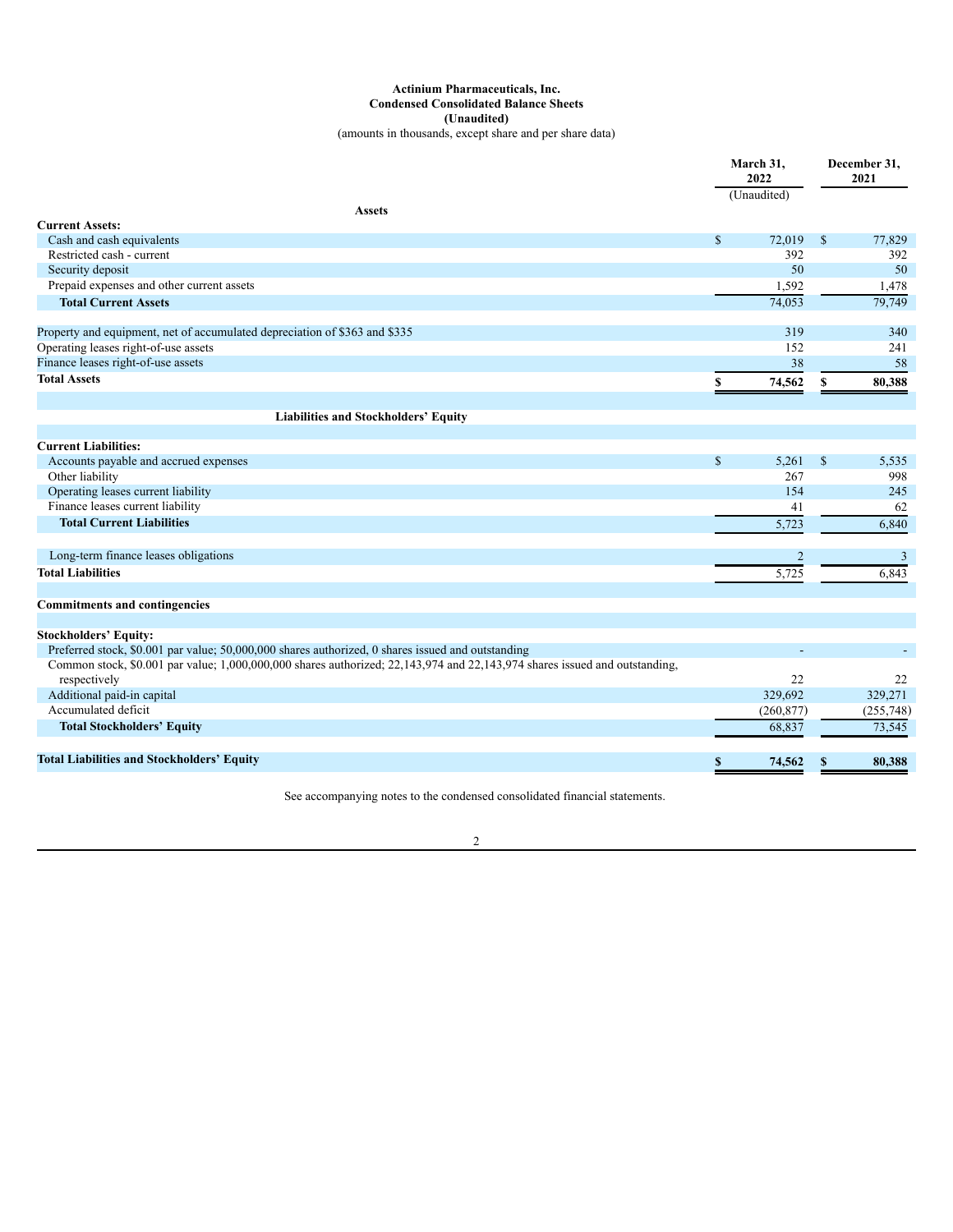**Actinium Pharmaceuticals, Inc.**
**Condensed Consolidated Balance Sheets**
**(Unaudited)**
(amounts in thousands, except share and per share data)

| | March 31, 2022 (Unaudited) | December 31, 2021 |
|---|---|---|
| **Assets** | | |
| **Current Assets:** | | |
| Cash and cash equivalents | $ 72,019 | $ 77,829 |
| Restricted cash - current | 392 | 392 |
| Security deposit | 50 | 50 |
| Prepaid expenses and other current assets | 1,592 | 1,478 |
| **Total Current Assets** | 74,053 | 79,749 |
| | | |
| Property and equipment, net of accumulated depreciation of $363 and $335 | 319 | 340 |
| Operating leases right-of-use assets | 152 | 241 |
| Finance leases right-of-use assets | 38 | 58 |
| **Total Assets** | **$ 74,562** | **$ 80,388** |
| | | |
| **Liabilities and Stockholders' Equity** | | |
| | | |
| **Current Liabilities:** | | |
| Accounts payable and accrued expenses | $ 5,261 | $ 5,535 |
| Other liability | 267 | 998 |
| Operating leases current liability | 154 | 245 |
| Finance leases current liability | 41 | 62 |
| **Total Current Liabilities** | 5,723 | 6,840 |
| | | |
| Long-term finance leases obligations | 2 | 3 |
| **Total Liabilities** | 5,725 | 6,843 |
| | | |
| **Commitments and contingencies** | | |
| | | |
| **Stockholders' Equity:** | | |
| Preferred stock, $0.001 par value; 50,000,000 shares authorized, 0 shares issued and outstanding | - | - |
| Common stock, $0.001 par value; 1,000,000,000 shares authorized; 22,143,974 and 22,143,974 shares issued and outstanding, respectively | 22 | 22 |
| Additional paid-in capital | 329,692 | 329,271 |
| Accumulated deficit | (260,877) | (255,748) |
| **Total Stockholders' Equity** | 68,837 | 73,545 |
| | | |
| **Total Liabilities and Stockholders' Equity** | **$ 74,562** | **$ 80,388** |

See accompanying notes to the condensed consolidated financial statements.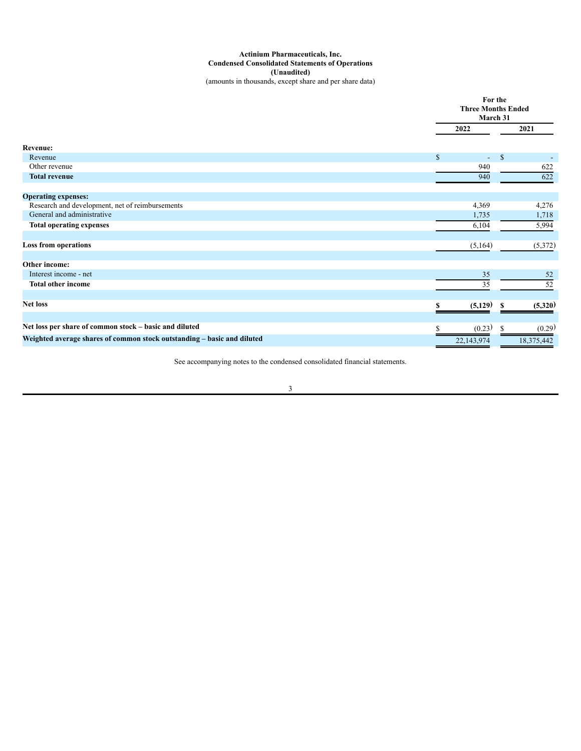**Actinium Pharmaceuticals, Inc.**
**Condensed Consolidated Statements of Operations**
**(Unaudited)**
(amounts in thousands, except share and per share data)

| | For the Three Months Ended March 31 | |
|---|---|---|
| | **2022** | **2021** |
| **Revenue:** | | |
| Revenue | $ - | $ - |
| Other revenue | 940 | 622 |
| **Total revenue** | 940 | 622 |
| **Operating expenses:** | | |
| Research and development, net of reimbursements | 4,369 | 4,276 |
| General and administrative | 1,735 | 1,718 |
| **Total operating expenses** | 6,104 | 5,994 |
| **Loss from operations** | (5,164) | (5,372) |
| **Other income:** | | |
| Interest income - net | 35 | 52 |
| **Total other income** | 35 | 52 |
| **Net loss** | **$ (5,129)** | **$ (5,320)** |
| **Net loss per share of common stock – basic and diluted** | $ (0.23) | $ (0.29) |
| **Weighted average shares of common stock outstanding – basic and diluted** | 22,143,974 | 18,375,442 |

See accompanying notes to the condensed consolidated financial statements.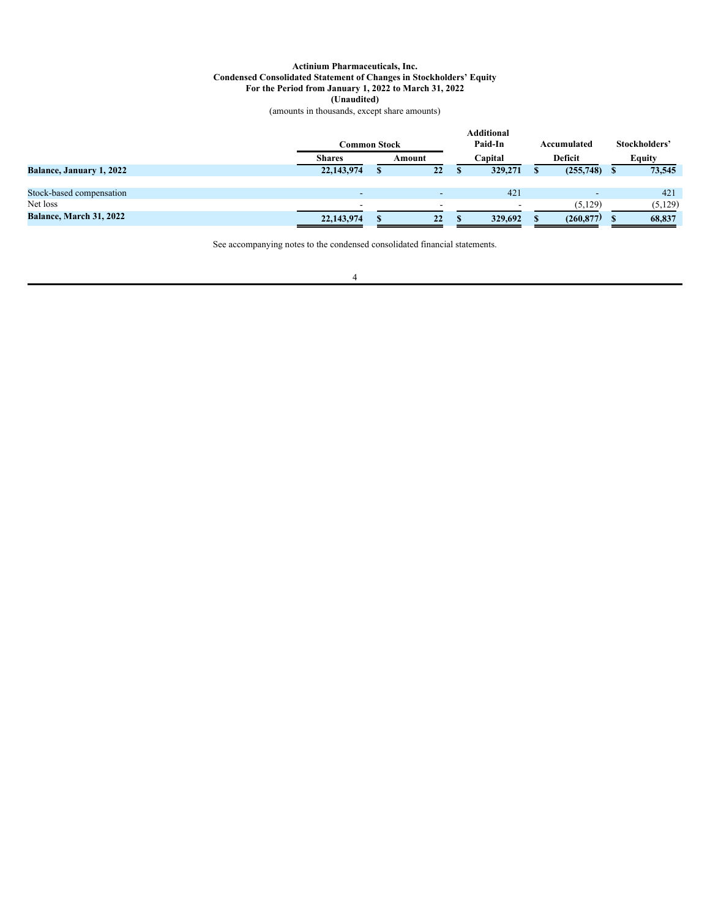**Actinium Pharmaceuticals, Inc.**
**Condensed Consolidated Statement of Changes in Stockholders' Equity**
**For the Period from January 1, 2022 to March 31, 2022**
**(Unaudited)**
(amounts in thousands, except share amounts)

| | Common Stock | | Additional Paid-In | Accumulated | Stockholders' |
|---|---|---|---|---|---|
| | Shares | Amount | Capital | Deficit | Equity |
| **Balance, January 1, 2022** | **22,143,974** | **$ 22** | **$ 329,271** | **$ (255,748)** | **$ 73,545** |
| Stock-based compensation | - | - | 421 | - | 421 |
| Net loss | - | - | - | (5,129) | (5,129) |
| **Balance, March 31, 2022** | **22,143,974** | **$ 22** | **$ 329,692** | **$ (260,877)** | **$ 68,837** |

See accompanying notes to the condensed consolidated financial statements.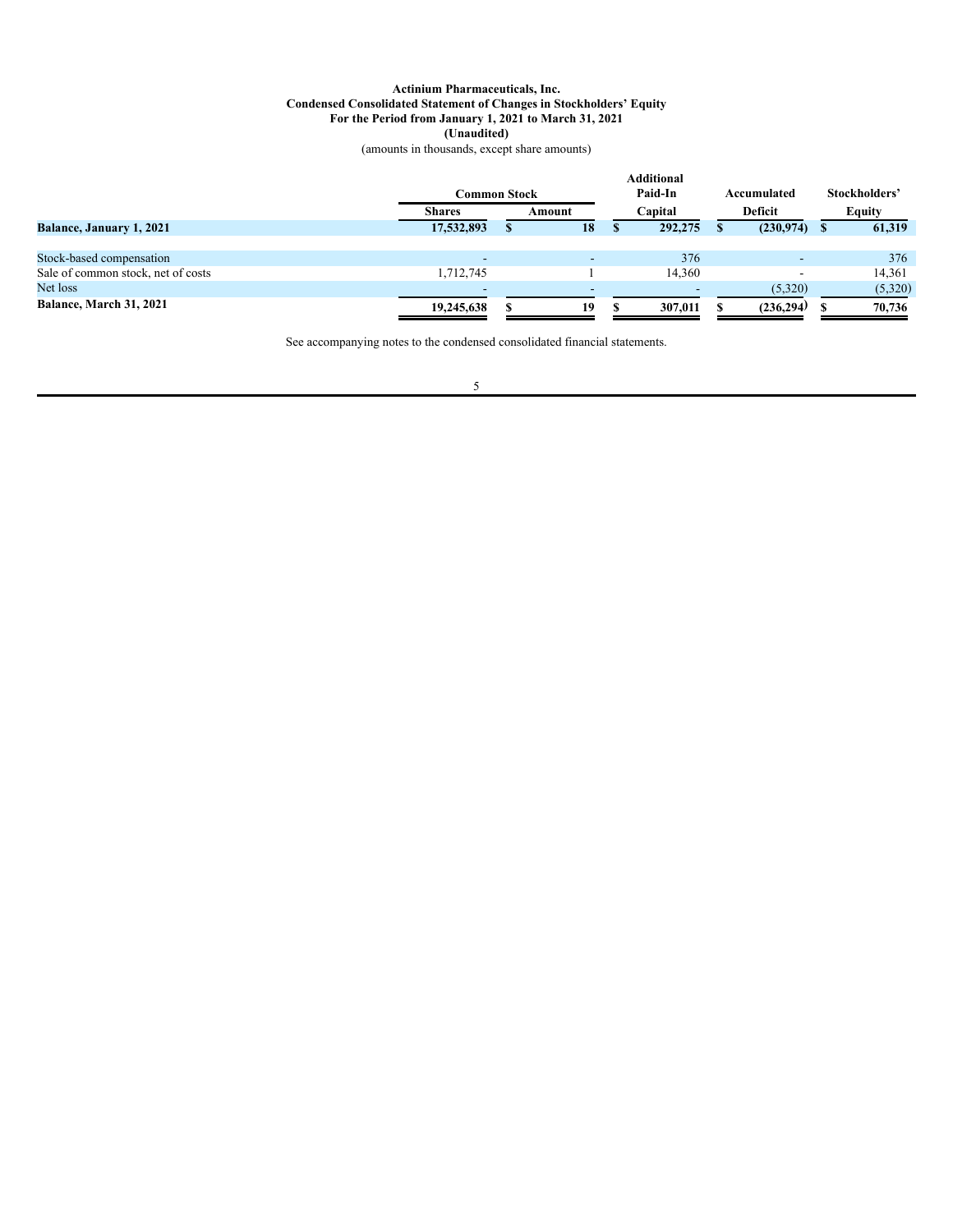**Actinium Pharmaceuticals, Inc.**
**Condensed Consolidated Statement of Changes in Stockholders' Equity**
**For the Period from January 1, 2021 to March 31, 2021**
**(Unaudited)**
(amounts in thousands, except share amounts)

| | Common Stock | | Additional Paid-In | Accumulated | Stockholders' |
|---|---|---|---|---|---|
| | Shares | Amount | Capital | Deficit | Equity |
| **Balance, January 1, 2021** | **17,532,893** | **$ 18** | **$ 292,275** | **$ (230,974)** | **$ 61,319** |
| | | | | | |
| Stock-based compensation | - | - | 376 | - | 376 |
| Sale of common stock, net of costs | 1,712,745 | 1 | 14,360 | - | 14,361 |
| Net loss | - | - | - | (5,320) | (5,320) |
| **Balance, March 31, 2021** | **19,245,638** | **$ 19** | **$ 307,011** | **$ (236,294)** | **$ 70,736** |

See accompanying notes to the condensed consolidated financial statements.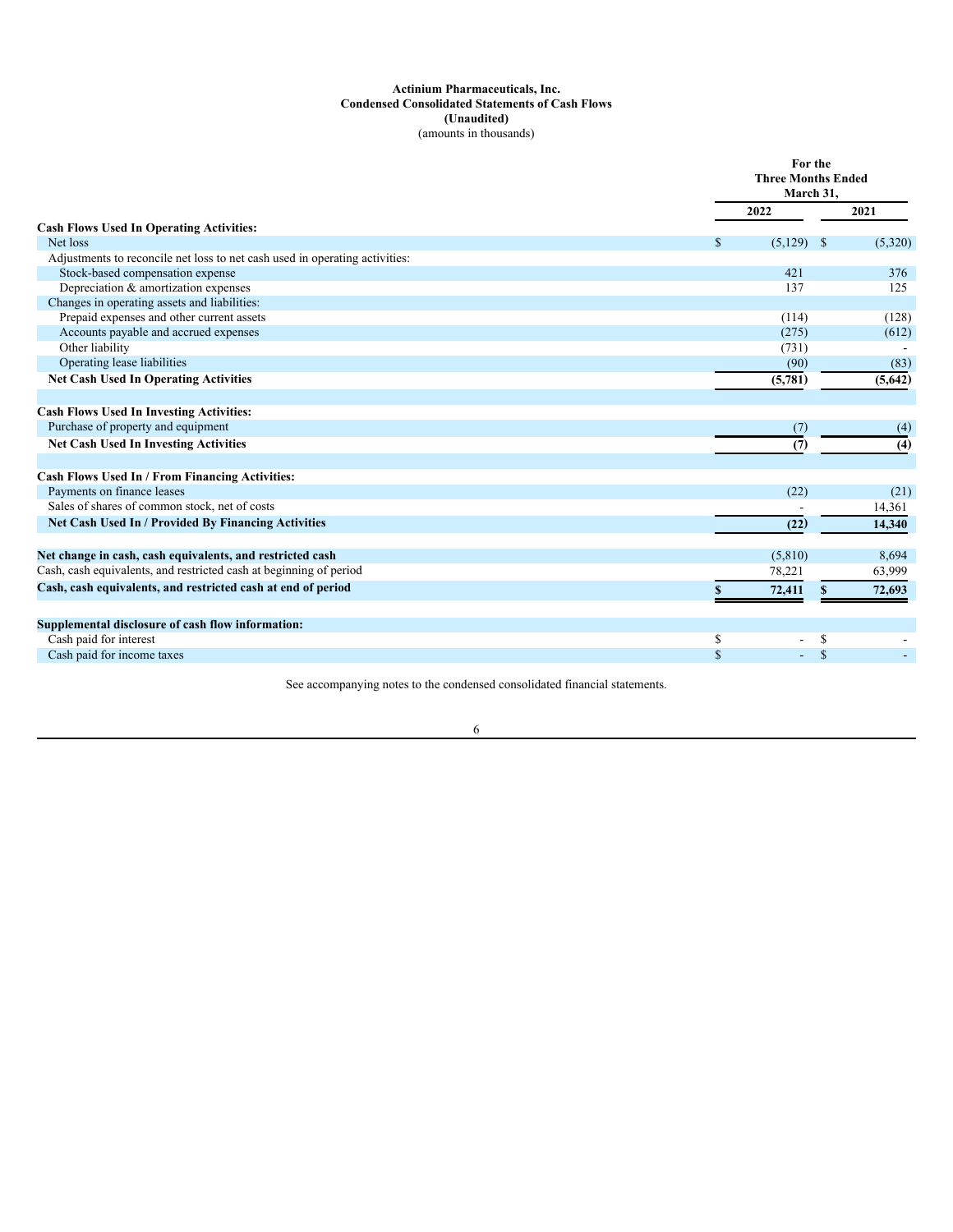**Actinium Pharmaceuticals, Inc.**
**Condensed Consolidated Statements of Cash Flows**
**(Unaudited)**
(amounts in thousands)

| | For the Three Months Ended March 31, | |
|---|---|---|
| | 2022 | 2021 |
| **Cash Flows Used In Operating Activities:** | | |
| Net loss | $ (5,129) | $ (5,320) |
| Adjustments to reconcile net loss to net cash used in operating activities: | | |
| Stock-based compensation expense | 421 | 376 |
| Depreciation & amortization expenses | 137 | 125 |
| Changes in operating assets and liabilities: | | |
| Prepaid expenses and other current assets | (114) | (128) |
| Accounts payable and accrued expenses | (275) | (612) |
| Other liability | (731) | - |
| Operating lease liabilities | (90) | (83) |
| **Net Cash Used In Operating Activities** | **(5,781)** | **(5,642)** |
| | | |
| **Cash Flows Used In Investing Activities:** | | |
| Purchase of property and equipment | (7) | (4) |
| **Net Cash Used In Investing Activities** | **(7)** | **(4)** |
| | | |
| **Cash Flows Used In / From Financing Activities:** | | |
| Payments on finance leases | (22) | (21) |
| Sales of shares of common stock, net of costs | - | 14,361 |
| **Net Cash Used In / Provided By Financing Activities** | **(22)** | **14,340** |
| | | |
| **Net change in cash, cash equivalents, and restricted cash** | (5,810) | 8,694 |
| Cash, cash equivalents, and restricted cash at beginning of period | 78,221 | 63,999 |
| **Cash, cash equivalents, and restricted cash at end of period** | **$ 72,411** | **$ 72,693** |
| | | |
| **Supplemental disclosure of cash flow information:** | | |
| Cash paid for interest | $ - | $ - |
| Cash paid for income taxes | $ - | $ - |

See accompanying notes to the condensed consolidated financial statements.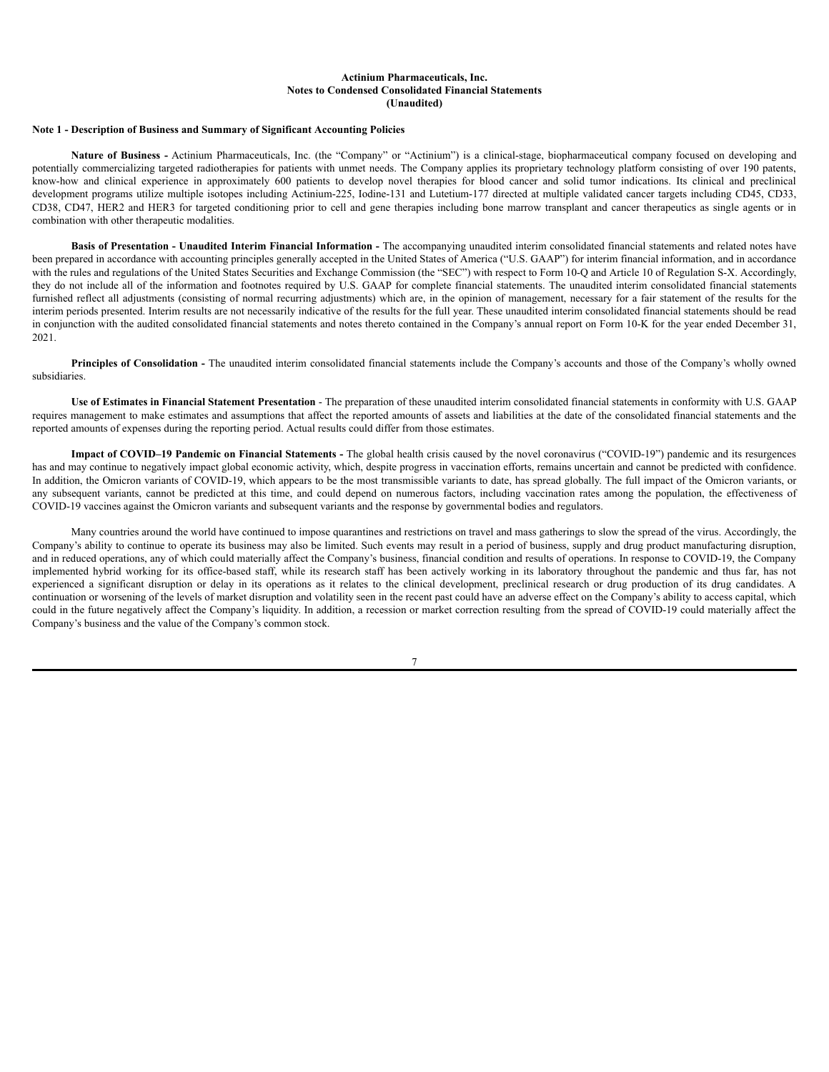**Actinium Pharmaceuticals, Inc.**
**Notes to Condensed Consolidated Financial Statements**
**(Unaudited)**

**Note 1 - Description of Business and Summary of Significant Accounting Policies**

**Nature of Business -** Actinium Pharmaceuticals, Inc. (the "Company" or "Actinium") is a clinical-stage, biopharmaceutical company focused on developing and potentially commercializing targeted radiotherapies for patients with unmet needs. The Company applies its proprietary technology platform consisting of over 190 patents, know-how and clinical experience in approximately 600 patients to develop novel therapies for blood cancer and solid tumor indications. Its clinical and preclinical development programs utilize multiple isotopes including Actinium-225, Iodine-131 and Lutetium-177 directed at multiple validated cancer targets including CD45, CD33, CD38, CD47, HER2 and HER3 for targeted conditioning prior to cell and gene therapies including bone marrow transplant and cancer therapeutics as single agents or in combination with other therapeutic modalities.

**Basis of Presentation - Unaudited Interim Financial Information -** The accompanying unaudited interim consolidated financial statements and related notes have been prepared in accordance with accounting principles generally accepted in the United States of America ("U.S. GAAP") for interim financial information, and in accordance with the rules and regulations of the United States Securities and Exchange Commission (the "SEC") with respect to Form 10-Q and Article 10 of Regulation S-X. Accordingly, they do not include all of the information and footnotes required by U.S. GAAP for complete financial statements. The unaudited interim consolidated financial statements furnished reflect all adjustments (consisting of normal recurring adjustments) which are, in the opinion of management, necessary for a fair statement of the results for the interim periods presented. Interim results are not necessarily indicative of the results for the full year. These unaudited interim consolidated financial statements should be read in conjunction with the audited consolidated financial statements and notes thereto contained in the Company's annual report on Form 10-K for the year ended December 31, 2021.

**Principles of Consolidation -** The unaudited interim consolidated financial statements include the Company's accounts and those of the Company's wholly owned subsidiaries.

**Use of Estimates in Financial Statement Presentation** - The preparation of these unaudited interim consolidated financial statements in conformity with U.S. GAAP requires management to make estimates and assumptions that affect the reported amounts of assets and liabilities at the date of the consolidated financial statements and the reported amounts of expenses during the reporting period. Actual results could differ from those estimates.

**Impact of COVID–19 Pandemic on Financial Statements -** The global health crisis caused by the novel coronavirus ("COVID-19") pandemic and its resurgences has and may continue to negatively impact global economic activity, which, despite progress in vaccination efforts, remains uncertain and cannot be predicted with confidence. In addition, the Omicron variants of COVID-19, which appears to be the most transmissible variants to date, has spread globally. The full impact of the Omicron variants, or any subsequent variants, cannot be predicted at this time, and could depend on numerous factors, including vaccination rates among the population, the effectiveness of COVID-19 vaccines against the Omicron variants and subsequent variants and the response by governmental bodies and regulators.

Many countries around the world have continued to impose quarantines and restrictions on travel and mass gatherings to slow the spread of the virus. Accordingly, the Company's ability to continue to operate its business may also be limited. Such events may result in a period of business, supply and drug product manufacturing disruption, and in reduced operations, any of which could materially affect the Company's business, financial condition and results of operations. In response to COVID-19, the Company implemented hybrid working for its office-based staff, while its research staff has been actively working in its laboratory throughout the pandemic and thus far, has not experienced a significant disruption or delay in its operations as it relates to the clinical development, preclinical research or drug production of its drug candidates. A continuation or worsening of the levels of market disruption and volatility seen in the recent past could have an adverse effect on the Company's ability to access capital, which could in the future negatively affect the Company's liquidity. In addition, a recession or market correction resulting from the spread of COVID-19 could materially affect the Company's business and the value of the Company's common stock.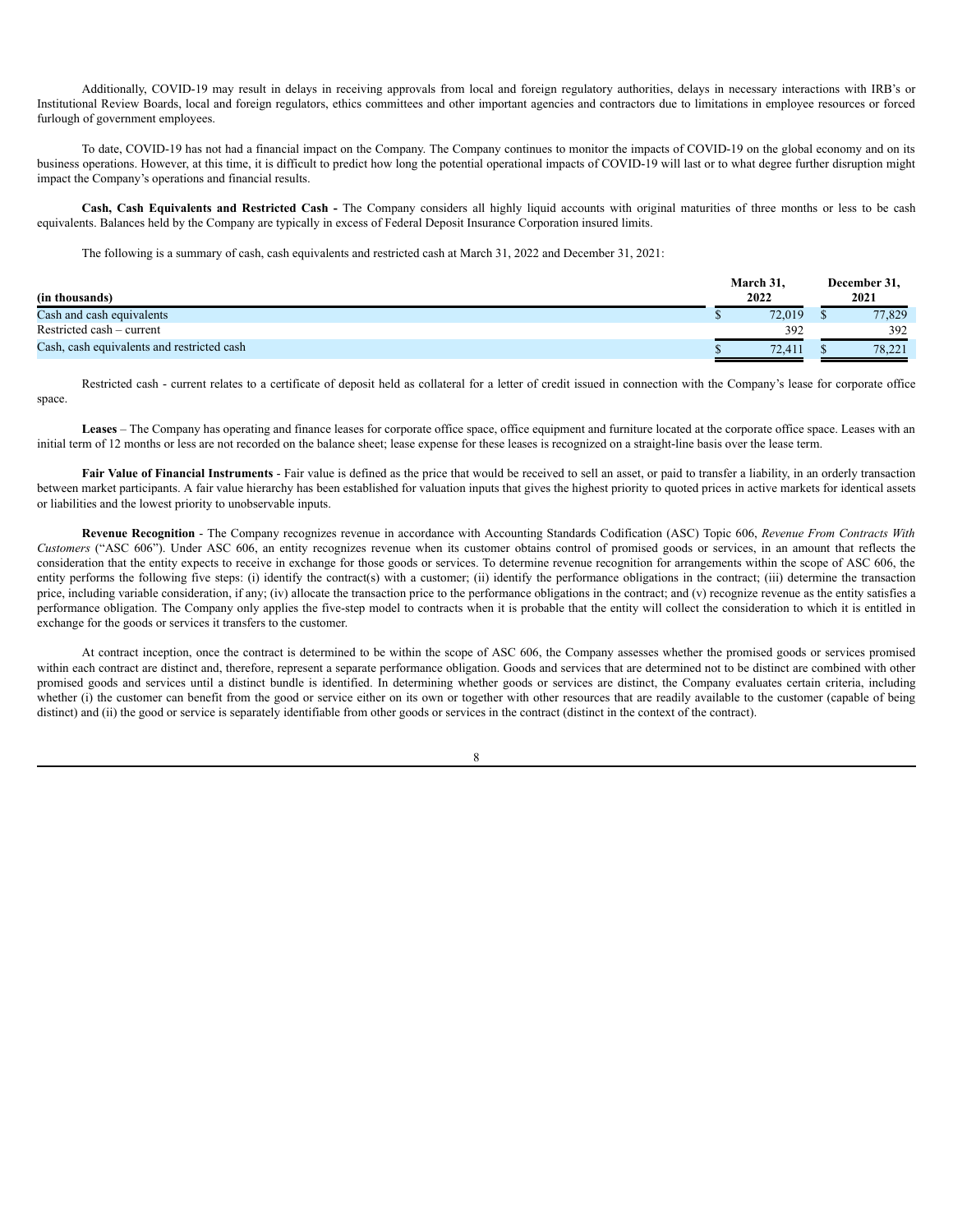Additionally, COVID-19 may result in delays in receiving approvals from local and foreign regulatory authorities, delays in necessary interactions with IRB's or Institutional Review Boards, local and foreign regulators, ethics committees and other important agencies and contractors due to limitations in employee resources or forced furlough of government employees.

To date, COVID-19 has not had a financial impact on the Company. The Company continues to monitor the impacts of COVID-19 on the global economy and on its business operations. However, at this time, it is difficult to predict how long the potential operational impacts of COVID-19 will last or to what degree further disruption might impact the Company's operations and financial results.

**Cash, Cash Equivalents and Restricted Cash -** The Company considers all highly liquid accounts with original maturities of three months or less to be cash equivalents. Balances held by the Company are typically in excess of Federal Deposit Insurance Corporation insured limits.

The following is a summary of cash, cash equivalents and restricted cash at March 31, 2022 and December 31, 2021:

| (in thousands) | March 31, 2022 | December 31, 2021 |
|---|---|---|
| Cash and cash equivalents | $ 72,019 | $ 77,829 |
| Restricted cash – current | 392 | 392 |
| Cash, cash equivalents and restricted cash | $ 72,411 | $ 78,221 |

Restricted cash - current relates to a certificate of deposit held as collateral for a letter of credit issued in connection with the Company's lease for corporate office space.

**Leases** – The Company has operating and finance leases for corporate office space, office equipment and furniture located at the corporate office space. Leases with an initial term of 12 months or less are not recorded on the balance sheet; lease expense for these leases is recognized on a straight-line basis over the lease term.

**Fair Value of Financial Instruments** - Fair value is defined as the price that would be received to sell an asset, or paid to transfer a liability, in an orderly transaction between market participants. A fair value hierarchy has been established for valuation inputs that gives the highest priority to quoted prices in active markets for identical assets or liabilities and the lowest priority to unobservable inputs.

**Revenue Recognition** - The Company recognizes revenue in accordance with Accounting Standards Codification (ASC) Topic 606, *Revenue From Contracts With Customers* ("ASC 606"). Under ASC 606, an entity recognizes revenue when its customer obtains control of promised goods or services, in an amount that reflects the consideration that the entity expects to receive in exchange for those goods or services. To determine revenue recognition for arrangements within the scope of ASC 606, the entity performs the following five steps: (i) identify the contract(s) with a customer; (ii) identify the performance obligations in the contract; (iii) determine the transaction price, including variable consideration, if any; (iv) allocate the transaction price to the performance obligations in the contract; and (v) recognize revenue as the entity satisfies a performance obligation. The Company only applies the five-step model to contracts when it is probable that the entity will collect the consideration to which it is entitled in exchange for the goods or services it transfers to the customer.

At contract inception, once the contract is determined to be within the scope of ASC 606, the Company assesses whether the promised goods or services promised within each contract are distinct and, therefore, represent a separate performance obligation. Goods and services that are determined not to be distinct are combined with other promised goods and services until a distinct bundle is identified. In determining whether goods or services are distinct, the Company evaluates certain criteria, including whether (i) the customer can benefit from the good or service either on its own or together with other resources that are readily available to the customer (capable of being distinct) and (ii) the good or service is separately identifiable from other goods or services in the contract (distinct in the context of the contract).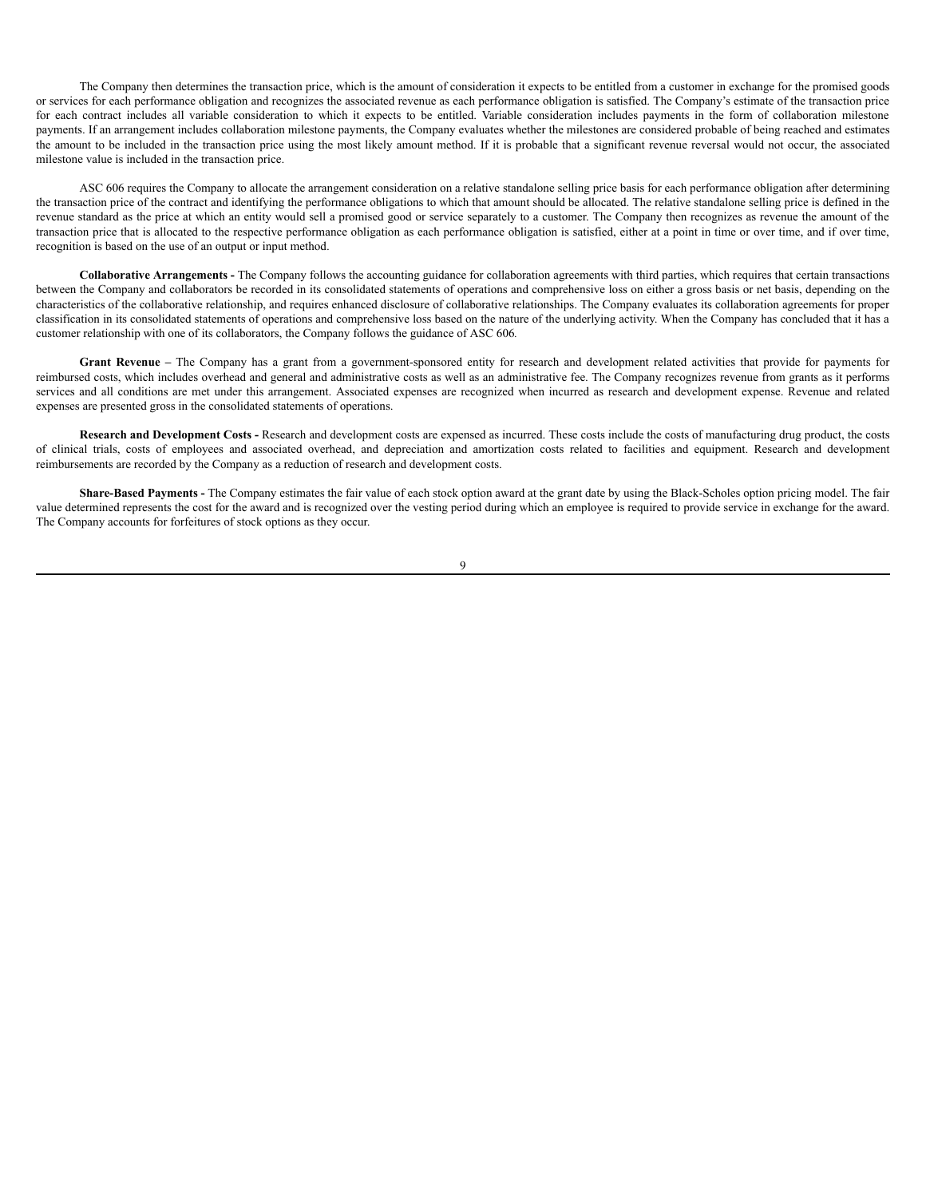The Company then determines the transaction price, which is the amount of consideration it expects to be entitled from a customer in exchange for the promised goods or services for each performance obligation and recognizes the associated revenue as each performance obligation is satisfied. The Company's estimate of the transaction price for each contract includes all variable consideration to which it expects to be entitled. Variable consideration includes payments in the form of collaboration milestone payments. If an arrangement includes collaboration milestone payments, the Company evaluates whether the milestones are considered probable of being reached and estimates the amount to be included in the transaction price using the most likely amount method. If it is probable that a significant revenue reversal would not occur, the associated milestone value is included in the transaction price.

ASC 606 requires the Company to allocate the arrangement consideration on a relative standalone selling price basis for each performance obligation after determining the transaction price of the contract and identifying the performance obligations to which that amount should be allocated. The relative standalone selling price is defined in the revenue standard as the price at which an entity would sell a promised good or service separately to a customer. The Company then recognizes as revenue the amount of the transaction price that is allocated to the respective performance obligation as each performance obligation is satisfied, either at a point in time or over time, and if over time, recognition is based on the use of an output or input method.

**Collaborative Arrangements -** The Company follows the accounting guidance for collaboration agreements with third parties, which requires that certain transactions between the Company and collaborators be recorded in its consolidated statements of operations and comprehensive loss on either a gross basis or net basis, depending on the characteristics of the collaborative relationship, and requires enhanced disclosure of collaborative relationships. The Company evaluates its collaboration agreements for proper classification in its consolidated statements of operations and comprehensive loss based on the nature of the underlying activity. When the Company has concluded that it has a customer relationship with one of its collaborators, the Company follows the guidance of ASC 606.

**Grant Revenue –** The Company has a grant from a government-sponsored entity for research and development related activities that provide for payments for reimbursed costs, which includes overhead and general and administrative costs as well as an administrative fee. The Company recognizes revenue from grants as it performs services and all conditions are met under this arrangement. Associated expenses are recognized when incurred as research and development expense. Revenue and related expenses are presented gross in the consolidated statements of operations.

**Research and Development Costs -** Research and development costs are expensed as incurred. These costs include the costs of manufacturing drug product, the costs of clinical trials, costs of employees and associated overhead, and depreciation and amortization costs related to facilities and equipment. Research and development reimbursements are recorded by the Company as a reduction of research and development costs.

**Share-Based Payments -** The Company estimates the fair value of each stock option award at the grant date by using the Black-Scholes option pricing model. The fair value determined represents the cost for the award and is recognized over the vesting period during which an employee is required to provide service in exchange for the award. The Company accounts for forfeitures of stock options as they occur.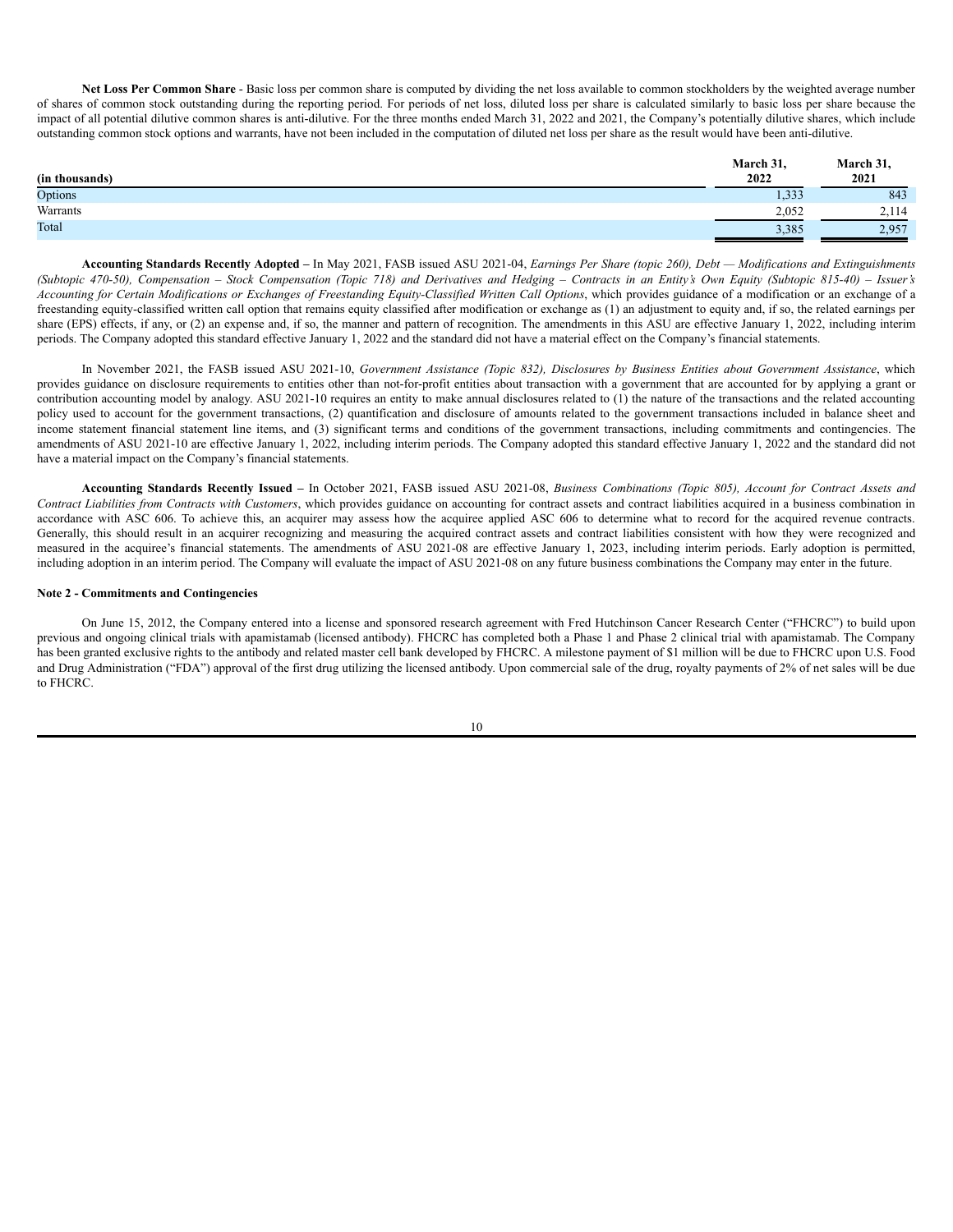**Net Loss Per Common Share** - Basic loss per common share is computed by dividing the net loss available to common stockholders by the weighted average number of shares of common stock outstanding during the reporting period. For periods of net loss, diluted loss per share is calculated similarly to basic loss per share because the impact of all potential dilutive common shares is anti-dilutive. For the three months ended March 31, 2022 and 2021, the Company's potentially dilutive shares, which include outstanding common stock options and warrants, have not been included in the computation of diluted net loss per share as the result would have been anti-dilutive.

| (in thousands) | March 31, 2022 | March 31, 2021 |
|---|---|---|
| Options | 1,333 | 843 |
| Warrants | 2,052 | 2,114 |
| Total | 3,385 | 2,957 |

**Accounting Standards Recently Adopted –** In May 2021, FASB issued ASU 2021-04, *Earnings Per Share (topic 260), Debt — Modifications and Extinguishments (Subtopic 470-50), Compensation – Stock Compensation (Topic 718) and Derivatives and Hedging – Contracts in an Entity's Own Equity (Subtopic 815-40) – Issuer's Accounting for Certain Modifications or Exchanges of Freestanding Equity-Classified Written Call Options*, which provides guidance of a modification or an exchange of a freestanding equity-classified written call option that remains equity classified after modification or exchange as (1) an adjustment to equity and, if so, the related earnings per share (EPS) effects, if any, or (2) an expense and, if so, the manner and pattern of recognition. The amendments in this ASU are effective January 1, 2022, including interim periods. The Company adopted this standard effective January 1, 2022 and the standard did not have a material effect on the Company's financial statements.

In November 2021, the FASB issued ASU 2021-10, *Government Assistance (Topic 832), Disclosures by Business Entities about Government Assistance*, which provides guidance on disclosure requirements to entities other than not-for-profit entities about transaction with a government that are accounted for by applying a grant or contribution accounting model by analogy. ASU 2021-10 requires an entity to make annual disclosures related to (1) the nature of the transactions and the related accounting policy used to account for the government transactions, (2) quantification and disclosure of amounts related to the government transactions included in balance sheet and income statement financial statement line items, and (3) significant terms and conditions of the government transactions, including commitments and contingencies. The amendments of ASU 2021-10 are effective January 1, 2022, including interim periods. The Company adopted this standard effective January 1, 2022 and the standard did not have a material impact on the Company's financial statements.

**Accounting Standards Recently Issued –** In October 2021, FASB issued ASU 2021-08, *Business Combinations (Topic 805), Account for Contract Assets and Contract Liabilities from Contracts with Customers*, which provides guidance on accounting for contract assets and contract liabilities acquired in a business combination in accordance with ASC 606. To achieve this, an acquirer may assess how the acquiree applied ASC 606 to determine what to record for the acquired revenue contracts. Generally, this should result in an acquirer recognizing and measuring the acquired contract assets and contract liabilities consistent with how they were recognized and measured in the acquiree's financial statements. The amendments of ASU 2021-08 are effective January 1, 2023, including interim periods. Early adoption is permitted, including adoption in an interim period. The Company will evaluate the impact of ASU 2021-08 on any future business combinations the Company may enter in the future.

**Note 2 - Commitments and Contingencies**

On June 15, 2012, the Company entered into a license and sponsored research agreement with Fred Hutchinson Cancer Research Center ("FHCRC") to build upon previous and ongoing clinical trials with apamistamab (licensed antibody). FHCRC has completed both a Phase 1 and Phase 2 clinical trial with apamistamab. The Company has been granted exclusive rights to the antibody and related master cell bank developed by FHCRC. A milestone payment of $1 million will be due to FHCRC upon U.S. Food and Drug Administration ("FDA") approval of the first drug utilizing the licensed antibody. Upon commercial sale of the drug, royalty payments of 2% of net sales will be due to FHCRC.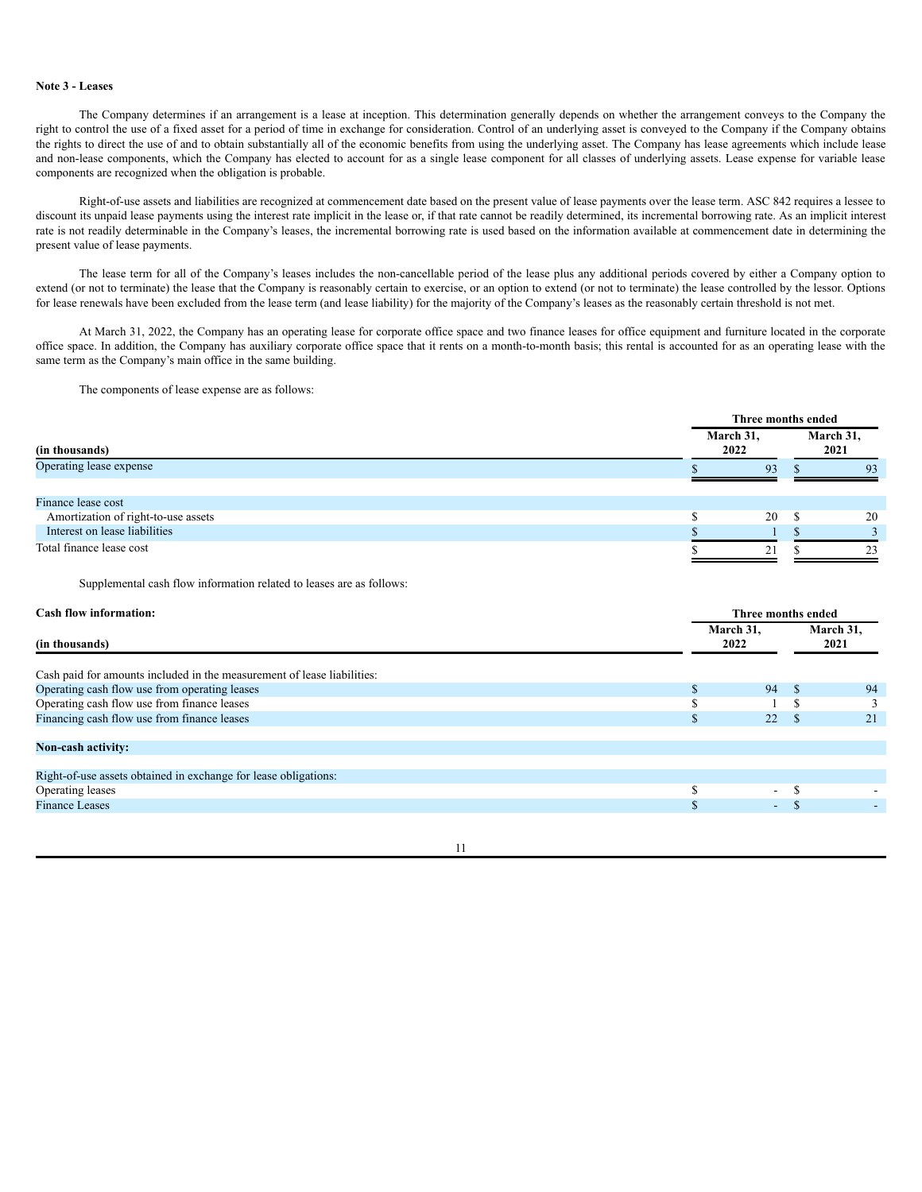**Note 3 - Leases**

The Company determines if an arrangement is a lease at inception. This determination generally depends on whether the arrangement conveys to the Company the right to control the use of a fixed asset for a period of time in exchange for consideration. Control of an underlying asset is conveyed to the Company if the Company obtains the rights to direct the use of and to obtain substantially all of the economic benefits from using the underlying asset. The Company has lease agreements which include lease and non-lease components, which the Company has elected to account for as a single lease component for all classes of underlying assets. Lease expense for variable lease components are recognized when the obligation is probable.

Right-of-use assets and liabilities are recognized at commencement date based on the present value of lease payments over the lease term. ASC 842 requires a lessee to discount its unpaid lease payments using the interest rate implicit in the lease or, if that rate cannot be readily determined, its incremental borrowing rate. As an implicit interest rate is not readily determinable in the Company's leases, the incremental borrowing rate is used based on the information available at commencement date in determining the present value of lease payments.

The lease term for all of the Company's leases includes the non-cancellable period of the lease plus any additional periods covered by either a Company option to extend (or not to terminate) the lease that the Company is reasonably certain to exercise, or an option to extend (or not to terminate) the lease controlled by the lessor. Options for lease renewals have been excluded from the lease term (and lease liability) for the majority of the Company's leases as the reasonably certain threshold is not met.

At March 31, 2022, the Company has an operating lease for corporate office space and two finance leases for office equipment and furniture located in the corporate office space. In addition, the Company has auxiliary corporate office space that it rents on a month-to-month basis; this rental is accounted for as an operating lease with the same term as the Company's main office in the same building.

The components of lease expense are as follows:

| | Three months ended | |
|---|---|---|
| **(in thousands)** | **March 31, 2022** | **March 31, 2021** |
| Operating lease expense | $ 93 | $ 93 |
| | | |
| Finance lease cost | | |
| Amortization of right-to-use assets | $ 20 | $ 20 |
| Interest on lease liabilities | $ 1 | $ 3 |
| Total finance lease cost | $ 21 | $ 23 |

Supplemental cash flow information related to leases are as follows:

| **Cash flow information:** | Three months ended | |
|---|---|---|
| **(in thousands)** | **March 31, 2022** | **March 31, 2021** |
| Cash paid for amounts included in the measurement of lease liabilities: | | |
| Operating cash flow use from operating leases | $ 94 | $ 94 |
| Operating cash flow use from finance leases | $ 1 | $ 3 |
| Financing cash flow use from finance leases | $ 22 | $ 21 |
| | | |
| **Non-cash activity:** | | |
| | | |
| Right-of-use assets obtained in exchange for lease obligations: | | |
| Operating leases | $ - | $ - |
| Finance Leases | $ - | $ - |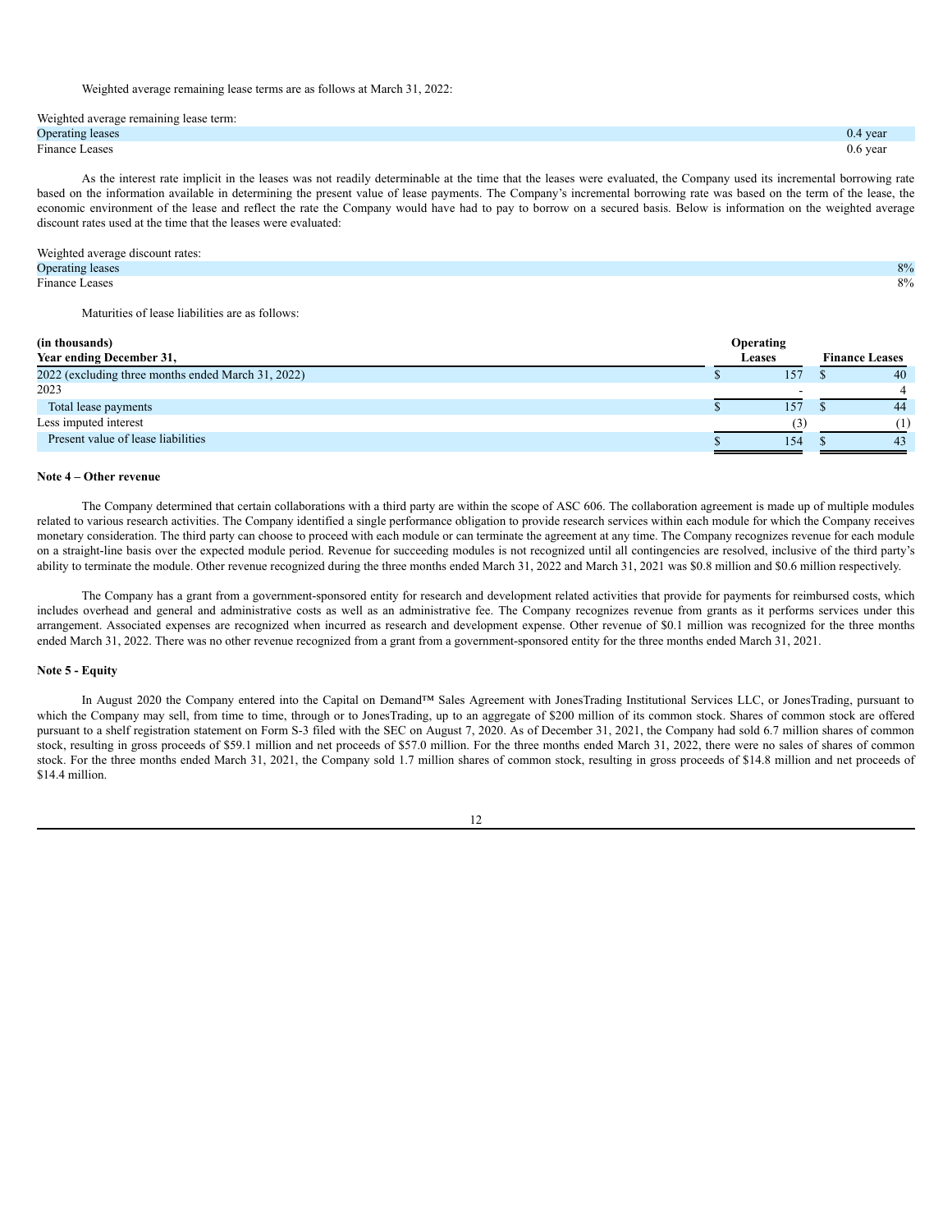Weighted average remaining lease terms are as follows at March 31, 2022:

| Weighted average remaining lease term: | |
|---|---|
| Operating leases | 0.4 year |
| Finance Leases | 0.6 year |

As the interest rate implicit in the leases was not readily determinable at the time that the leases were evaluated, the Company used its incremental borrowing rate based on the information available in determining the present value of lease payments. The Company's incremental borrowing rate was based on the term of the lease, the economic environment of the lease and reflect the rate the Company would have had to pay to borrow on a secured basis. Below is information on the weighted average discount rates used at the time that the leases were evaluated:

| Weighted average discount rates: | |
|---|---|
| Operating leases | 8% |
| Finance Leases | 8% |

Maturities of lease liabilities are as follows:

| **(in thousands)**<br>**Year ending December 31,** | **Operating Leases** | **Finance Leases** |
|---|---|---|
| 2022 (excluding three months ended March 31, 2022) | $ 157 | $ 40 |
| 2023 | - | 4 |
| Total lease payments | $ 157 | $ 44 |
| Less imputed interest | (3) | (1) |
| Present value of lease liabilities | $ 154 | $ 43 |

**Note 4 – Other revenue**

The Company determined that certain collaborations with a third party are within the scope of ASC 606. The collaboration agreement is made up of multiple modules related to various research activities. The Company identified a single performance obligation to provide research services within each module for which the Company receives monetary consideration. The third party can choose to proceed with each module or can terminate the agreement at any time. The Company recognizes revenue for each module on a straight-line basis over the expected module period. Revenue for succeeding modules is not recognized until all contingencies are resolved, inclusive of the third party's ability to terminate the module. Other revenue recognized during the three months ended March 31, 2022 and March 31, 2021 was $0.8 million and $0.6 million respectively.

The Company has a grant from a government-sponsored entity for research and development related activities that provide for payments for reimbursed costs, which includes overhead and general and administrative costs as well as an administrative fee. The Company recognizes revenue from grants as it performs services under this arrangement. Associated expenses are recognized when incurred as research and development expense. Other revenue of $0.1 million was recognized for the three months ended March 31, 2022. There was no other revenue recognized from a grant from a government-sponsored entity for the three months ended March 31, 2021.

**Note 5 - Equity**

In August 2020 the Company entered into the Capital on Demand™ Sales Agreement with JonesTrading Institutional Services LLC, or JonesTrading, pursuant to which the Company may sell, from time to time, through or to JonesTrading, up to an aggregate of $200 million of its common stock. Shares of common stock are offered pursuant to a shelf registration statement on Form S-3 filed with the SEC on August 7, 2020. As of December 31, 2021, the Company had sold 6.7 million shares of common stock, resulting in gross proceeds of $59.1 million and net proceeds of $57.0 million. For the three months ended March 31, 2022, there were no sales of shares of common stock. For the three months ended March 31, 2021, the Company sold 1.7 million shares of common stock, resulting in gross proceeds of $14.8 million and net proceeds of $14.4 million.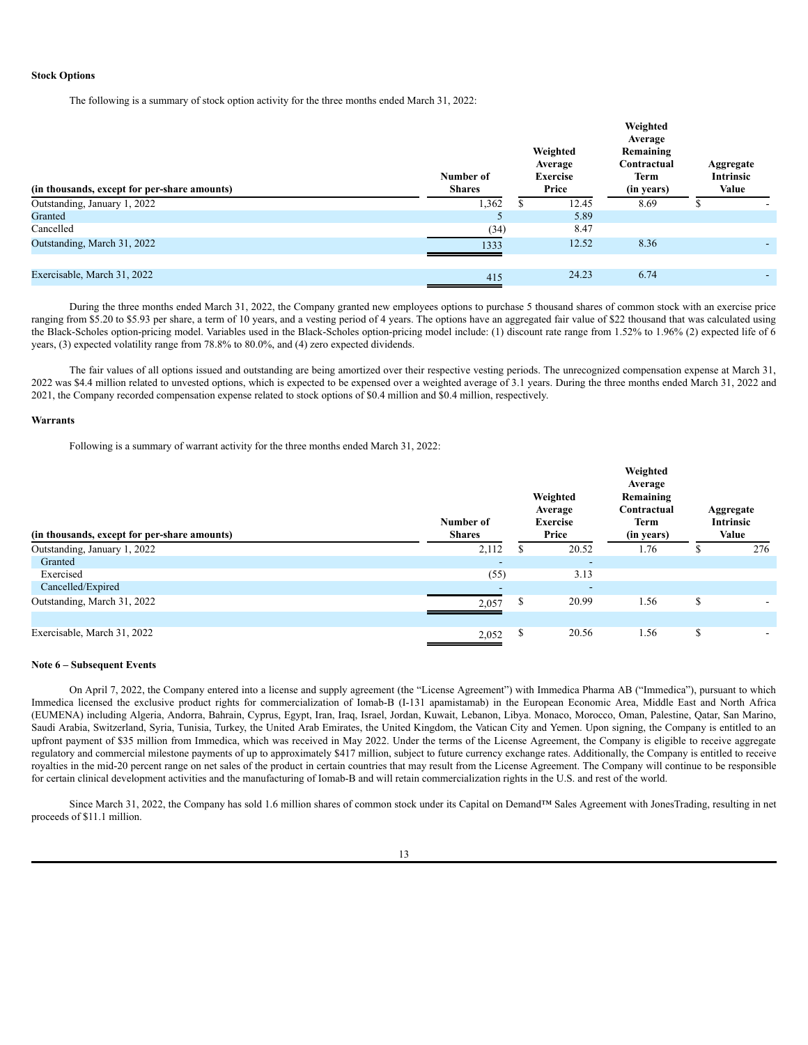**Stock Options**

The following is a summary of stock option activity for the three months ended March 31, 2022:

| (in thousands, except for per-share amounts) | Number of Shares | Weighted Average Exercise Price | Weighted Average Remaining Contractual Term (in years) | Aggregate Intrinsic Value |
|---|---|---|---|---|
| Outstanding, January 1, 2022 | 1,362 | $ 12.45 | 8.69 | $ - |
| Granted | 5 | 5.89 | | |
| Cancelled | (34) | 8.47 | | |
| Outstanding, March 31, 2022 | 1333 | 12.52 | 8.36 | - |
| Exercisable, March 31, 2022 | 415 | 24.23 | 6.74 | - |

During the three months ended March 31, 2022, the Company granted new employees options to purchase 5 thousand shares of common stock with an exercise price ranging from $5.20 to $5.93 per share, a term of 10 years, and a vesting period of 4 years. The options have an aggregated fair value of $22 thousand that was calculated using the Black-Scholes option-pricing model. Variables used in the Black-Scholes option-pricing model include: (1) discount rate range from 1.52% to 1.96% (2) expected life of 6 years, (3) expected volatility range from 78.8% to 80.0%, and (4) zero expected dividends.

The fair values of all options issued and outstanding are being amortized over their respective vesting periods. The unrecognized compensation expense at March 31, 2022 was $4.4 million related to unvested options, which is expected to be expensed over a weighted average of 3.1 years. During the three months ended March 31, 2022 and 2021, the Company recorded compensation expense related to stock options of $0.4 million and $0.4 million, respectively.

**Warrants**

Following is a summary of warrant activity for the three months ended March 31, 2022:

| (in thousands, except for per-share amounts) | Number of Shares | Weighted Average Exercise Price | Weighted Average Remaining Contractual Term (in years) | Aggregate Intrinsic Value |
|---|---|---|---|---|
| Outstanding, January 1, 2022 | 2,112 | $ 20.52 | 1.76 | $ 276 |
| Granted | - | - | | |
| Exercised | (55) | 3.13 | | |
| Cancelled/Expired | - | - | | |
| Outstanding, March 31, 2022 | 2,057 | $ 20.99 | 1.56 | $ - |
| Exercisable, March 31, 2022 | 2,052 | $ 20.56 | 1.56 | $ - |

**Note 6 – Subsequent Events**

On April 7, 2022, the Company entered into a license and supply agreement (the "License Agreement") with Immedica Pharma AB ("Immedica"), pursuant to which Immedica licensed the exclusive product rights for commercialization of Iomab-B (I-131 apamistamab) in the European Economic Area, Middle East and North Africa (EUMENA) including Algeria, Andorra, Bahrain, Cyprus, Egypt, Iran, Iraq, Israel, Jordan, Kuwait, Lebanon, Libya. Monaco, Morocco, Oman, Palestine, Qatar, San Marino, Saudi Arabia, Switzerland, Syria, Tunisia, Turkey, the United Arab Emirates, the United Kingdom, the Vatican City and Yemen. Upon signing, the Company is entitled to an upfront payment of $35 million from Immedica, which was received in May 2022. Under the terms of the License Agreement, the Company is eligible to receive aggregate regulatory and commercial milestone payments of up to approximately $417 million, subject to future currency exchange rates. Additionally, the Company is entitled to receive royalties in the mid-20 percent range on net sales of the product in certain countries that may result from the License Agreement. The Company will continue to be responsible for certain clinical development activities and the manufacturing of Iomab-B and will retain commercialization rights in the U.S. and rest of the world.

Since March 31, 2022, the Company has sold 1.6 million shares of common stock under its Capital on Demand™ Sales Agreement with JonesTrading, resulting in net proceeds of $11.1 million.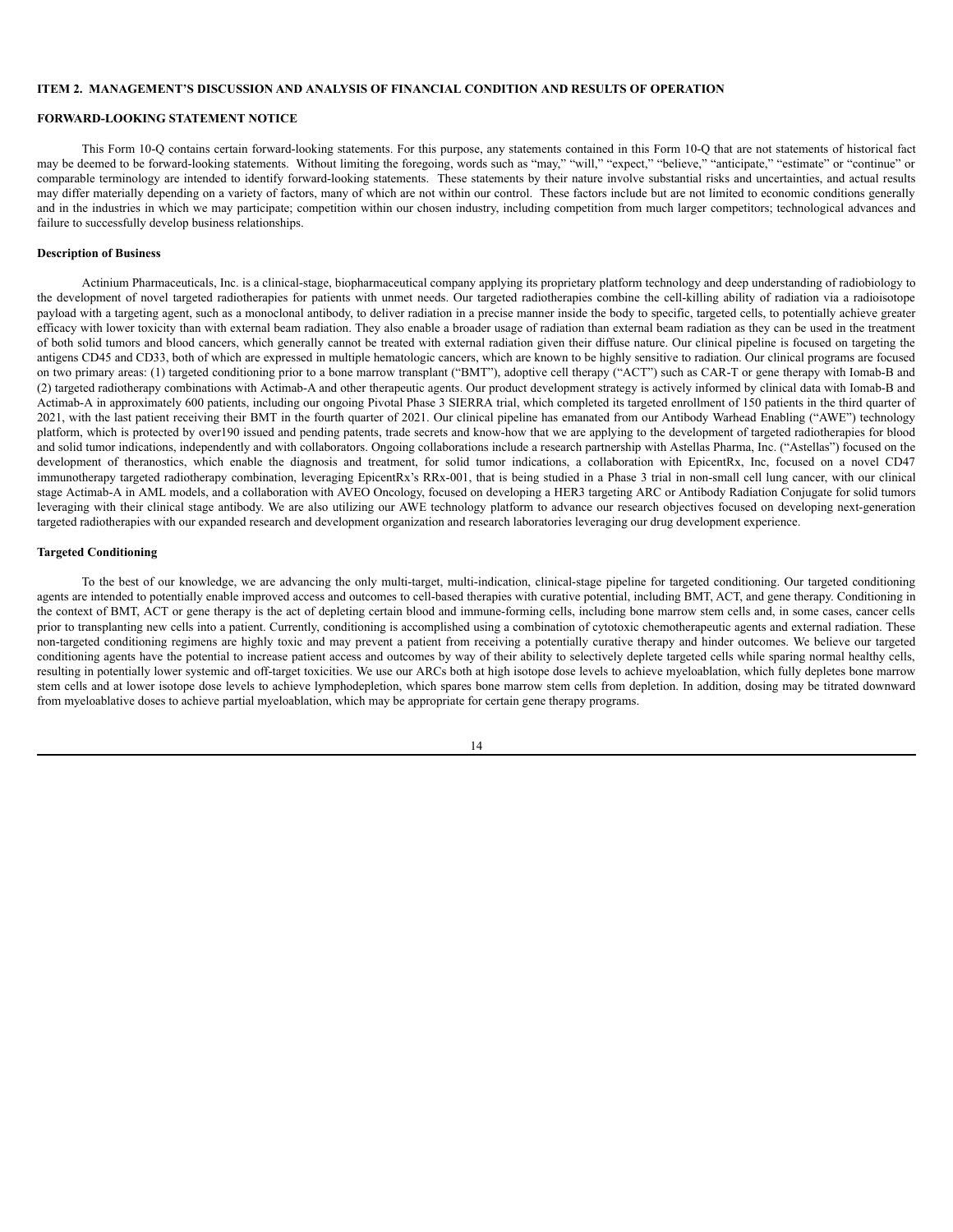**ITEM 2. MANAGEMENT'S DISCUSSION AND ANALYSIS OF FINANCIAL CONDITION AND RESULTS OF OPERATION**

**FORWARD-LOOKING STATEMENT NOTICE**

This Form 10-Q contains certain forward-looking statements. For this purpose, any statements contained in this Form 10-Q that are not statements of historical fact may be deemed to be forward-looking statements. Without limiting the foregoing, words such as "may," "will," "expect," "believe," "anticipate," "estimate" or "continue" or comparable terminology are intended to identify forward-looking statements. These statements by their nature involve substantial risks and uncertainties, and actual results may differ materially depending on a variety of factors, many of which are not within our control. These factors include but are not limited to economic conditions generally and in the industries in which we may participate; competition within our chosen industry, including competition from much larger competitors; technological advances and failure to successfully develop business relationships.

**Description of Business**

Actinium Pharmaceuticals, Inc. is a clinical-stage, biopharmaceutical company applying its proprietary platform technology and deep understanding of radiobiology to the development of novel targeted radiotherapies for patients with unmet needs. Our targeted radiotherapies combine the cell-killing ability of radiation via a radioisotope payload with a targeting agent, such as a monoclonal antibody, to deliver radiation in a precise manner inside the body to specific, targeted cells, to potentially achieve greater efficacy with lower toxicity than with external beam radiation. They also enable a broader usage of radiation than external beam radiation as they can be used in the treatment of both solid tumors and blood cancers, which generally cannot be treated with external radiation given their diffuse nature. Our clinical pipeline is focused on targeting the antigens CD45 and CD33, both of which are expressed in multiple hematologic cancers, which are known to be highly sensitive to radiation. Our clinical programs are focused on two primary areas: (1) targeted conditioning prior to a bone marrow transplant ("BMT"), adoptive cell therapy ("ACT") such as CAR-T or gene therapy with Iomab-B and (2) targeted radiotherapy combinations with Actimab-A and other therapeutic agents. Our product development strategy is actively informed by clinical data with Iomab-B and Actimab-A in approximately 600 patients, including our ongoing Pivotal Phase 3 SIERRA trial, which completed its targeted enrollment of 150 patients in the third quarter of 2021, with the last patient receiving their BMT in the fourth quarter of 2021. Our clinical pipeline has emanated from our Antibody Warhead Enabling ("AWE") technology platform, which is protected by over190 issued and pending patents, trade secrets and know-how that we are applying to the development of targeted radiotherapies for blood and solid tumor indications, independently and with collaborators. Ongoing collaborations include a research partnership with Astellas Pharma, Inc. ("Astellas") focused on the development of theranostics, which enable the diagnosis and treatment, for solid tumor indications, a collaboration with EpicentRx, Inc, focused on a novel CD47 immunotherapy targeted radiotherapy combination, leveraging EpicentRx's RRx-001, that is being studied in a Phase 3 trial in non-small cell lung cancer, with our clinical stage Actimab-A in AML models, and a collaboration with AVEO Oncology, focused on developing a HER3 targeting ARC or Antibody Radiation Conjugate for solid tumors leveraging with their clinical stage antibody. We are also utilizing our AWE technology platform to advance our research objectives focused on developing next-generation targeted radiotherapies with our expanded research and development organization and research laboratories leveraging our drug development experience.

**Targeted Conditioning**

To the best of our knowledge, we are advancing the only multi-target, multi-indication, clinical-stage pipeline for targeted conditioning. Our targeted conditioning agents are intended to potentially enable improved access and outcomes to cell-based therapies with curative potential, including BMT, ACT, and gene therapy. Conditioning in the context of BMT, ACT or gene therapy is the act of depleting certain blood and immune-forming cells, including bone marrow stem cells and, in some cases, cancer cells prior to transplanting new cells into a patient. Currently, conditioning is accomplished using a combination of cytotoxic chemotherapeutic agents and external radiation. These non-targeted conditioning regimens are highly toxic and may prevent a patient from receiving a potentially curative therapy and hinder outcomes. We believe our targeted conditioning agents have the potential to increase patient access and outcomes by way of their ability to selectively deplete targeted cells while sparing normal healthy cells, resulting in potentially lower systemic and off-target toxicities. We use our ARCs both at high isotope dose levels to achieve myeloablation, which fully depletes bone marrow stem cells and at lower isotope dose levels to achieve lymphodepletion, which spares bone marrow stem cells from depletion. In addition, dosing may be titrated downward from myeloablative doses to achieve partial myeloablation, which may be appropriate for certain gene therapy programs.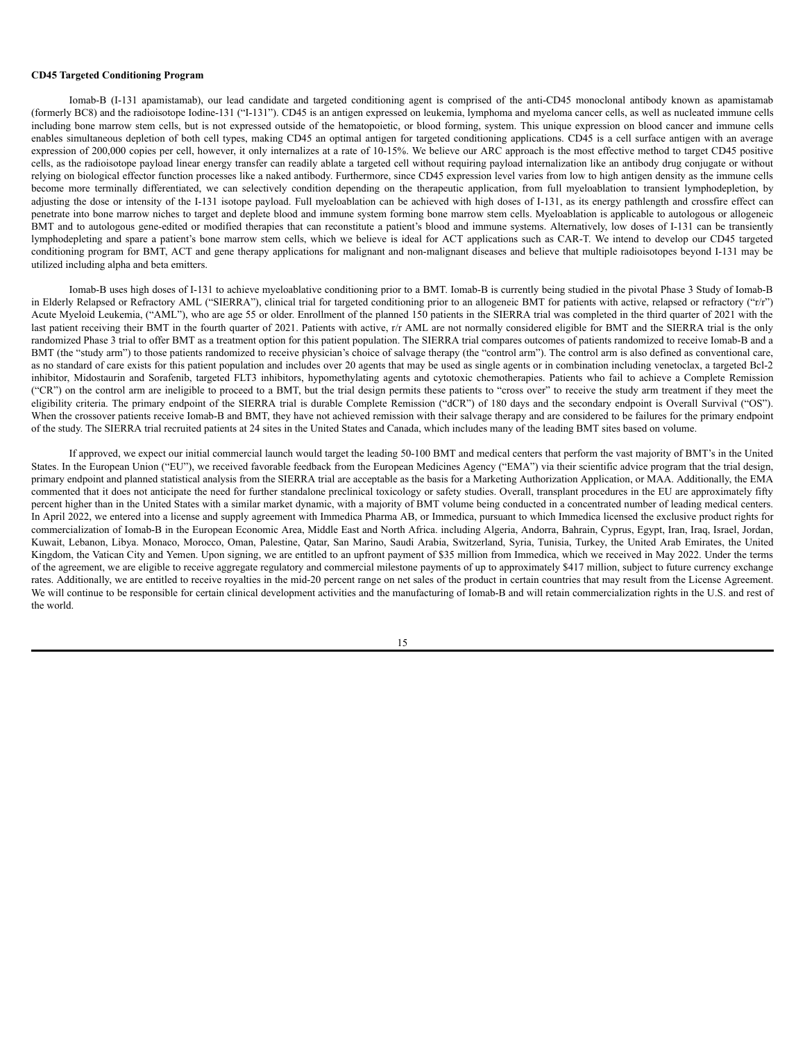**CD45 Targeted Conditioning Program**

Iomab-B (I-131 apamistamab), our lead candidate and targeted conditioning agent is comprised of the anti-CD45 monoclonal antibody known as apamistamab (formerly BC8) and the radioisotope Iodine-131 ("I-131"). CD45 is an antigen expressed on leukemia, lymphoma and myeloma cancer cells, as well as nucleated immune cells including bone marrow stem cells, but is not expressed outside of the hematopoietic, or blood forming, system. This unique expression on blood cancer and immune cells enables simultaneous depletion of both cell types, making CD45 an optimal antigen for targeted conditioning applications. CD45 is a cell surface antigen with an average expression of 200,000 copies per cell, however, it only internalizes at a rate of 10-15%. We believe our ARC approach is the most effective method to target CD45 positive cells, as the radioisotope payload linear energy transfer can readily ablate a targeted cell without requiring payload internalization like an antibody drug conjugate or without relying on biological effector function processes like a naked antibody. Furthermore, since CD45 expression level varies from low to high antigen density as the immune cells become more terminally differentiated, we can selectively condition depending on the therapeutic application, from full myeloablation to transient lymphodepletion, by adjusting the dose or intensity of the I-131 isotope payload. Full myeloablation can be achieved with high doses of I-131, as its energy pathlength and crossfire effect can penetrate into bone marrow niches to target and deplete blood and immune system forming bone marrow stem cells. Myeloablation is applicable to autologous or allogeneic BMT and to autologous gene-edited or modified therapies that can reconstitute a patient's blood and immune systems. Alternatively, low doses of I-131 can be transiently lymphodepleting and spare a patient's bone marrow stem cells, which we believe is ideal for ACT applications such as CAR-T. We intend to develop our CD45 targeted conditioning program for BMT, ACT and gene therapy applications for malignant and non-malignant diseases and believe that multiple radioisotopes beyond I-131 may be utilized including alpha and beta emitters.

Iomab-B uses high doses of I-131 to achieve myeloablative conditioning prior to a BMT. Iomab-B is currently being studied in the pivotal Phase 3 Study of Iomab-B in Elderly Relapsed or Refractory AML ("SIERRA"), clinical trial for targeted conditioning prior to an allogeneic BMT for patients with active, relapsed or refractory ("r/r") Acute Myeloid Leukemia, ("AML"), who are age 55 or older. Enrollment of the planned 150 patients in the SIERRA trial was completed in the third quarter of 2021 with the last patient receiving their BMT in the fourth quarter of 2021. Patients with active, r/r AML are not normally considered eligible for BMT and the SIERRA trial is the only randomized Phase 3 trial to offer BMT as a treatment option for this patient population. The SIERRA trial compares outcomes of patients randomized to receive Iomab-B and a BMT (the "study arm") to those patients randomized to receive physician's choice of salvage therapy (the "control arm"). The control arm is also defined as conventional care, as no standard of care exists for this patient population and includes over 20 agents that may be used as single agents or in combination including venetoclax, a targeted Bcl-2 inhibitor, Midostaurin and Sorafenib, targeted FLT3 inhibitors, hypomethylating agents and cytotoxic chemotherapies. Patients who fail to achieve a Complete Remission ("CR") on the control arm are ineligible to proceed to a BMT, but the trial design permits these patients to "cross over" to receive the study arm treatment if they meet the eligibility criteria. The primary endpoint of the SIERRA trial is durable Complete Remission ("dCR") of 180 days and the secondary endpoint is Overall Survival ("OS"). When the crossover patients receive Iomab-B and BMT, they have not achieved remission with their salvage therapy and are considered to be failures for the primary endpoint of the study. The SIERRA trial recruited patients at 24 sites in the United States and Canada, which includes many of the leading BMT sites based on volume.

If approved, we expect our initial commercial launch would target the leading 50-100 BMT and medical centers that perform the vast majority of BMT's in the United States. In the European Union ("EU"), we received favorable feedback from the European Medicines Agency ("EMA") via their scientific advice program that the trial design, primary endpoint and planned statistical analysis from the SIERRA trial are acceptable as the basis for a Marketing Authorization Application, or MAA. Additionally, the EMA commented that it does not anticipate the need for further standalone preclinical toxicology or safety studies. Overall, transplant procedures in the EU are approximately fifty percent higher than in the United States with a similar market dynamic, with a majority of BMT volume being conducted in a concentrated number of leading medical centers. In April 2022, we entered into a license and supply agreement with Immedica Pharma AB, or Immedica, pursuant to which Immedica licensed the exclusive product rights for commercialization of Iomab-B in the European Economic Area, Middle East and North Africa. including Algeria, Andorra, Bahrain, Cyprus, Egypt, Iran, Iraq, Israel, Jordan, Kuwait, Lebanon, Libya. Monaco, Morocco, Oman, Palestine, Qatar, San Marino, Saudi Arabia, Switzerland, Syria, Tunisia, Turkey, the United Arab Emirates, the United Kingdom, the Vatican City and Yemen. Upon signing, we are entitled to an upfront payment of $35 million from Immedica, which we received in May 2022. Under the terms of the agreement, we are eligible to receive regulatory and commercial milestone payments of up to approximately $417 million, subject to future currency exchange rates. Additionally, we are entitled to receive royalties in the mid-20 percent range on net sales of the product in certain countries that may result from the License Agreement. We will continue to be responsible for certain clinical development activities and the manufacturing of Iomab-B and will retain commercialization rights in the U.S. and rest of the world.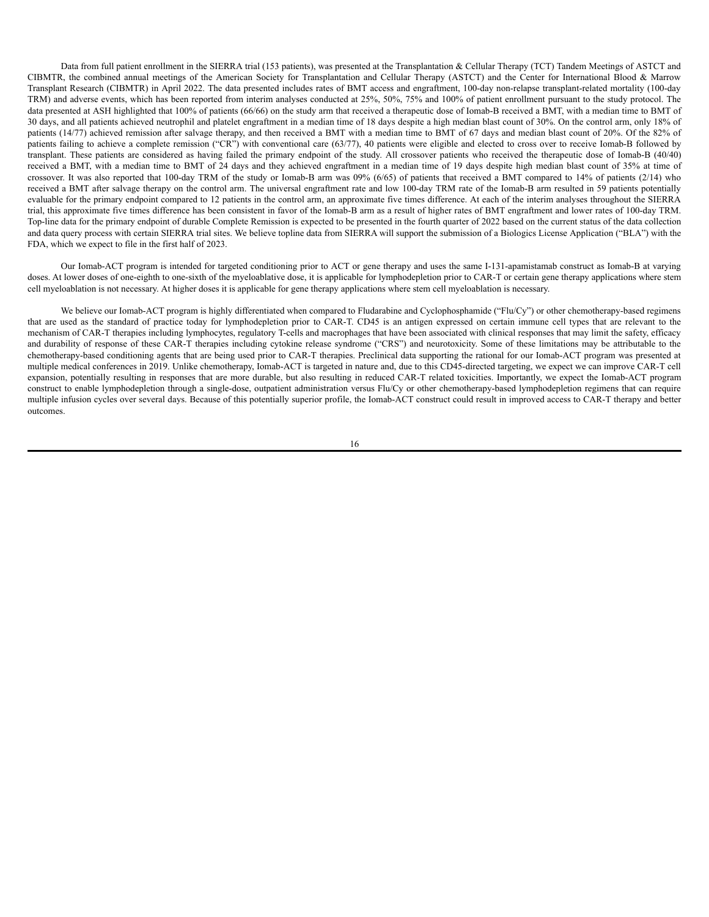Data from full patient enrollment in the SIERRA trial (153 patients), was presented at the Transplantation & Cellular Therapy (TCT) Tandem Meetings of ASTCT and CIBMTR, the combined annual meetings of the American Society for Transplantation and Cellular Therapy (ASTCT) and the Center for International Blood & Marrow Transplant Research (CIBMTR) in April 2022. The data presented includes rates of BMT access and engraftment, 100-day non-relapse transplant-related mortality (100-day TRM) and adverse events, which has been reported from interim analyses conducted at 25%, 50%, 75% and 100% of patient enrollment pursuant to the study protocol. The data presented at ASH highlighted that 100% of patients (66/66) on the study arm that received a therapeutic dose of Iomab-B received a BMT, with a median time to BMT of 30 days, and all patients achieved neutrophil and platelet engraftment in a median time of 18 days despite a high median blast count of 30%. On the control arm, only 18% of patients (14/77) achieved remission after salvage therapy, and then received a BMT with a median time to BMT of 67 days and median blast count of 20%. Of the 82% of patients failing to achieve a complete remission ("CR") with conventional care (63/77), 40 patients were eligible and elected to cross over to receive Iomab-B followed by transplant. These patients are considered as having failed the primary endpoint of the study. All crossover patients who received the therapeutic dose of Iomab-B (40/40) received a BMT, with a median time to BMT of 24 days and they achieved engraftment in a median time of 19 days despite high median blast count of 35% at time of crossover. It was also reported that 100-day TRM of the study or Iomab-B arm was 09% (6/65) of patients that received a BMT compared to 14% of patients (2/14) who received a BMT after salvage therapy on the control arm. The universal engraftment rate and low 100-day TRM rate of the Iomab-B arm resulted in 59 patients potentially evaluable for the primary endpoint compared to 12 patients in the control arm, an approximate five times difference. At each of the interim analyses throughout the SIERRA trial, this approximate five times difference has been consistent in favor of the Iomab-B arm as a result of higher rates of BMT engraftment and lower rates of 100-day TRM. Top-line data for the primary endpoint of durable Complete Remission is expected to be presented in the fourth quarter of 2022 based on the current status of the data collection and data query process with certain SIERRA trial sites. We believe topline data from SIERRA will support the submission of a Biologics License Application ("BLA") with the FDA, which we expect to file in the first half of 2023.

Our Iomab-ACT program is intended for targeted conditioning prior to ACT or gene therapy and uses the same I-131-apamistamab construct as Iomab-B at varying doses. At lower doses of one-eighth to one-sixth of the myeloablative dose, it is applicable for lymphodepletion prior to CAR-T or certain gene therapy applications where stem cell myeloablation is not necessary. At higher doses it is applicable for gene therapy applications where stem cell myeloablation is necessary.

We believe our Iomab-ACT program is highly differentiated when compared to Fludarabine and Cyclophosphamide ("Flu/Cy") or other chemotherapy-based regimens that are used as the standard of practice today for lymphodepletion prior to CAR-T. CD45 is an antigen expressed on certain immune cell types that are relevant to the mechanism of CAR-T therapies including lymphocytes, regulatory T-cells and macrophages that have been associated with clinical responses that may limit the safety, efficacy and durability of response of these CAR-T therapies including cytokine release syndrome ("CRS") and neurotoxicity. Some of these limitations may be attributable to the chemotherapy-based conditioning agents that are being used prior to CAR-T therapies. Preclinical data supporting the rational for our Iomab-ACT program was presented at multiple medical conferences in 2019. Unlike chemotherapy, Iomab-ACT is targeted in nature and, due to this CD45-directed targeting, we expect we can improve CAR-T cell expansion, potentially resulting in responses that are more durable, but also resulting in reduced CAR-T related toxicities. Importantly, we expect the Iomab-ACT program construct to enable lymphodepletion through a single-dose, outpatient administration versus Flu/Cy or other chemotherapy-based lymphodepletion regimens that can require multiple infusion cycles over several days. Because of this potentially superior profile, the Iomab-ACT construct could result in improved access to CAR-T therapy and better outcomes.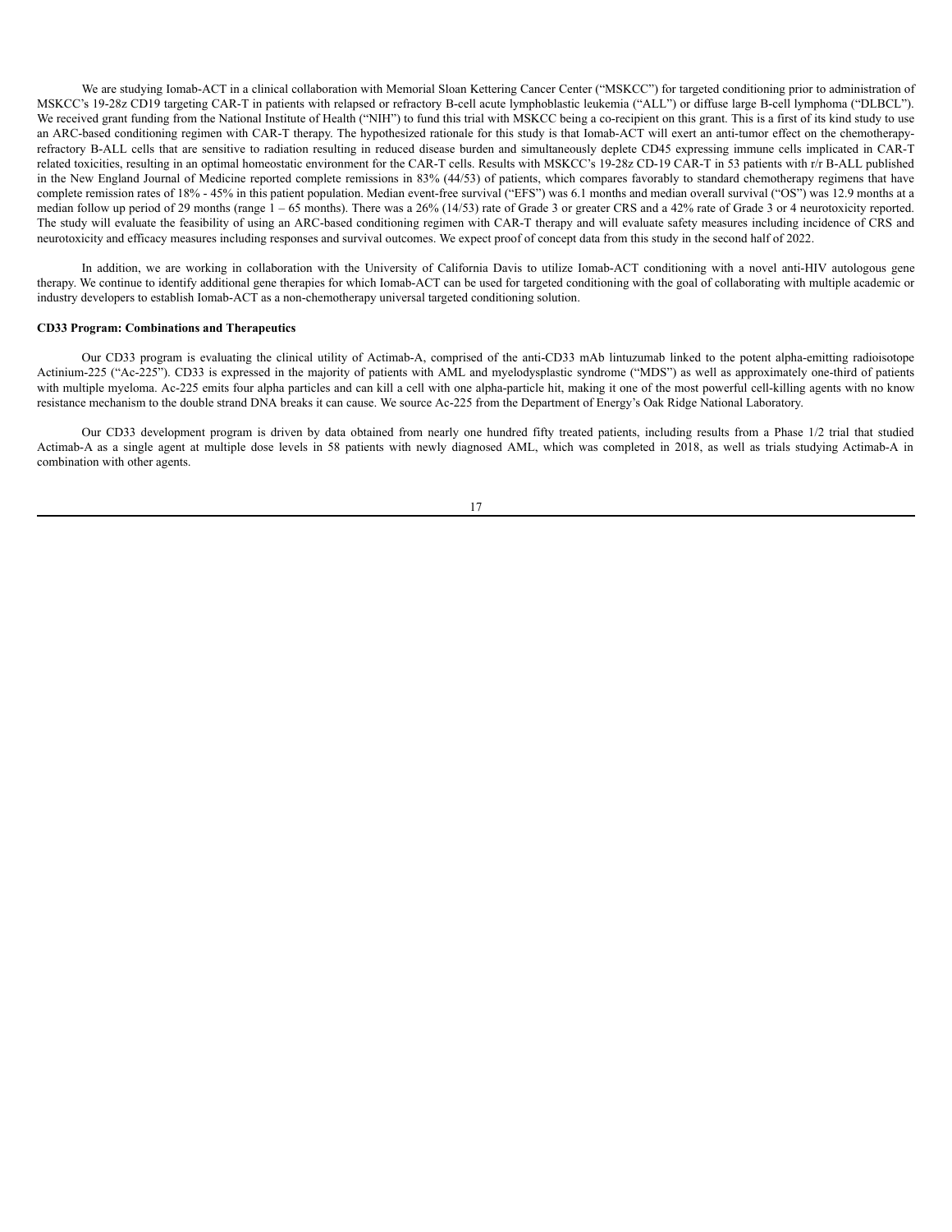We are studying Iomab-ACT in a clinical collaboration with Memorial Sloan Kettering Cancer Center ("MSKCC") for targeted conditioning prior to administration of MSKCC's 19-28z CD19 targeting CAR-T in patients with relapsed or refractory B-cell acute lymphoblastic leukemia ("ALL") or diffuse large B-cell lymphoma ("DLBCL"). We received grant funding from the National Institute of Health ("NIH") to fund this trial with MSKCC being a co-recipient on this grant. This is a first of its kind study to use an ARC-based conditioning regimen with CAR-T therapy. The hypothesized rationale for this study is that Iomab-ACT will exert an anti-tumor effect on the chemotherapy-refractory B-ALL cells that are sensitive to radiation resulting in reduced disease burden and simultaneously deplete CD45 expressing immune cells implicated in CAR-T related toxicities, resulting in an optimal homeostatic environment for the CAR-T cells. Results with MSKCC's 19-28z CD-19 CAR-T in 53 patients with r/r B-ALL published in the New England Journal of Medicine reported complete remissions in 83% (44/53) of patients, which compares favorably to standard chemotherapy regimens that have complete remission rates of 18% - 45% in this patient population. Median event-free survival ("EFS") was 6.1 months and median overall survival ("OS") was 12.9 months at a median follow up period of 29 months (range 1 – 65 months). There was a 26% (14/53) rate of Grade 3 or greater CRS and a 42% rate of Grade 3 or 4 neurotoxicity reported. The study will evaluate the feasibility of using an ARC-based conditioning regimen with CAR-T therapy and will evaluate safety measures including incidence of CRS and neurotoxicity and efficacy measures including responses and survival outcomes. We expect proof of concept data from this study in the second half of 2022.

In addition, we are working in collaboration with the University of California Davis to utilize Iomab-ACT conditioning with a novel anti-HIV autologous gene therapy. We continue to identify additional gene therapies for which Iomab-ACT can be used for targeted conditioning with the goal of collaborating with multiple academic or industry developers to establish Iomab-ACT as a non-chemotherapy universal targeted conditioning solution.

**CD33 Program: Combinations and Therapeutics**

Our CD33 program is evaluating the clinical utility of Actimab-A, comprised of the anti-CD33 mAb lintuzumab linked to the potent alpha-emitting radioisotope Actinium-225 ("Ac-225"). CD33 is expressed in the majority of patients with AML and myelodysplastic syndrome ("MDS") as well as approximately one-third of patients with multiple myeloma. Ac-225 emits four alpha particles and can kill a cell with one alpha-particle hit, making it one of the most powerful cell-killing agents with no know resistance mechanism to the double strand DNA breaks it can cause. We source Ac-225 from the Department of Energy's Oak Ridge National Laboratory.

Our CD33 development program is driven by data obtained from nearly one hundred fifty treated patients, including results from a Phase 1/2 trial that studied Actimab-A as a single agent at multiple dose levels in 58 patients with newly diagnosed AML, which was completed in 2018, as well as trials studying Actimab-A in combination with other agents.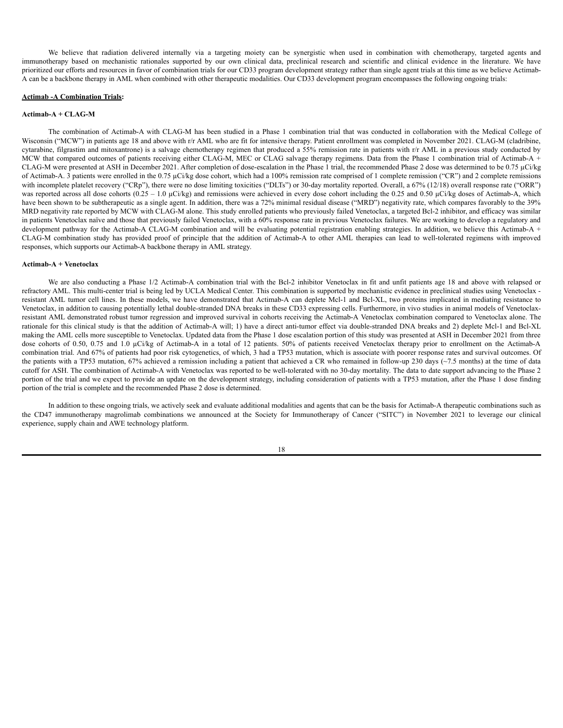We believe that radiation delivered internally via a targeting moiety can be synergistic when used in combination with chemotherapy, targeted agents and immunotherapy based on mechanistic rationales supported by our own clinical data, preclinical research and scientific and clinical evidence in the literature. We have prioritized our efforts and resources in favor of combination trials for our CD33 program development strategy rather than single agent trials at this time as we believe Actimab-A can be a backbone therapy in AML when combined with other therapeutic modalities. Our CD33 development program encompasses the following ongoing trials:

**Actimab -A Combination Trials:**

**Actimab-A + CLAG-M**

The combination of Actimab-A with CLAG-M has been studied in a Phase 1 combination trial that was conducted in collaboration with the Medical College of Wisconsin ("MCW") in patients age 18 and above with r/r AML who are fit for intensive therapy. Patient enrollment was completed in November 2021. CLAG-M (cladribine, cytarabine, filgrastim and mitoxantrone) is a salvage chemotherapy regimen that produced a 55% remission rate in patients with r/r AML in a previous study conducted by MCW that compared outcomes of patients receiving either CLAG-M, MEC or CLAG salvage therapy regimens. Data from the Phase 1 combination trial of Actimab-A + CLAG-M were presented at ASH in December 2021. After completion of dose-escalation in the Phase 1 trial, the recommended Phase 2 dose was determined to be 0.75 μCi/kg of Actimab-A. 3 patients were enrolled in the 0.75 μCi/kg dose cohort, which had a 100% remission rate comprised of 1 complete remission ("CR") and 2 complete remissions with incomplete platelet recovery ("CRp"), there were no dose limiting toxicities ("DLTs") or 30-day mortality reported. Overall, a 67% (12/18) overall response rate ("ORR") was reported across all dose cohorts (0.25 – 1.0 μCi/kg) and remissions were achieved in every dose cohort including the 0.25 and 0.50 μCi/kg doses of Actimab-A, which have been shown to be subtherapeutic as a single agent. In addition, there was a 72% minimal residual disease ("MRD") negativity rate, which compares favorably to the 39% MRD negativity rate reported by MCW with CLAG-M alone. This study enrolled patients who previously failed Venetoclax, a targeted Bcl-2 inhibitor, and efficacy was similar in patients Venetoclax naïve and those that previously failed Venetoclax, with a 60% response rate in previous Venetoclax failures. We are working to develop a regulatory and development pathway for the Actimab-A CLAG-M combination and will be evaluating potential registration enabling strategies. In addition, we believe this Actimab-A + CLAG-M combination study has provided proof of principle that the addition of Actimab-A to other AML therapies can lead to well-tolerated regimens with improved responses, which supports our Actimab-A backbone therapy in AML strategy.

**Actimab-A + Venetoclax**

We are also conducting a Phase 1/2 Actimab-A combination trial with the Bcl-2 inhibitor Venetoclax in fit and unfit patients age 18 and above with relapsed or refractory AML. This multi-center trial is being led by UCLA Medical Center. This combination is supported by mechanistic evidence in preclinical studies using Venetoclax - resistant AML tumor cell lines. In these models, we have demonstrated that Actimab-A can deplete Mcl-1 and Bcl-XL, two proteins implicated in mediating resistance to Venetoclax, in addition to causing potentially lethal double-stranded DNA breaks in these CD33 expressing cells. Furthermore, in vivo studies in animal models of Venetoclax-resistant AML demonstrated robust tumor regression and improved survival in cohorts receiving the Actimab-A Venetoclax combination compared to Venetoclax alone. The rationale for this clinical study is that the addition of Actimab-A will; 1) have a direct anti-tumor effect via double-stranded DNA breaks and 2) deplete Mcl-1 and Bcl-XL making the AML cells more susceptible to Venetoclax. Updated data from the Phase 1 dose escalation portion of this study was presented at ASH in December 2021 from three dose cohorts of 0.50, 0.75 and 1.0 μCi/kg of Actimab-A in a total of 12 patients. 50% of patients received Venetoclax therapy prior to enrollment on the Actimab-A combination trial. And 67% of patients had poor risk cytogenetics, of which, 3 had a TP53 mutation, which is associate with poorer response rates and survival outcomes. Of the patients with a TP53 mutation, 67% achieved a remission including a patient that achieved a CR who remained in follow-up 230 days (~7.5 months) at the time of data cutoff for ASH. The combination of Actimab-A with Venetoclax was reported to be well-tolerated with no 30-day mortality. The data to date support advancing to the Phase 2 portion of the trial and we expect to provide an update on the development strategy, including consideration of patients with a TP53 mutation, after the Phase 1 dose finding portion of the trial is complete and the recommended Phase 2 dose is determined.

In addition to these ongoing trials, we actively seek and evaluate additional modalities and agents that can be the basis for Actimab-A therapeutic combinations such as the CD47 immunotherapy magrolimab combinations we announced at the Society for Immunotherapy of Cancer ("SITC") in November 2021 to leverage our clinical experience, supply chain and AWE technology platform.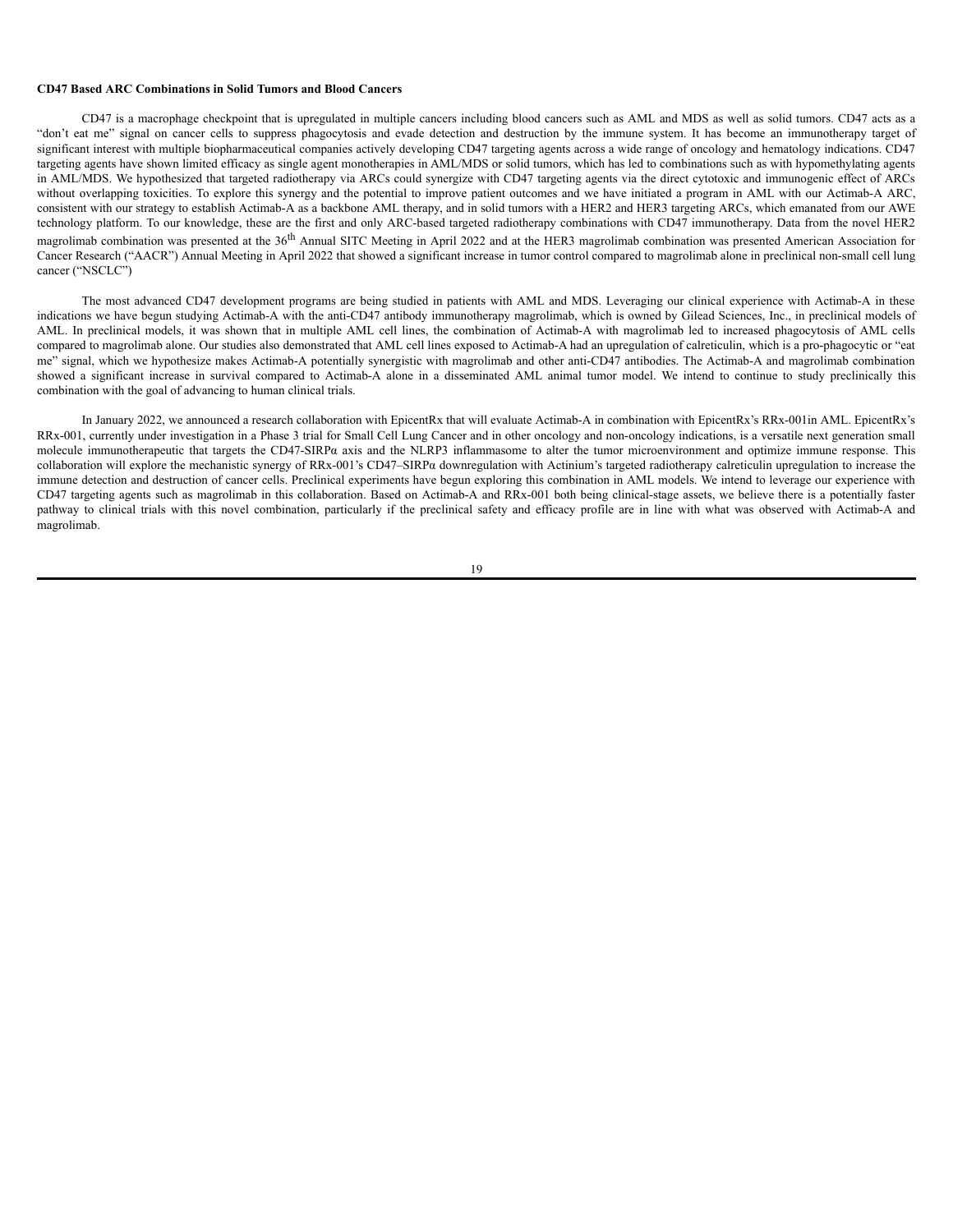**CD47 Based ARC Combinations in Solid Tumors and Blood Cancers**

CD47 is a macrophage checkpoint that is upregulated in multiple cancers including blood cancers such as AML and MDS as well as solid tumors. CD47 acts as a "don't eat me" signal on cancer cells to suppress phagocytosis and evade detection and destruction by the immune system. It has become an immunotherapy target of significant interest with multiple biopharmaceutical companies actively developing CD47 targeting agents across a wide range of oncology and hematology indications. CD47 targeting agents have shown limited efficacy as single agent monotherapies in AML/MDS or solid tumors, which has led to combinations such as with hypomethylating agents in AML/MDS. We hypothesized that targeted radiotherapy via ARCs could synergize with CD47 targeting agents via the direct cytotoxic and immunogenic effect of ARCs without overlapping toxicities. To explore this synergy and the potential to improve patient outcomes and we have initiated a program in AML with our Actimab-A ARC, consistent with our strategy to establish Actimab-A as a backbone AML therapy, and in solid tumors with a HER2 and HER3 targeting ARCs, which emanated from our AWE technology platform. To our knowledge, these are the first and only ARC-based targeted radiotherapy combinations with CD47 immunotherapy. Data from the novel HER2 magrolimab combination was presented at the 36th Annual SITC Meeting in April 2022 and at the HER3 magrolimab combination was presented American Association for Cancer Research ("AACR") Annual Meeting in April 2022 that showed a significant increase in tumor control compared to magrolimab alone in preclinical non-small cell lung cancer ("NSCLC")

The most advanced CD47 development programs are being studied in patients with AML and MDS. Leveraging our clinical experience with Actimab-A in these indications we have begun studying Actimab-A with the anti-CD47 antibody immunotherapy magrolimab, which is owned by Gilead Sciences, Inc., in preclinical models of AML. In preclinical models, it was shown that in multiple AML cell lines, the combination of Actimab-A with magrolimab led to increased phagocytosis of AML cells compared to magrolimab alone. Our studies also demonstrated that AML cell lines exposed to Actimab-A had an upregulation of calreticulin, which is a pro-phagocytic or "eat me" signal, which we hypothesize makes Actimab-A potentially synergistic with magrolimab and other anti-CD47 antibodies. The Actimab-A and magrolimab combination showed a significant increase in survival compared to Actimab-A alone in a disseminated AML animal tumor model. We intend to continue to study preclinically this combination with the goal of advancing to human clinical trials.

In January 2022, we announced a research collaboration with EpicentRx that will evaluate Actimab-A in combination with EpicentRx's RRx-001in AML. EpicentRx's RRx-001, currently under investigation in a Phase 3 trial for Small Cell Lung Cancer and in other oncology and non-oncology indications, is a versatile next generation small molecule immunotherapeutic that targets the CD47-SIRPα axis and the NLRP3 inflammasome to alter the tumor microenvironment and optimize immune response. This collaboration will explore the mechanistic synergy of RRx-001's CD47–SIRPα downregulation with Actinium's targeted radiotherapy calreticulin upregulation to increase the immune detection and destruction of cancer cells. Preclinical experiments have begun exploring this combination in AML models. We intend to leverage our experience with CD47 targeting agents such as magrolimab in this collaboration. Based on Actimab-A and RRx-001 both being clinical-stage assets, we believe there is a potentially faster pathway to clinical trials with this novel combination, particularly if the preclinical safety and efficacy profile are in line with what was observed with Actimab-A and magrolimab.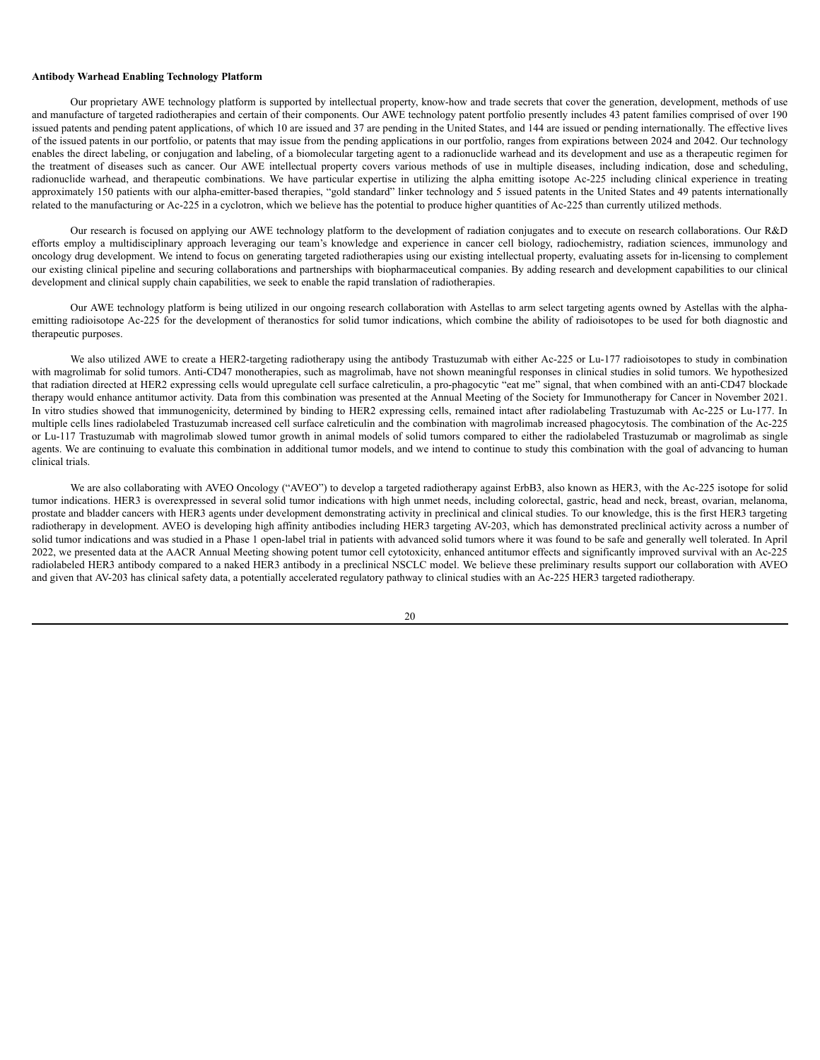**Antibody Warhead Enabling Technology Platform**

Our proprietary AWE technology platform is supported by intellectual property, know-how and trade secrets that cover the generation, development, methods of use and manufacture of targeted radiotherapies and certain of their components. Our AWE technology patent portfolio presently includes 43 patent families comprised of over 190 issued patents and pending patent applications, of which 10 are issued and 37 are pending in the United States, and 144 are issued or pending internationally. The effective lives of the issued patents in our portfolio, or patents that may issue from the pending applications in our portfolio, ranges from expirations between 2024 and 2042. Our technology enables the direct labeling, or conjugation and labeling, of a biomolecular targeting agent to a radionuclide warhead and its development and use as a therapeutic regimen for the treatment of diseases such as cancer. Our AWE intellectual property covers various methods of use in multiple diseases, including indication, dose and scheduling, radionuclide warhead, and therapeutic combinations. We have particular expertise in utilizing the alpha emitting isotope Ac-225 including clinical experience in treating approximately 150 patients with our alpha-emitter-based therapies, "gold standard" linker technology and 5 issued patents in the United States and 49 patents internationally related to the manufacturing or Ac-225 in a cyclotron, which we believe has the potential to produce higher quantities of Ac-225 than currently utilized methods.

Our research is focused on applying our AWE technology platform to the development of radiation conjugates and to execute on research collaborations. Our R&D efforts employ a multidisciplinary approach leveraging our team's knowledge and experience in cancer cell biology, radiochemistry, radiation sciences, immunology and oncology drug development. We intend to focus on generating targeted radiotherapies using our existing intellectual property, evaluating assets for in-licensing to complement our existing clinical pipeline and securing collaborations and partnerships with biopharmaceutical companies. By adding research and development capabilities to our clinical development and clinical supply chain capabilities, we seek to enable the rapid translation of radiotherapies.

Our AWE technology platform is being utilized in our ongoing research collaboration with Astellas to arm select targeting agents owned by Astellas with the alpha-emitting radioisotope Ac-225 for the development of theranostics for solid tumor indications, which combine the ability of radioisotopes to be used for both diagnostic and therapeutic purposes.

We also utilized AWE to create a HER2-targeting radiotherapy using the antibody Trastuzumab with either Ac-225 or Lu-177 radioisotopes to study in combination with magrolimab for solid tumors. Anti-CD47 monotherapies, such as magrolimab, have not shown meaningful responses in clinical studies in solid tumors. We hypothesized that radiation directed at HER2 expressing cells would upregulate cell surface calreticulin, a pro-phagocytic "eat me" signal, that when combined with an anti-CD47 blockade therapy would enhance antitumor activity. Data from this combination was presented at the Annual Meeting of the Society for Immunotherapy for Cancer in November 2021. In vitro studies showed that immunogenicity, determined by binding to HER2 expressing cells, remained intact after radiolabeling Trastuzumab with Ac-225 or Lu-177. In multiple cells lines radiolabeled Trastuzumab increased cell surface calreticulin and the combination with magrolimab increased phagocytosis. The combination of the Ac-225 or Lu-117 Trastuzumab with magrolimab slowed tumor growth in animal models of solid tumors compared to either the radiolabeled Trastuzumab or magrolimab as single agents. We are continuing to evaluate this combination in additional tumor models, and we intend to continue to study this combination with the goal of advancing to human clinical trials.

We are also collaborating with AVEO Oncology ("AVEO") to develop a targeted radiotherapy against ErbB3, also known as HER3, with the Ac-225 isotope for solid tumor indications. HER3 is overexpressed in several solid tumor indications with high unmet needs, including colorectal, gastric, head and neck, breast, ovarian, melanoma, prostate and bladder cancers with HER3 agents under development demonstrating activity in preclinical and clinical studies. To our knowledge, this is the first HER3 targeting radiotherapy in development. AVEO is developing high affinity antibodies including HER3 targeting AV-203, which has demonstrated preclinical activity across a number of solid tumor indications and was studied in a Phase 1 open-label trial in patients with advanced solid tumors where it was found to be safe and generally well tolerated. In April 2022, we presented data at the AACR Annual Meeting showing potent tumor cell cytotoxicity, enhanced antitumor effects and significantly improved survival with an Ac-225 radiolabeled HER3 antibody compared to a naked HER3 antibody in a preclinical NSCLC model. We believe these preliminary results support our collaboration with AVEO and given that AV-203 has clinical safety data, a potentially accelerated regulatory pathway to clinical studies with an Ac-225 HER3 targeted radiotherapy.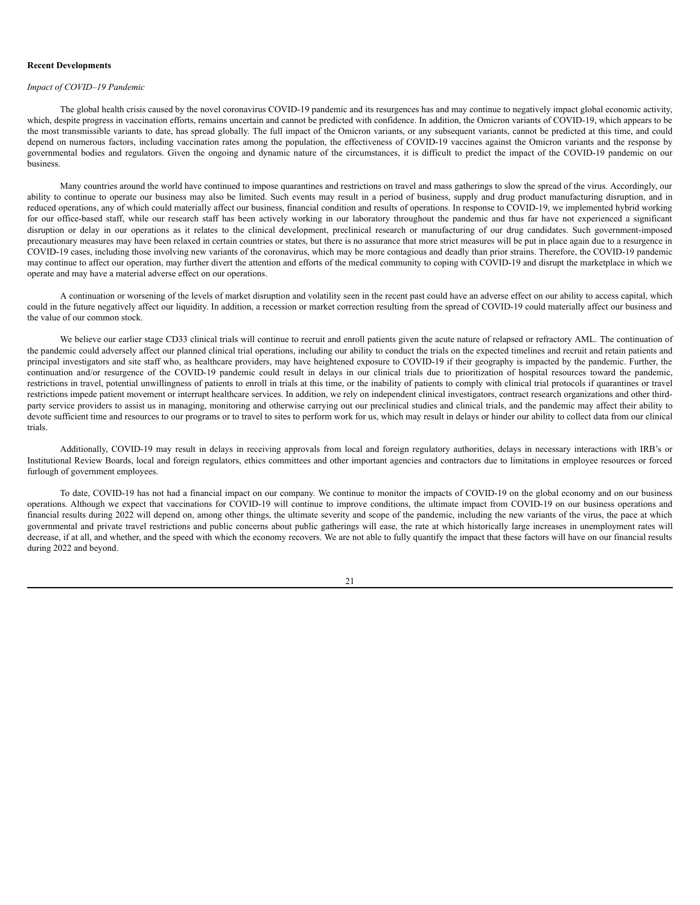**Recent Developments**

*Impact of COVID–19 Pandemic*

The global health crisis caused by the novel coronavirus COVID-19 pandemic and its resurgences has and may continue to negatively impact global economic activity, which, despite progress in vaccination efforts, remains uncertain and cannot be predicted with confidence. In addition, the Omicron variants of COVID-19, which appears to be the most transmissible variants to date, has spread globally. The full impact of the Omicron variants, or any subsequent variants, cannot be predicted at this time, and could depend on numerous factors, including vaccination rates among the population, the effectiveness of COVID-19 vaccines against the Omicron variants and the response by governmental bodies and regulators. Given the ongoing and dynamic nature of the circumstances, it is difficult to predict the impact of the COVID-19 pandemic on our business.

Many countries around the world have continued to impose quarantines and restrictions on travel and mass gatherings to slow the spread of the virus. Accordingly, our ability to continue to operate our business may also be limited. Such events may result in a period of business, supply and drug product manufacturing disruption, and in reduced operations, any of which could materially affect our business, financial condition and results of operations. In response to COVID-19, we implemented hybrid working for our office-based staff, while our research staff has been actively working in our laboratory throughout the pandemic and thus far have not experienced a significant disruption or delay in our operations as it relates to the clinical development, preclinical research or manufacturing of our drug candidates. Such government-imposed precautionary measures may have been relaxed in certain countries or states, but there is no assurance that more strict measures will be put in place again due to a resurgence in COVID-19 cases, including those involving new variants of the coronavirus, which may be more contagious and deadly than prior strains. Therefore, the COVID-19 pandemic may continue to affect our operation, may further divert the attention and efforts of the medical community to coping with COVID-19 and disrupt the marketplace in which we operate and may have a material adverse effect on our operations.

A continuation or worsening of the levels of market disruption and volatility seen in the recent past could have an adverse effect on our ability to access capital, which could in the future negatively affect our liquidity. In addition, a recession or market correction resulting from the spread of COVID-19 could materially affect our business and the value of our common stock.

We believe our earlier stage CD33 clinical trials will continue to recruit and enroll patients given the acute nature of relapsed or refractory AML. The continuation of the pandemic could adversely affect our planned clinical trial operations, including our ability to conduct the trials on the expected timelines and recruit and retain patients and principal investigators and site staff who, as healthcare providers, may have heightened exposure to COVID-19 if their geography is impacted by the pandemic. Further, the continuation and/or resurgence of the COVID-19 pandemic could result in delays in our clinical trials due to prioritization of hospital resources toward the pandemic, restrictions in travel, potential unwillingness of patients to enroll in trials at this time, or the inability of patients to comply with clinical trial protocols if quarantines or travel restrictions impede patient movement or interrupt healthcare services. In addition, we rely on independent clinical investigators, contract research organizations and other third-party service providers to assist us in managing, monitoring and otherwise carrying out our preclinical studies and clinical trials, and the pandemic may affect their ability to devote sufficient time and resources to our programs or to travel to sites to perform work for us, which may result in delays or hinder our ability to collect data from our clinical trials.

Additionally, COVID-19 may result in delays in receiving approvals from local and foreign regulatory authorities, delays in necessary interactions with IRB's or Institutional Review Boards, local and foreign regulators, ethics committees and other important agencies and contractors due to limitations in employee resources or forced furlough of government employees.

To date, COVID-19 has not had a financial impact on our company. We continue to monitor the impacts of COVID-19 on the global economy and on our business operations. Although we expect that vaccinations for COVID-19 will continue to improve conditions, the ultimate impact from COVID-19 on our business operations and financial results during 2022 will depend on, among other things, the ultimate severity and scope of the pandemic, including the new variants of the virus, the pace at which governmental and private travel restrictions and public concerns about public gatherings will ease, the rate at which historically large increases in unemployment rates will decrease, if at all, and whether, and the speed with which the economy recovers. We are not able to fully quantify the impact that these factors will have on our financial results during 2022 and beyond.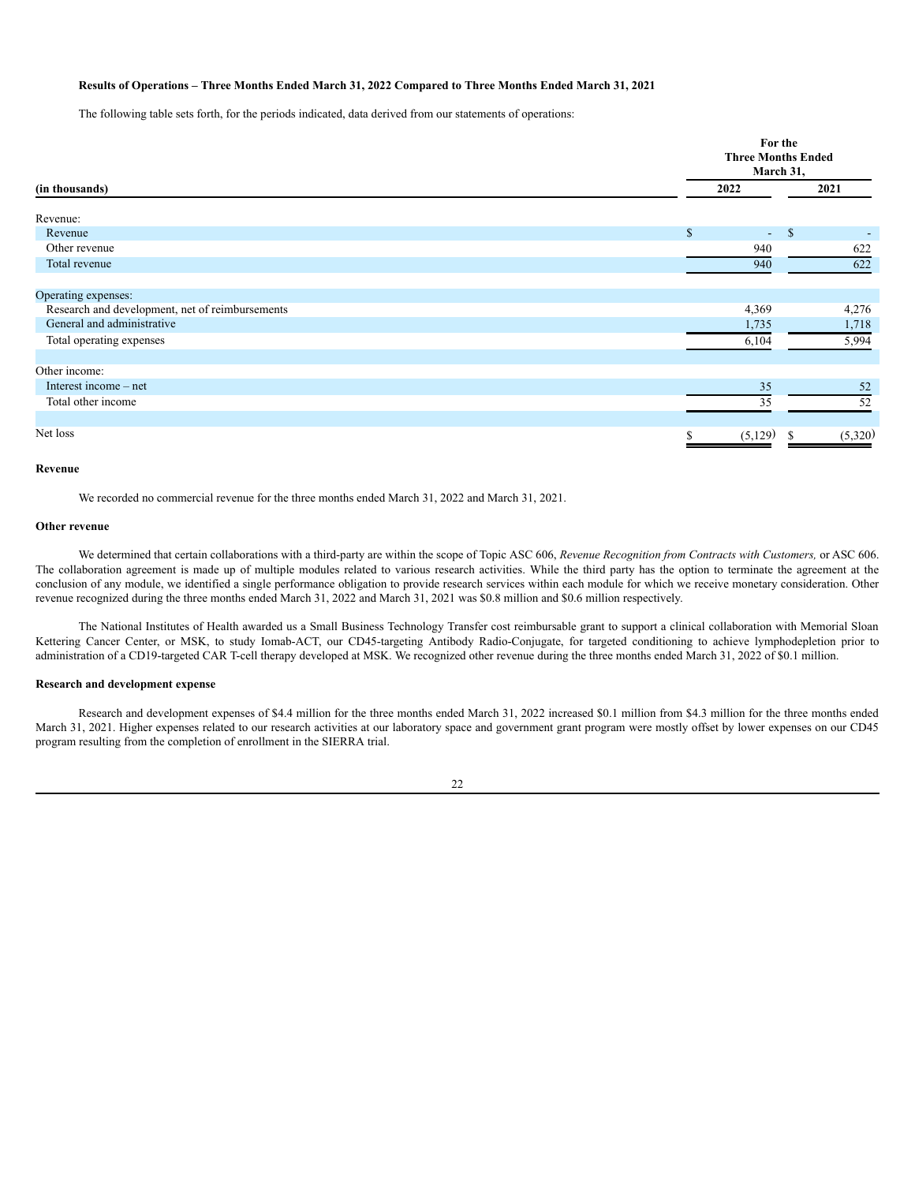**Results of Operations – Three Months Ended March 31, 2022 Compared to Three Months Ended March 31, 2021**

The following table sets forth, for the periods indicated, data derived from our statements of operations:

| (in thousands) | For the Three Months Ended March 31, 2022 | For the Three Months Ended March 31, 2021 |
|---|---|---|
| Revenue: | | |
| Revenue | $ - | $ - |
| Other revenue | 940 | 622 |
| Total revenue | 940 | 622 |
| Operating expenses: | | |
| Research and development, net of reimbursements | 4,369 | 4,276 |
| General and administrative | 1,735 | 1,718 |
| Total operating expenses | 6,104 | 5,994 |
| Other income: | | |
| Interest income – net | 35 | 52 |
| Total other income | 35 | 52 |
| Net loss | $ (5,129) | $ (5,320) |

**Revenue**

We recorded no commercial revenue for the three months ended March 31, 2022 and March 31, 2021.

**Other revenue**

We determined that certain collaborations with a third-party are within the scope of Topic ASC 606, *Revenue Recognition from Contracts with Customers,* or ASC 606. The collaboration agreement is made up of multiple modules related to various research activities. While the third party has the option to terminate the agreement at the conclusion of any module, we identified a single performance obligation to provide research services within each module for which we receive monetary consideration. Other revenue recognized during the three months ended March 31, 2022 and March 31, 2021 was $0.8 million and $0.6 million respectively.

The National Institutes of Health awarded us a Small Business Technology Transfer cost reimbursable grant to support a clinical collaboration with Memorial Sloan Kettering Cancer Center, or MSK, to study Iomab-ACT, our CD45-targeting Antibody Radio-Conjugate, for targeted conditioning to achieve lymphodepletion prior to administration of a CD19-targeted CAR T-cell therapy developed at MSK. We recognized other revenue during the three months ended March 31, 2022 of $0.1 million.

**Research and development expense**

Research and development expenses of $4.4 million for the three months ended March 31, 2022 increased $0.1 million from $4.3 million for the three months ended March 31, 2021. Higher expenses related to our research activities at our laboratory space and government grant program were mostly offset by lower expenses on our CD45 program resulting from the completion of enrollment in the SIERRA trial.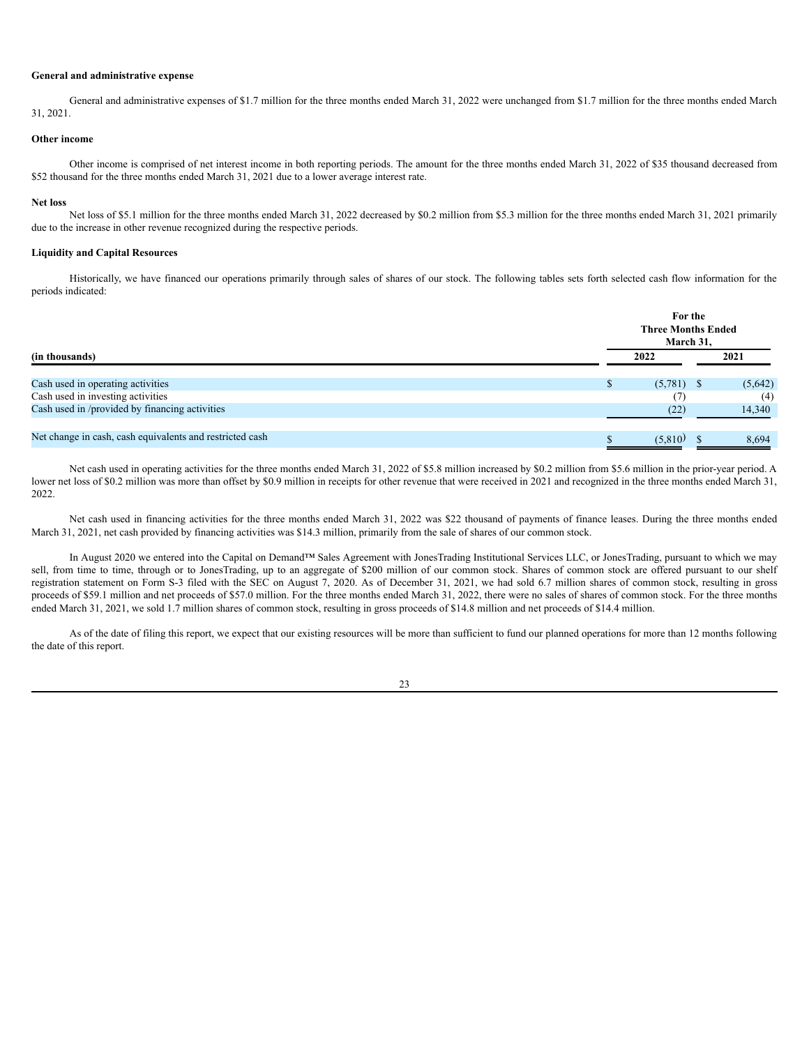**General and administrative expense**

General and administrative expenses of $1.7 million for the three months ended March 31, 2022 were unchanged from $1.7 million for the three months ended March 31, 2021.

**Other income**

Other income is comprised of net interest income in both reporting periods. The amount for the three months ended March 31, 2022 of $35 thousand decreased from $52 thousand for the three months ended March 31, 2021 due to a lower average interest rate.

**Net loss**

Net loss of $5.1 million for the three months ended March 31, 2022 decreased by $0.2 million from $5.3 million for the three months ended March 31, 2021 primarily due to the increase in other revenue recognized during the respective periods.

**Liquidity and Capital Resources**

Historically, we have financed our operations primarily through sales of shares of our stock. The following tables sets forth selected cash flow information for the periods indicated:

| (in thousands) | For the Three Months Ended March 31, 2022 | 2021 |
|---|---|---|
| Cash used in operating activities | $ (5,781) | $ (5,642) |
| Cash used in investing activities | (7) | (4) |
| Cash used in /provided by financing activities | (22) | 14,340 |
| Net change in cash, cash equivalents and restricted cash | $ (5,810) | $ 8,694 |

Net cash used in operating activities for the three months ended March 31, 2022 of $5.8 million increased by $0.2 million from $5.6 million in the prior-year period. A lower net loss of $0.2 million was more than offset by $0.9 million in receipts for other revenue that were received in 2021 and recognized in the three months ended March 31, 2022.

Net cash used in financing activities for the three months ended March 31, 2022 was $22 thousand of payments of finance leases. During the three months ended March 31, 2021, net cash provided by financing activities was $14.3 million, primarily from the sale of shares of our common stock.

In August 2020 we entered into the Capital on Demand™ Sales Agreement with JonesTrading Institutional Services LLC, or JonesTrading, pursuant to which we may sell, from time to time, through or to JonesTrading, up to an aggregate of $200 million of our common stock. Shares of common stock are offered pursuant to our shelf registration statement on Form S-3 filed with the SEC on August 7, 2020. As of December 31, 2021, we had sold 6.7 million shares of common stock, resulting in gross proceeds of $59.1 million and net proceeds of $57.0 million. For the three months ended March 31, 2022, there were no sales of shares of common stock. For the three months ended March 31, 2021, we sold 1.7 million shares of common stock, resulting in gross proceeds of $14.8 million and net proceeds of $14.4 million.

As of the date of filing this report, we expect that our existing resources will be more than sufficient to fund our planned operations for more than 12 months following the date of this report.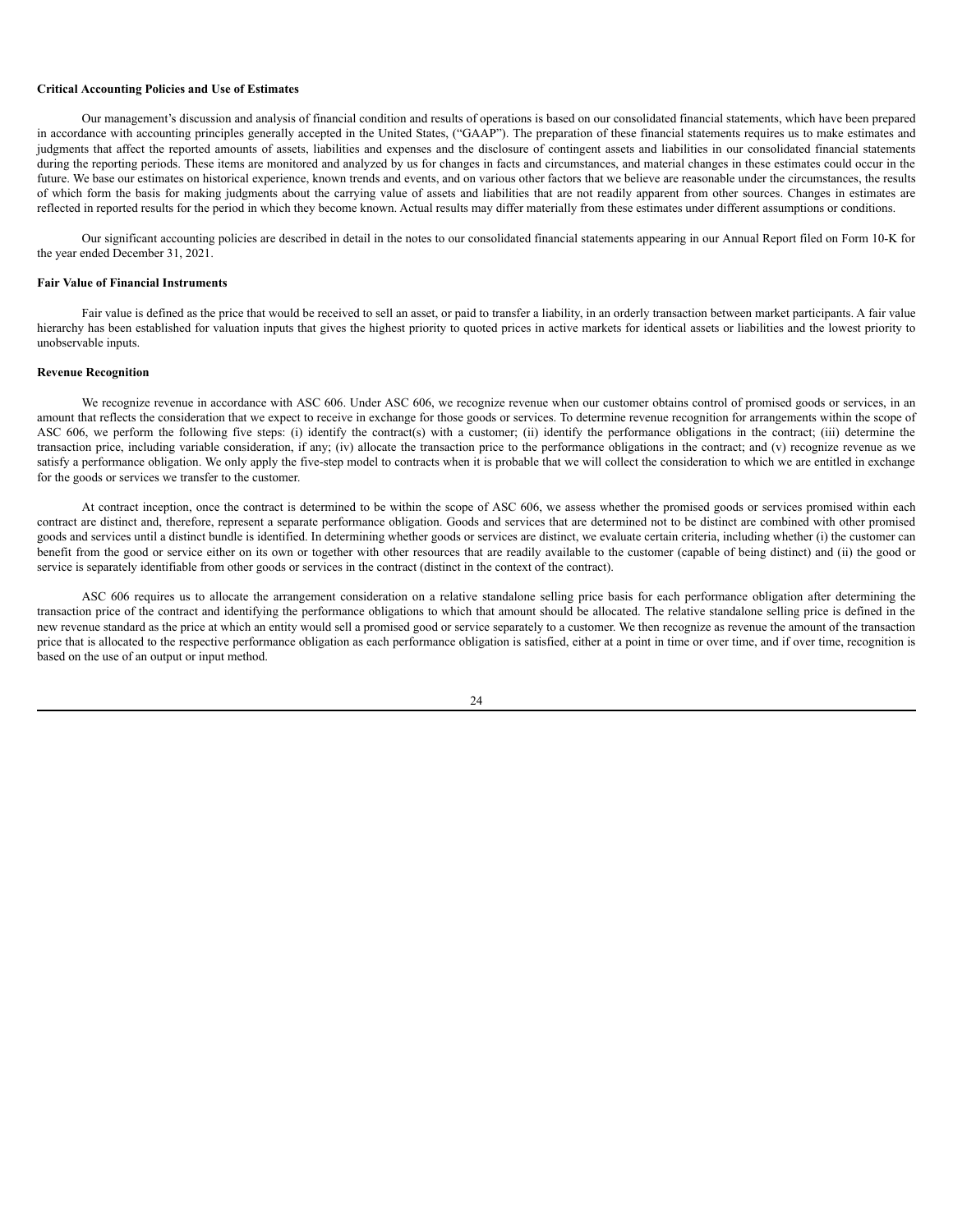**Critical Accounting Policies and Use of Estimates**

Our management's discussion and analysis of financial condition and results of operations is based on our consolidated financial statements, which have been prepared in accordance with accounting principles generally accepted in the United States, ("GAAP"). The preparation of these financial statements requires us to make estimates and judgments that affect the reported amounts of assets, liabilities and expenses and the disclosure of contingent assets and liabilities in our consolidated financial statements during the reporting periods. These items are monitored and analyzed by us for changes in facts and circumstances, and material changes in these estimates could occur in the future. We base our estimates on historical experience, known trends and events, and on various other factors that we believe are reasonable under the circumstances, the results of which form the basis for making judgments about the carrying value of assets and liabilities that are not readily apparent from other sources. Changes in estimates are reflected in reported results for the period in which they become known. Actual results may differ materially from these estimates under different assumptions or conditions.

Our significant accounting policies are described in detail in the notes to our consolidated financial statements appearing in our Annual Report filed on Form 10-K for the year ended December 31, 2021.

**Fair Value of Financial Instruments**

Fair value is defined as the price that would be received to sell an asset, or paid to transfer a liability, in an orderly transaction between market participants. A fair value hierarchy has been established for valuation inputs that gives the highest priority to quoted prices in active markets for identical assets or liabilities and the lowest priority to unobservable inputs.

**Revenue Recognition**

We recognize revenue in accordance with ASC 606. Under ASC 606, we recognize revenue when our customer obtains control of promised goods or services, in an amount that reflects the consideration that we expect to receive in exchange for those goods or services. To determine revenue recognition for arrangements within the scope of ASC 606, we perform the following five steps: (i) identify the contract(s) with a customer; (ii) identify the performance obligations in the contract; (iii) determine the transaction price, including variable consideration, if any; (iv) allocate the transaction price to the performance obligations in the contract; and (v) recognize revenue as we satisfy a performance obligation. We only apply the five-step model to contracts when it is probable that we will collect the consideration to which we are entitled in exchange for the goods or services we transfer to the customer.

At contract inception, once the contract is determined to be within the scope of ASC 606, we assess whether the promised goods or services promised within each contract are distinct and, therefore, represent a separate performance obligation. Goods and services that are determined not to be distinct are combined with other promised goods and services until a distinct bundle is identified. In determining whether goods or services are distinct, we evaluate certain criteria, including whether (i) the customer can benefit from the good or service either on its own or together with other resources that are readily available to the customer (capable of being distinct) and (ii) the good or service is separately identifiable from other goods or services in the contract (distinct in the context of the contract).

ASC 606 requires us to allocate the arrangement consideration on a relative standalone selling price basis for each performance obligation after determining the transaction price of the contract and identifying the performance obligations to which that amount should be allocated. The relative standalone selling price is defined in the new revenue standard as the price at which an entity would sell a promised good or service separately to a customer. We then recognize as revenue the amount of the transaction price that is allocated to the respective performance obligation as each performance obligation is satisfied, either at a point in time or over time, and if over time, recognition is based on the use of an output or input method.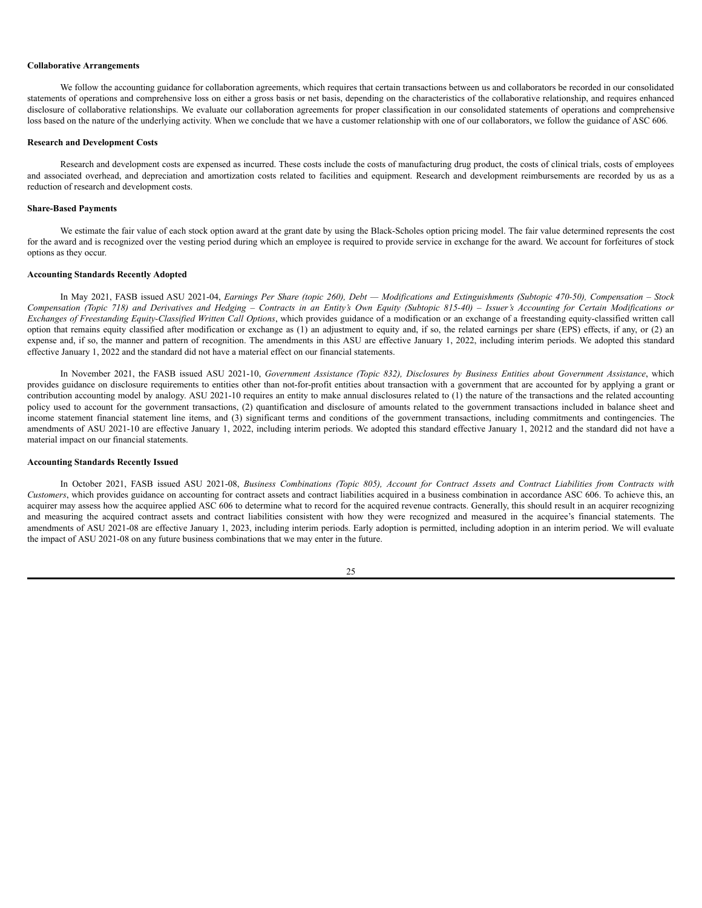**Collaborative Arrangements**

We follow the accounting guidance for collaboration agreements, which requires that certain transactions between us and collaborators be recorded in our consolidated statements of operations and comprehensive loss on either a gross basis or net basis, depending on the characteristics of the collaborative relationship, and requires enhanced disclosure of collaborative relationships. We evaluate our collaboration agreements for proper classification in our consolidated statements of operations and comprehensive loss based on the nature of the underlying activity. When we conclude that we have a customer relationship with one of our collaborators, we follow the guidance of ASC 606.

**Research and Development Costs**

Research and development costs are expensed as incurred. These costs include the costs of manufacturing drug product, the costs of clinical trials, costs of employees and associated overhead, and depreciation and amortization costs related to facilities and equipment. Research and development reimbursements are recorded by us as a reduction of research and development costs.

**Share-Based Payments**

We estimate the fair value of each stock option award at the grant date by using the Black-Scholes option pricing model. The fair value determined represents the cost for the award and is recognized over the vesting period during which an employee is required to provide service in exchange for the award. We account for forfeitures of stock options as they occur.

**Accounting Standards Recently Adopted**

In May 2021, FASB issued ASU 2021-04, *Earnings Per Share (topic 260), Debt — Modifications and Extinguishments (Subtopic 470-50), Compensation – Stock Compensation (Topic 718) and Derivatives and Hedging – Contracts in an Entity's Own Equity (Subtopic 815-40) – Issuer's Accounting for Certain Modifications or Exchanges of Freestanding Equity-Classified Written Call Options*, which provides guidance of a modification or an exchange of a freestanding equity-classified written call option that remains equity classified after modification or exchange as (1) an adjustment to equity and, if so, the related earnings per share (EPS) effects, if any, or (2) an expense and, if so, the manner and pattern of recognition. The amendments in this ASU are effective January 1, 2022, including interim periods. We adopted this standard effective January 1, 2022 and the standard did not have a material effect on our financial statements.

In November 2021, the FASB issued ASU 2021-10, *Government Assistance (Topic 832), Disclosures by Business Entities about Government Assistance*, which provides guidance on disclosure requirements to entities other than not-for-profit entities about transaction with a government that are accounted for by applying a grant or contribution accounting model by analogy. ASU 2021-10 requires an entity to make annual disclosures related to (1) the nature of the transactions and the related accounting policy used to account for the government transactions, (2) quantification and disclosure of amounts related to the government transactions included in balance sheet and income statement financial statement line items, and (3) significant terms and conditions of the government transactions, including commitments and contingencies. The amendments of ASU 2021-10 are effective January 1, 2022, including interim periods. We adopted this standard effective January 1, 20212 and the standard did not have a material impact on our financial statements.

**Accounting Standards Recently Issued**

In October 2021, FASB issued ASU 2021-08, *Business Combinations (Topic 805), Account for Contract Assets and Contract Liabilities from Contracts with Customers*, which provides guidance on accounting for contract assets and contract liabilities acquired in a business combination in accordance ASC 606. To achieve this, an acquirer may assess how the acquiree applied ASC 606 to determine what to record for the acquired revenue contracts. Generally, this should result in an acquirer recognizing and measuring the acquired contract assets and contract liabilities consistent with how they were recognized and measured in the acquiree's financial statements. The amendments of ASU 2021-08 are effective January 1, 2023, including interim periods. Early adoption is permitted, including adoption in an interim period. We will evaluate the impact of ASU 2021-08 on any future business combinations that we may enter in the future.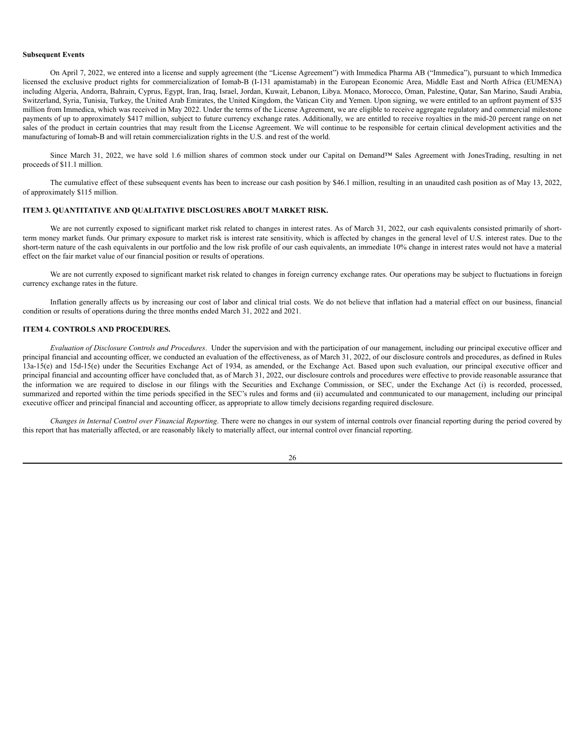**Subsequent Events**

On April 7, 2022, we entered into a license and supply agreement (the "License Agreement") with Immedica Pharma AB ("Immedica"), pursuant to which Immedica licensed the exclusive product rights for commercialization of Iomab-B (I-131 apamistamab) in the European Economic Area, Middle East and North Africa (EUMENA) including Algeria, Andorra, Bahrain, Cyprus, Egypt, Iran, Iraq, Israel, Jordan, Kuwait, Lebanon, Libya. Monaco, Morocco, Oman, Palestine, Qatar, San Marino, Saudi Arabia, Switzerland, Syria, Tunisia, Turkey, the United Arab Emirates, the United Kingdom, the Vatican City and Yemen. Upon signing, we were entitled to an upfront payment of $35 million from Immedica, which was received in May 2022. Under the terms of the License Agreement, we are eligible to receive aggregate regulatory and commercial milestone payments of up to approximately $417 million, subject to future currency exchange rates. Additionally, we are entitled to receive royalties in the mid-20 percent range on net sales of the product in certain countries that may result from the License Agreement. We will continue to be responsible for certain clinical development activities and the manufacturing of Iomab-B and will retain commercialization rights in the U.S. and rest of the world.

Since March 31, 2022, we have sold 1.6 million shares of common stock under our Capital on Demand™ Sales Agreement with JonesTrading, resulting in net proceeds of $11.1 million.

The cumulative effect of these subsequent events has been to increase our cash position by $46.1 million, resulting in an unaudited cash position as of May 13, 2022, of approximately $115 million.

## ITEM 3. QUANTITATIVE AND QUALITATIVE DISCLOSURES ABOUT MARKET RISK.

We are not currently exposed to significant market risk related to changes in interest rates. As of March 31, 2022, our cash equivalents consisted primarily of short-term money market funds. Our primary exposure to market risk is interest rate sensitivity, which is affected by changes in the general level of U.S. interest rates. Due to the short-term nature of the cash equivalents in our portfolio and the low risk profile of our cash equivalents, an immediate 10% change in interest rates would not have a material effect on the fair market value of our financial position or results of operations.

We are not currently exposed to significant market risk related to changes in foreign currency exchange rates. Our operations may be subject to fluctuations in foreign currency exchange rates in the future.

Inflation generally affects us by increasing our cost of labor and clinical trial costs. We do not believe that inflation had a material effect on our business, financial condition or results of operations during the three months ended March 31, 2022 and 2021.

## ITEM 4. CONTROLS AND PROCEDURES.

*Evaluation of Disclosure Controls and Procedures*. Under the supervision and with the participation of our management, including our principal executive officer and principal financial and accounting officer, we conducted an evaluation of the effectiveness, as of March 31, 2022, of our disclosure controls and procedures, as defined in Rules 13a-15(e) and 15d-15(e) under the Securities Exchange Act of 1934, as amended, or the Exchange Act. Based upon such evaluation, our principal executive officer and principal financial and accounting officer have concluded that, as of March 31, 2022, our disclosure controls and procedures were effective to provide reasonable assurance that the information we are required to disclose in our filings with the Securities and Exchange Commission, or SEC, under the Exchange Act (i) is recorded, processed, summarized and reported within the time periods specified in the SEC's rules and forms and (ii) accumulated and communicated to our management, including our principal executive officer and principal financial and accounting officer, as appropriate to allow timely decisions regarding required disclosure.

*Changes in Internal Control over Financial Reporting*. There were no changes in our system of internal controls over financial reporting during the period covered by this report that has materially affected, or are reasonably likely to materially affect, our internal control over financial reporting.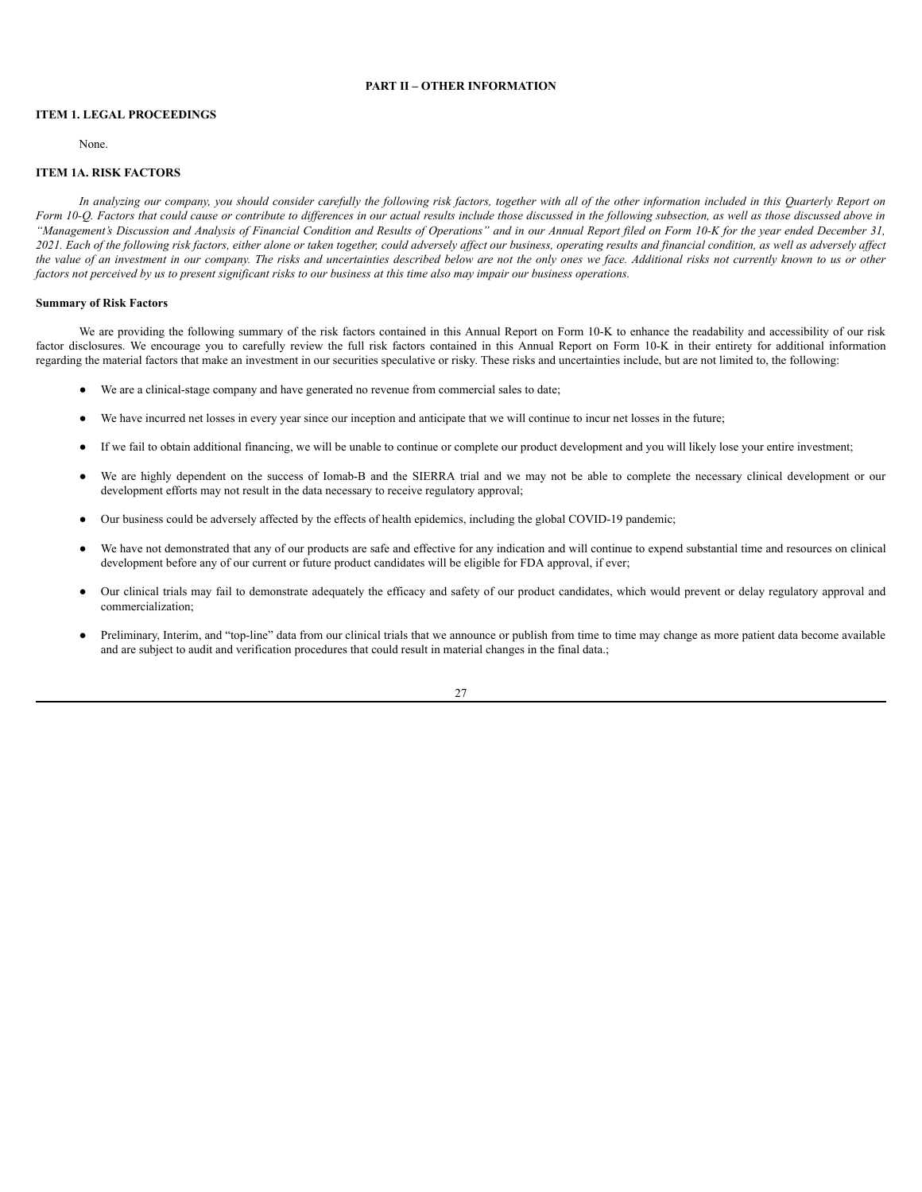## PART II – OTHER INFORMATION

### ITEM 1. LEGAL PROCEEDINGS

None.

### ITEM 1A. RISK FACTORS

*In analyzing our company, you should consider carefully the following risk factors, together with all of the other information included in this Quarterly Report on Form 10-Q. Factors that could cause or contribute to differences in our actual results include those discussed in the following subsection, as well as those discussed above in "Management's Discussion and Analysis of Financial Condition and Results of Operations" and in our Annual Report filed on Form 10-K for the year ended December 31, 2021. Each of the following risk factors, either alone or taken together, could adversely affect our business, operating results and financial condition, as well as adversely affect the value of an investment in our company. The risks and uncertainties described below are not the only ones we face. Additional risks not currently known to us or other factors not perceived by us to present significant risks to our business at this time also may impair our business operations.*

**Summary of Risk Factors**

We are providing the following summary of the risk factors contained in this Annual Report on Form 10-K to enhance the readability and accessibility of our risk factor disclosures. We encourage you to carefully review the full risk factors contained in this Annual Report on Form 10-K in their entirety for additional information regarding the material factors that make an investment in our securities speculative or risky. These risks and uncertainties include, but are not limited to, the following:

- We are a clinical-stage company and have generated no revenue from commercial sales to date;
- We have incurred net losses in every year since our inception and anticipate that we will continue to incur net losses in the future;
- If we fail to obtain additional financing, we will be unable to continue or complete our product development and you will likely lose your entire investment;
- We are highly dependent on the success of Iomab-B and the SIERRA trial and we may not be able to complete the necessary clinical development or our development efforts may not result in the data necessary to receive regulatory approval;
- Our business could be adversely affected by the effects of health epidemics, including the global COVID-19 pandemic;
- We have not demonstrated that any of our products are safe and effective for any indication and will continue to expend substantial time and resources on clinical development before any of our current or future product candidates will be eligible for FDA approval, if ever;
- Our clinical trials may fail to demonstrate adequately the efficacy and safety of our product candidates, which would prevent or delay regulatory approval and commercialization;
- Preliminary, Interim, and "top-line" data from our clinical trials that we announce or publish from time to time may change as more patient data become available and are subject to audit and verification procedures that could result in material changes in the final data.;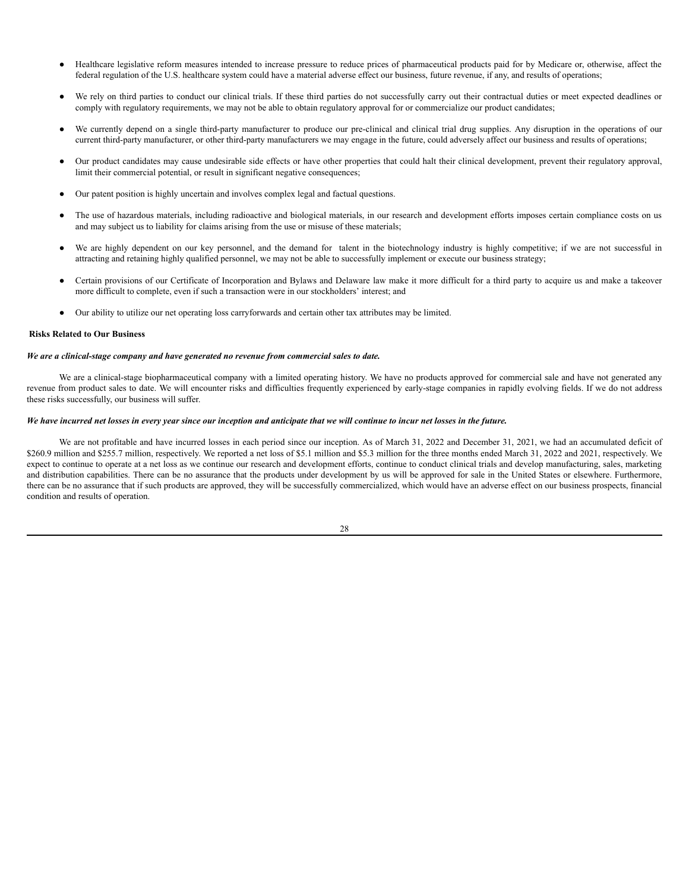- Healthcare legislative reform measures intended to increase pressure to reduce prices of pharmaceutical products paid for by Medicare or, otherwise, affect the federal regulation of the U.S. healthcare system could have a material adverse effect our business, future revenue, if any, and results of operations;
- We rely on third parties to conduct our clinical trials. If these third parties do not successfully carry out their contractual duties or meet expected deadlines or comply with regulatory requirements, we may not be able to obtain regulatory approval for or commercialize our product candidates;
- We currently depend on a single third-party manufacturer to produce our pre-clinical and clinical trial drug supplies. Any disruption in the operations of our current third-party manufacturer, or other third-party manufacturers we may engage in the future, could adversely affect our business and results of operations;
- Our product candidates may cause undesirable side effects or have other properties that could halt their clinical development, prevent their regulatory approval, limit their commercial potential, or result in significant negative consequences;
- Our patent position is highly uncertain and involves complex legal and factual questions.
- The use of hazardous materials, including radioactive and biological materials, in our research and development efforts imposes certain compliance costs on us and may subject us to liability for claims arising from the use or misuse of these materials;
- We are highly dependent on our key personnel, and the demand for talent in the biotechnology industry is highly competitive; if we are not successful in attracting and retaining highly qualified personnel, we may not be able to successfully implement or execute our business strategy;
- Certain provisions of our Certificate of Incorporation and Bylaws and Delaware law make it more difficult for a third party to acquire us and make a takeover more difficult to complete, even if such a transaction were in our stockholders' interest; and
- Our ability to utilize our net operating loss carryforwards and certain other tax attributes may be limited.

**Risks Related to Our Business**

***We are a clinical-stage company and have generated no revenue from commercial sales to date.***

We are a clinical-stage biopharmaceutical company with a limited operating history. We have no products approved for commercial sale and have not generated any revenue from product sales to date. We will encounter risks and difficulties frequently experienced by early-stage companies in rapidly evolving fields. If we do not address these risks successfully, our business will suffer.

***We have incurred net losses in every year since our inception and anticipate that we will continue to incur net losses in the future.***

We are not profitable and have incurred losses in each period since our inception. As of March 31, 2022 and December 31, 2021, we had an accumulated deficit of $260.9 million and $255.7 million, respectively. We reported a net loss of $5.1 million and $5.3 million for the three months ended March 31, 2022 and 2021, respectively. We expect to continue to operate at a net loss as we continue our research and development efforts, continue to conduct clinical trials and develop manufacturing, sales, marketing and distribution capabilities. There can be no assurance that the products under development by us will be approved for sale in the United States or elsewhere. Furthermore, there can be no assurance that if such products are approved, they will be successfully commercialized, which would have an adverse effect on our business prospects, financial condition and results of operation.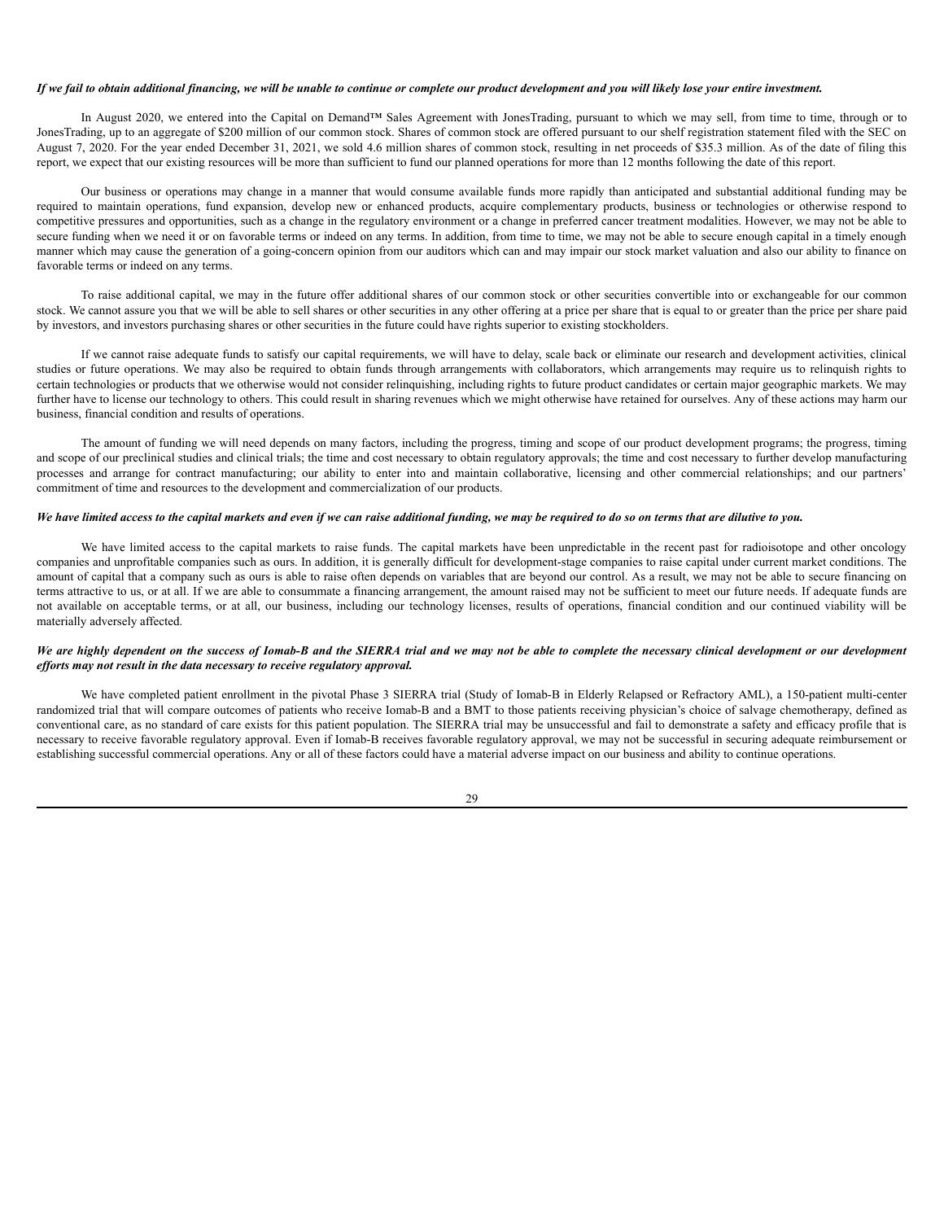***If we fail to obtain additional financing, we will be unable to continue or complete our product development and you will likely lose your entire investment.***

In August 2020, we entered into the Capital on Demand™ Sales Agreement with JonesTrading, pursuant to which we may sell, from time to time, through or to JonesTrading, up to an aggregate of $200 million of our common stock. Shares of common stock are offered pursuant to our shelf registration statement filed with the SEC on August 7, 2020. For the year ended December 31, 2021, we sold 4.6 million shares of common stock, resulting in net proceeds of $35.3 million. As of the date of filing this report, we expect that our existing resources will be more than sufficient to fund our planned operations for more than 12 months following the date of this report.

Our business or operations may change in a manner that would consume available funds more rapidly than anticipated and substantial additional funding may be required to maintain operations, fund expansion, develop new or enhanced products, acquire complementary products, business or technologies or otherwise respond to competitive pressures and opportunities, such as a change in the regulatory environment or a change in preferred cancer treatment modalities. However, we may not be able to secure funding when we need it or on favorable terms or indeed on any terms. In addition, from time to time, we may not be able to secure enough capital in a timely enough manner which may cause the generation of a going-concern opinion from our auditors which can and may impair our stock market valuation and also our ability to finance on favorable terms or indeed on any terms.

To raise additional capital, we may in the future offer additional shares of our common stock or other securities convertible into or exchangeable for our common stock. We cannot assure you that we will be able to sell shares or other securities in any other offering at a price per share that is equal to or greater than the price per share paid by investors, and investors purchasing shares or other securities in the future could have rights superior to existing stockholders.

If we cannot raise adequate funds to satisfy our capital requirements, we will have to delay, scale back or eliminate our research and development activities, clinical studies or future operations. We may also be required to obtain funds through arrangements with collaborators, which arrangements may require us to relinquish rights to certain technologies or products that we otherwise would not consider relinquishing, including rights to future product candidates or certain major geographic markets. We may further have to license our technology to others. This could result in sharing revenues which we might otherwise have retained for ourselves. Any of these actions may harm our business, financial condition and results of operations.

The amount of funding we will need depends on many factors, including the progress, timing and scope of our product development programs; the progress, timing and scope of our preclinical studies and clinical trials; the time and cost necessary to obtain regulatory approvals; the time and cost necessary to further develop manufacturing processes and arrange for contract manufacturing; our ability to enter into and maintain collaborative, licensing and other commercial relationships; and our partners' commitment of time and resources to the development and commercialization of our products.

***We have limited access to the capital markets and even if we can raise additional funding, we may be required to do so on terms that are dilutive to you.***

We have limited access to the capital markets to raise funds. The capital markets have been unpredictable in the recent past for radioisotope and other oncology companies and unprofitable companies such as ours. In addition, it is generally difficult for development-stage companies to raise capital under current market conditions. The amount of capital that a company such as ours is able to raise often depends on variables that are beyond our control. As a result, we may not be able to secure financing on terms attractive to us, or at all. If we are able to consummate a financing arrangement, the amount raised may not be sufficient to meet our future needs. If adequate funds are not available on acceptable terms, or at all, our business, including our technology licenses, results of operations, financial condition and our continued viability will be materially adversely affected.

***We are highly dependent on the success of Iomab-B and the SIERRA trial and we may not be able to complete the necessary clinical development or our development efforts may not result in the data necessary to receive regulatory approval.***

We have completed patient enrollment in the pivotal Phase 3 SIERRA trial (Study of Iomab-B in Elderly Relapsed or Refractory AML), a 150-patient multi-center randomized trial that will compare outcomes of patients who receive Iomab-B and a BMT to those patients receiving physician's choice of salvage chemotherapy, defined as conventional care, as no standard of care exists for this patient population. The SIERRA trial may be unsuccessful and fail to demonstrate a safety and efficacy profile that is necessary to receive favorable regulatory approval. Even if Iomab-B receives favorable regulatory approval, we may not be successful in securing adequate reimbursement or establishing successful commercial operations. Any or all of these factors could have a material adverse impact on our business and ability to continue operations.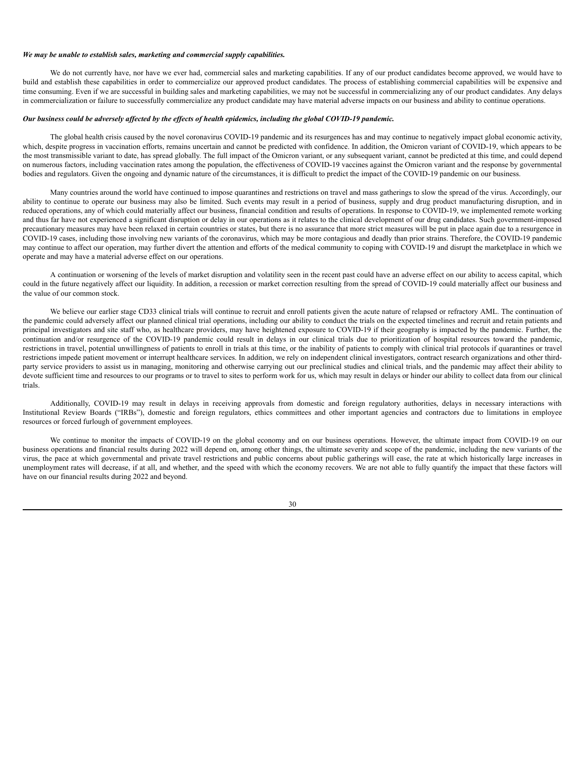***We may be unable to establish sales, marketing and commercial supply capabilities.***

We do not currently have, nor have we ever had, commercial sales and marketing capabilities. If any of our product candidates become approved, we would have to build and establish these capabilities in order to commercialize our approved product candidates. The process of establishing commercial capabilities will be expensive and time consuming. Even if we are successful in building sales and marketing capabilities, we may not be successful in commercializing any of our product candidates. Any delays in commercialization or failure to successfully commercialize any product candidate may have material adverse impacts on our business and ability to continue operations.

***Our business could be adversely affected by the effects of health epidemics, including the global COVID-19 pandemic.***

The global health crisis caused by the novel coronavirus COVID-19 pandemic and its resurgences has and may continue to negatively impact global economic activity, which, despite progress in vaccination efforts, remains uncertain and cannot be predicted with confidence. In addition, the Omicron variant of COVID-19, which appears to be the most transmissible variant to date, has spread globally. The full impact of the Omicron variant, or any subsequent variant, cannot be predicted at this time, and could depend on numerous factors, including vaccination rates among the population, the effectiveness of COVID-19 vaccines against the Omicron variant and the response by governmental bodies and regulators. Given the ongoing and dynamic nature of the circumstances, it is difficult to predict the impact of the COVID-19 pandemic on our business.

Many countries around the world have continued to impose quarantines and restrictions on travel and mass gatherings to slow the spread of the virus. Accordingly, our ability to continue to operate our business may also be limited. Such events may result in a period of business, supply and drug product manufacturing disruption, and in reduced operations, any of which could materially affect our business, financial condition and results of operations. In response to COVID-19, we implemented remote working and thus far have not experienced a significant disruption or delay in our operations as it relates to the clinical development of our drug candidates. Such government-imposed precautionary measures may have been relaxed in certain countries or states, but there is no assurance that more strict measures will be put in place again due to a resurgence in COVID-19 cases, including those involving new variants of the coronavirus, which may be more contagious and deadly than prior strains. Therefore, the COVID-19 pandemic may continue to affect our operation, may further divert the attention and efforts of the medical community to coping with COVID-19 and disrupt the marketplace in which we operate and may have a material adverse effect on our operations.

A continuation or worsening of the levels of market disruption and volatility seen in the recent past could have an adverse effect on our ability to access capital, which could in the future negatively affect our liquidity. In addition, a recession or market correction resulting from the spread of COVID-19 could materially affect our business and the value of our common stock.

We believe our earlier stage CD33 clinical trials will continue to recruit and enroll patients given the acute nature of relapsed or refractory AML. The continuation of the pandemic could adversely affect our planned clinical trial operations, including our ability to conduct the trials on the expected timelines and recruit and retain patients and principal investigators and site staff who, as healthcare providers, may have heightened exposure to COVID-19 if their geography is impacted by the pandemic. Further, the continuation and/or resurgence of the COVID-19 pandemic could result in delays in our clinical trials due to prioritization of hospital resources toward the pandemic, restrictions in travel, potential unwillingness of patients to enroll in trials at this time, or the inability of patients to comply with clinical trial protocols if quarantines or travel restrictions impede patient movement or interrupt healthcare services. In addition, we rely on independent clinical investigators, contract research organizations and other third-party service providers to assist us in managing, monitoring and otherwise carrying out our preclinical studies and clinical trials, and the pandemic may affect their ability to devote sufficient time and resources to our programs or to travel to sites to perform work for us, which may result in delays or hinder our ability to collect data from our clinical trials.

Additionally, COVID-19 may result in delays in receiving approvals from domestic and foreign regulatory authorities, delays in necessary interactions with Institutional Review Boards ("IRBs"), domestic and foreign regulators, ethics committees and other important agencies and contractors due to limitations in employee resources or forced furlough of government employees.

We continue to monitor the impacts of COVID-19 on the global economy and on our business operations. However, the ultimate impact from COVID-19 on our business operations and financial results during 2022 will depend on, among other things, the ultimate severity and scope of the pandemic, including the new variants of the virus, the pace at which governmental and private travel restrictions and public concerns about public gatherings will ease, the rate at which historically large increases in unemployment rates will decrease, if at all, and whether, and the speed with which the economy recovers. We are not able to fully quantify the impact that these factors will have on our financial results during 2022 and beyond.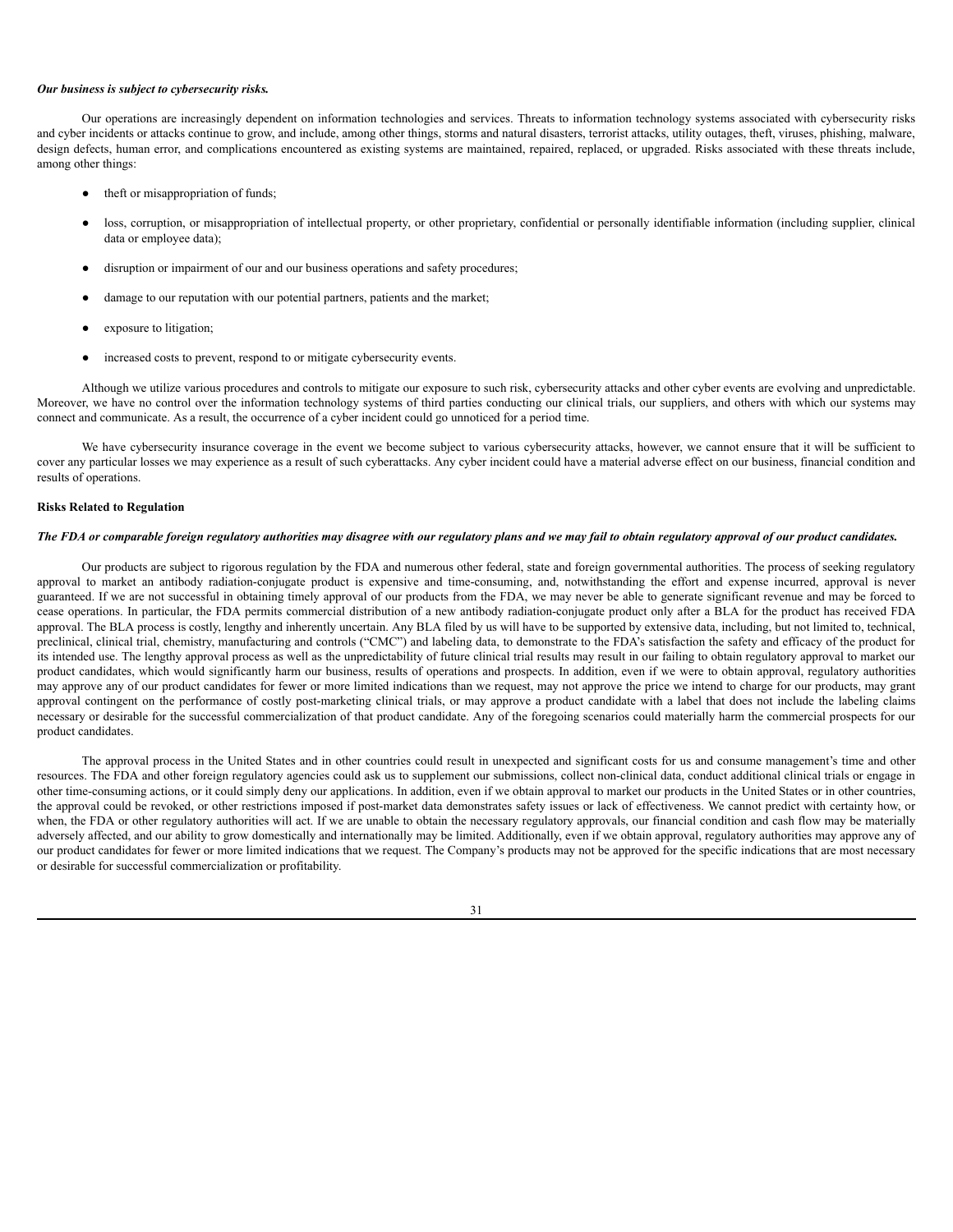***Our business is subject to cybersecurity risks.***

Our operations are increasingly dependent on information technologies and services. Threats to information technology systems associated with cybersecurity risks and cyber incidents or attacks continue to grow, and include, among other things, storms and natural disasters, terrorist attacks, utility outages, theft, viruses, phishing, malware, design defects, human error, and complications encountered as existing systems are maintained, repaired, replaced, or upgraded. Risks associated with these threats include, among other things:

- theft or misappropriation of funds;
- loss, corruption, or misappropriation of intellectual property, or other proprietary, confidential or personally identifiable information (including supplier, clinical data or employee data);
- disruption or impairment of our and our business operations and safety procedures;
- damage to our reputation with our potential partners, patients and the market;
- exposure to litigation;
- increased costs to prevent, respond to or mitigate cybersecurity events.

Although we utilize various procedures and controls to mitigate our exposure to such risk, cybersecurity attacks and other cyber events are evolving and unpredictable. Moreover, we have no control over the information technology systems of third parties conducting our clinical trials, our suppliers, and others with which our systems may connect and communicate. As a result, the occurrence of a cyber incident could go unnoticed for a period time.

We have cybersecurity insurance coverage in the event we become subject to various cybersecurity attacks, however, we cannot ensure that it will be sufficient to cover any particular losses we may experience as a result of such cyberattacks. Any cyber incident could have a material adverse effect on our business, financial condition and results of operations.

**Risks Related to Regulation**

***The FDA or comparable foreign regulatory authorities may disagree with our regulatory plans and we may fail to obtain regulatory approval of our product candidates.***

Our products are subject to rigorous regulation by the FDA and numerous other federal, state and foreign governmental authorities. The process of seeking regulatory approval to market an antibody radiation-conjugate product is expensive and time-consuming, and, notwithstanding the effort and expense incurred, approval is never guaranteed. If we are not successful in obtaining timely approval of our products from the FDA, we may never be able to generate significant revenue and may be forced to cease operations. In particular, the FDA permits commercial distribution of a new antibody radiation-conjugate product only after a BLA for the product has received FDA approval. The BLA process is costly, lengthy and inherently uncertain. Any BLA filed by us will have to be supported by extensive data, including, but not limited to, technical, preclinical, clinical trial, chemistry, manufacturing and controls ("CMC") and labeling data, to demonstrate to the FDA's satisfaction the safety and efficacy of the product for its intended use. The lengthy approval process as well as the unpredictability of future clinical trial results may result in our failing to obtain regulatory approval to market our product candidates, which would significantly harm our business, results of operations and prospects. In addition, even if we were to obtain approval, regulatory authorities may approve any of our product candidates for fewer or more limited indications than we request, may not approve the price we intend to charge for our products, may grant approval contingent on the performance of costly post-marketing clinical trials, or may approve a product candidate with a label that does not include the labeling claims necessary or desirable for the successful commercialization of that product candidate. Any of the foregoing scenarios could materially harm the commercial prospects for our product candidates.

The approval process in the United States and in other countries could result in unexpected and significant costs for us and consume management's time and other resources. The FDA and other foreign regulatory agencies could ask us to supplement our submissions, collect non-clinical data, conduct additional clinical trials or engage in other time-consuming actions, or it could simply deny our applications. In addition, even if we obtain approval to market our products in the United States or in other countries, the approval could be revoked, or other restrictions imposed if post-market data demonstrates safety issues or lack of effectiveness. We cannot predict with certainty how, or when, the FDA or other regulatory authorities will act. If we are unable to obtain the necessary regulatory approvals, our financial condition and cash flow may be materially adversely affected, and our ability to grow domestically and internationally may be limited. Additionally, even if we obtain approval, regulatory authorities may approve any of our product candidates for fewer or more limited indications that we request. The Company's products may not be approved for the specific indications that are most necessary or desirable for successful commercialization or profitability.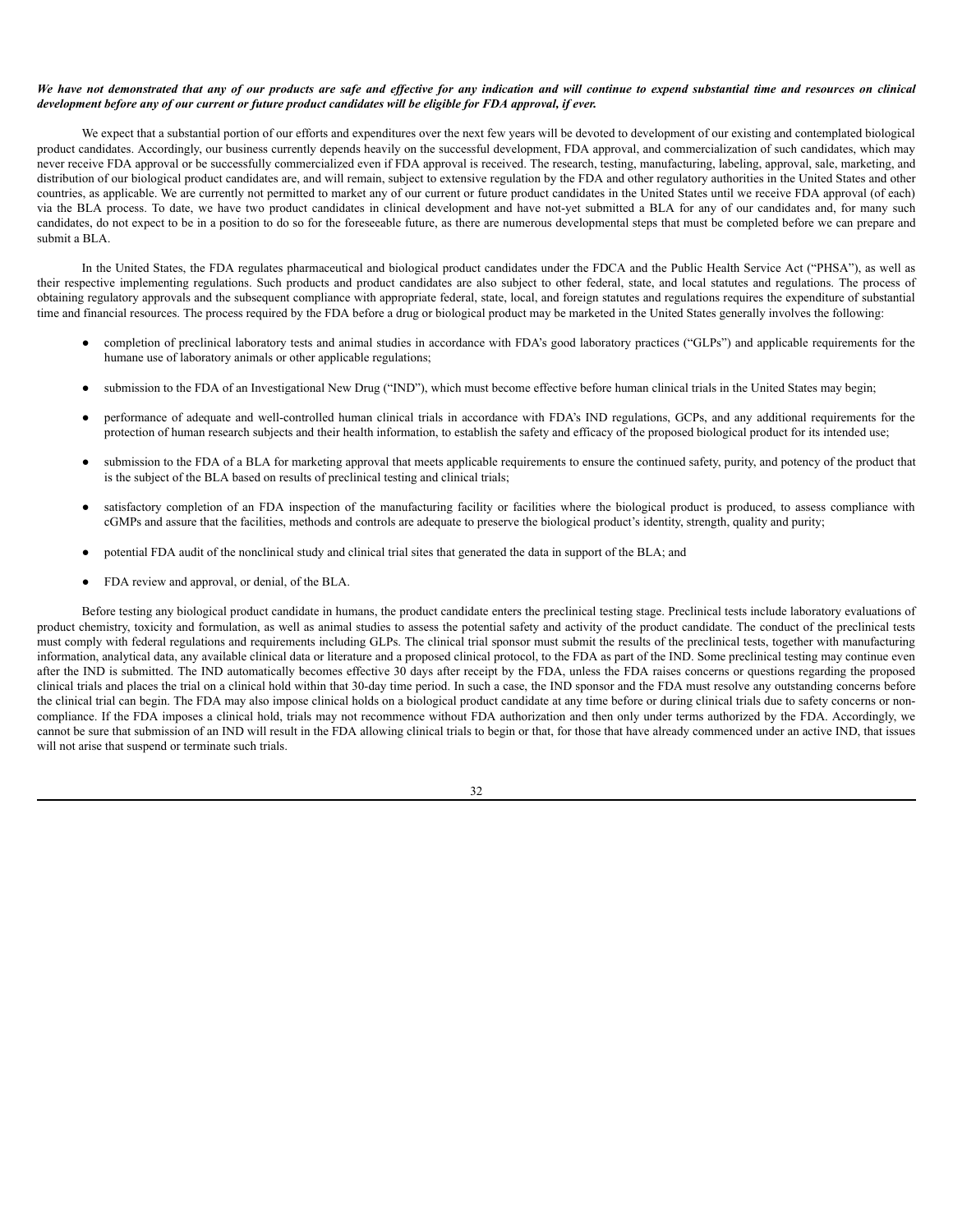***We have not demonstrated that any of our products are safe and effective for any indication and will continue to expend substantial time and resources on clinical development before any of our current or future product candidates will be eligible for FDA approval, if ever.***

We expect that a substantial portion of our efforts and expenditures over the next few years will be devoted to development of our existing and contemplated biological product candidates. Accordingly, our business currently depends heavily on the successful development, FDA approval, and commercialization of such candidates, which may never receive FDA approval or be successfully commercialized even if FDA approval is received. The research, testing, manufacturing, labeling, approval, sale, marketing, and distribution of our biological product candidates are, and will remain, subject to extensive regulation by the FDA and other regulatory authorities in the United States and other countries, as applicable. We are currently not permitted to market any of our current or future product candidates in the United States until we receive FDA approval (of each) via the BLA process. To date, we have two product candidates in clinical development and have not-yet submitted a BLA for any of our candidates and, for many such candidates, do not expect to be in a position to do so for the foreseeable future, as there are numerous developmental steps that must be completed before we can prepare and submit a BLA.

In the United States, the FDA regulates pharmaceutical and biological product candidates under the FDCA and the Public Health Service Act ("PHSA"), as well as their respective implementing regulations. Such products and product candidates are also subject to other federal, state, and local statutes and regulations. The process of obtaining regulatory approvals and the subsequent compliance with appropriate federal, state, local, and foreign statutes and regulations requires the expenditure of substantial time and financial resources. The process required by the FDA before a drug or biological product may be marketed in the United States generally involves the following:

- completion of preclinical laboratory tests and animal studies in accordance with FDA's good laboratory practices ("GLPs") and applicable requirements for the humane use of laboratory animals or other applicable regulations;
- submission to the FDA of an Investigational New Drug ("IND"), which must become effective before human clinical trials in the United States may begin;
- performance of adequate and well-controlled human clinical trials in accordance with FDA's IND regulations, GCPs, and any additional requirements for the protection of human research subjects and their health information, to establish the safety and efficacy of the proposed biological product for its intended use;
- submission to the FDA of a BLA for marketing approval that meets applicable requirements to ensure the continued safety, purity, and potency of the product that is the subject of the BLA based on results of preclinical testing and clinical trials;
- satisfactory completion of an FDA inspection of the manufacturing facility or facilities where the biological product is produced, to assess compliance with cGMPs and assure that the facilities, methods and controls are adequate to preserve the biological product's identity, strength, quality and purity;
- potential FDA audit of the nonclinical study and clinical trial sites that generated the data in support of the BLA; and
- FDA review and approval, or denial, of the BLA.

Before testing any biological product candidate in humans, the product candidate enters the preclinical testing stage. Preclinical tests include laboratory evaluations of product chemistry, toxicity and formulation, as well as animal studies to assess the potential safety and activity of the product candidate. The conduct of the preclinical tests must comply with federal regulations and requirements including GLPs. The clinical trial sponsor must submit the results of the preclinical tests, together with manufacturing information, analytical data, any available clinical data or literature and a proposed clinical protocol, to the FDA as part of the IND. Some preclinical testing may continue even after the IND is submitted. The IND automatically becomes effective 30 days after receipt by the FDA, unless the FDA raises concerns or questions regarding the proposed clinical trials and places the trial on a clinical hold within that 30-day time period. In such a case, the IND sponsor and the FDA must resolve any outstanding concerns before the clinical trial can begin. The FDA may also impose clinical holds on a biological product candidate at any time before or during clinical trials due to safety concerns or non-compliance. If the FDA imposes a clinical hold, trials may not recommence without FDA authorization and then only under terms authorized by the FDA. Accordingly, we cannot be sure that submission of an IND will result in the FDA allowing clinical trials to begin or that, for those that have already commenced under an active IND, that issues will not arise that suspend or terminate such trials.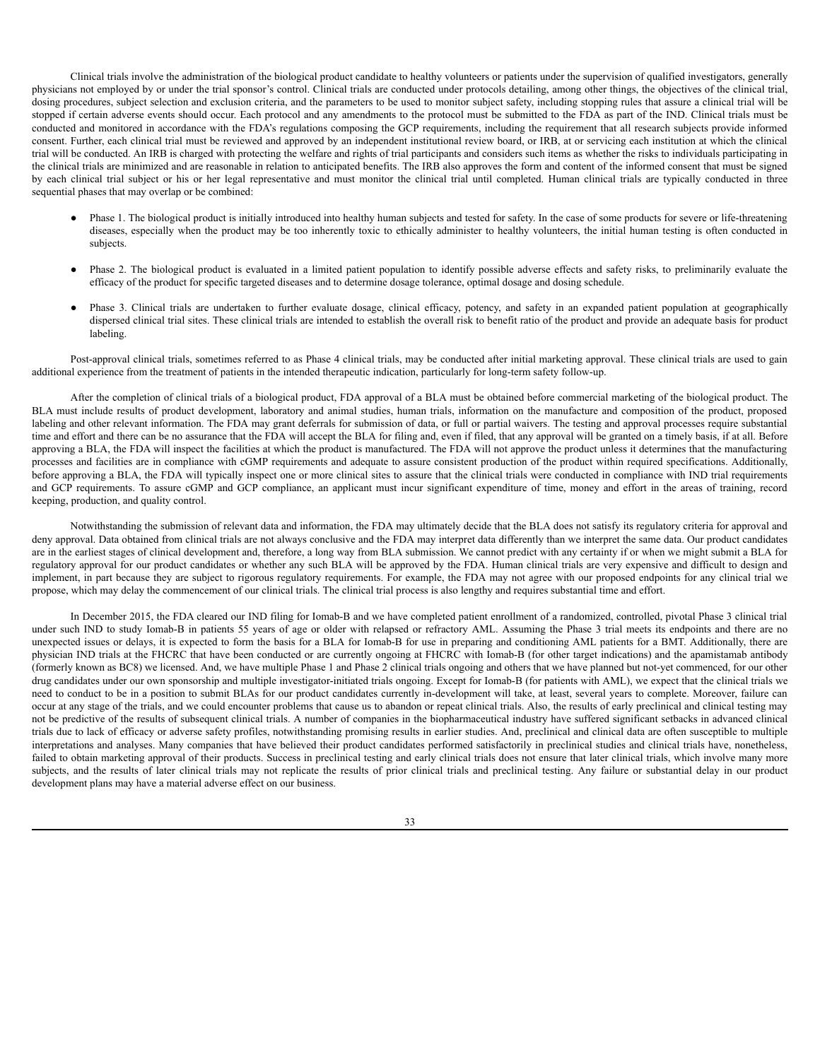Clinical trials involve the administration of the biological product candidate to healthy volunteers or patients under the supervision of qualified investigators, generally physicians not employed by or under the trial sponsor's control. Clinical trials are conducted under protocols detailing, among other things, the objectives of the clinical trial, dosing procedures, subject selection and exclusion criteria, and the parameters to be used to monitor subject safety, including stopping rules that assure a clinical trial will be stopped if certain adverse events should occur. Each protocol and any amendments to the protocol must be submitted to the FDA as part of the IND. Clinical trials must be conducted and monitored in accordance with the FDA's regulations composing the GCP requirements, including the requirement that all research subjects provide informed consent. Further, each clinical trial must be reviewed and approved by an independent institutional review board, or IRB, at or servicing each institution at which the clinical trial will be conducted. An IRB is charged with protecting the welfare and rights of trial participants and considers such items as whether the risks to individuals participating in the clinical trials are minimized and are reasonable in relation to anticipated benefits. The IRB also approves the form and content of the informed consent that must be signed by each clinical trial subject or his or her legal representative and must monitor the clinical trial until completed. Human clinical trials are typically conducted in three sequential phases that may overlap or be combined:

- Phase 1. The biological product is initially introduced into healthy human subjects and tested for safety. In the case of some products for severe or life-threatening diseases, especially when the product may be too inherently toxic to ethically administer to healthy volunteers, the initial human testing is often conducted in subjects.

- Phase 2. The biological product is evaluated in a limited patient population to identify possible adverse effects and safety risks, to preliminarily evaluate the efficacy of the product for specific targeted diseases and to determine dosage tolerance, optimal dosage and dosing schedule.

- Phase 3. Clinical trials are undertaken to further evaluate dosage, clinical efficacy, potency, and safety in an expanded patient population at geographically dispersed clinical trial sites. These clinical trials are intended to establish the overall risk to benefit ratio of the product and provide an adequate basis for product labeling.

Post-approval clinical trials, sometimes referred to as Phase 4 clinical trials, may be conducted after initial marketing approval. These clinical trials are used to gain additional experience from the treatment of patients in the intended therapeutic indication, particularly for long-term safety follow-up.

After the completion of clinical trials of a biological product, FDA approval of a BLA must be obtained before commercial marketing of the biological product. The BLA must include results of product development, laboratory and animal studies, human trials, information on the manufacture and composition of the product, proposed labeling and other relevant information. The FDA may grant deferrals for submission of data, or full or partial waivers. The testing and approval processes require substantial time and effort and there can be no assurance that the FDA will accept the BLA for filing and, even if filed, that any approval will be granted on a timely basis, if at all. Before approving a BLA, the FDA will inspect the facilities at which the product is manufactured. The FDA will not approve the product unless it determines that the manufacturing processes and facilities are in compliance with cGMP requirements and adequate to assure consistent production of the product within required specifications. Additionally, before approving a BLA, the FDA will typically inspect one or more clinical sites to assure that the clinical trials were conducted in compliance with IND trial requirements and GCP requirements. To assure cGMP and GCP compliance, an applicant must incur significant expenditure of time, money and effort in the areas of training, record keeping, production, and quality control.

Notwithstanding the submission of relevant data and information, the FDA may ultimately decide that the BLA does not satisfy its regulatory criteria for approval and deny approval. Data obtained from clinical trials are not always conclusive and the FDA may interpret data differently than we interpret the same data. Our product candidates are in the earliest stages of clinical development and, therefore, a long way from BLA submission. We cannot predict with any certainty if or when we might submit a BLA for regulatory approval for our product candidates or whether any such BLA will be approved by the FDA. Human clinical trials are very expensive and difficult to design and implement, in part because they are subject to rigorous regulatory requirements. For example, the FDA may not agree with our proposed endpoints for any clinical trial we propose, which may delay the commencement of our clinical trials. The clinical trial process is also lengthy and requires substantial time and effort.

In December 2015, the FDA cleared our IND filing for Iomab-B and we have completed patient enrollment of a randomized, controlled, pivotal Phase 3 clinical trial under such IND to study Iomab-B in patients 55 years of age or older with relapsed or refractory AML. Assuming the Phase 3 trial meets its endpoints and there are no unexpected issues or delays, it is expected to form the basis for a BLA for Iomab-B for use in preparing and conditioning AML patients for a BMT. Additionally, there are physician IND trials at the FHCRC that have been conducted or are currently ongoing at FHCRC with Iomab-B (for other target indications) and the apamistamab antibody (formerly known as BC8) we licensed. And, we have multiple Phase 1 and Phase 2 clinical trials ongoing and others that we have planned but not-yet commenced, for our other drug candidates under our own sponsorship and multiple investigator-initiated trials ongoing. Except for Iomab-B (for patients with AML), we expect that the clinical trials we need to conduct to be in a position to submit BLAs for our product candidates currently in-development will take, at least, several years to complete. Moreover, failure can occur at any stage of the trials, and we could encounter problems that cause us to abandon or repeat clinical trials. Also, the results of early preclinical and clinical testing may not be predictive of the results of subsequent clinical trials. A number of companies in the biopharmaceutical industry have suffered significant setbacks in advanced clinical trials due to lack of efficacy or adverse safety profiles, notwithstanding promising results in earlier studies. And, preclinical and clinical data are often susceptible to multiple interpretations and analyses. Many companies that have believed their product candidates performed satisfactorily in preclinical studies and clinical trials have, nonetheless, failed to obtain marketing approval of their products. Success in preclinical testing and early clinical trials does not ensure that later clinical trials, which involve many more subjects, and the results of later clinical trials may not replicate the results of prior clinical trials and preclinical testing. Any failure or substantial delay in our product development plans may have a material adverse effect on our business.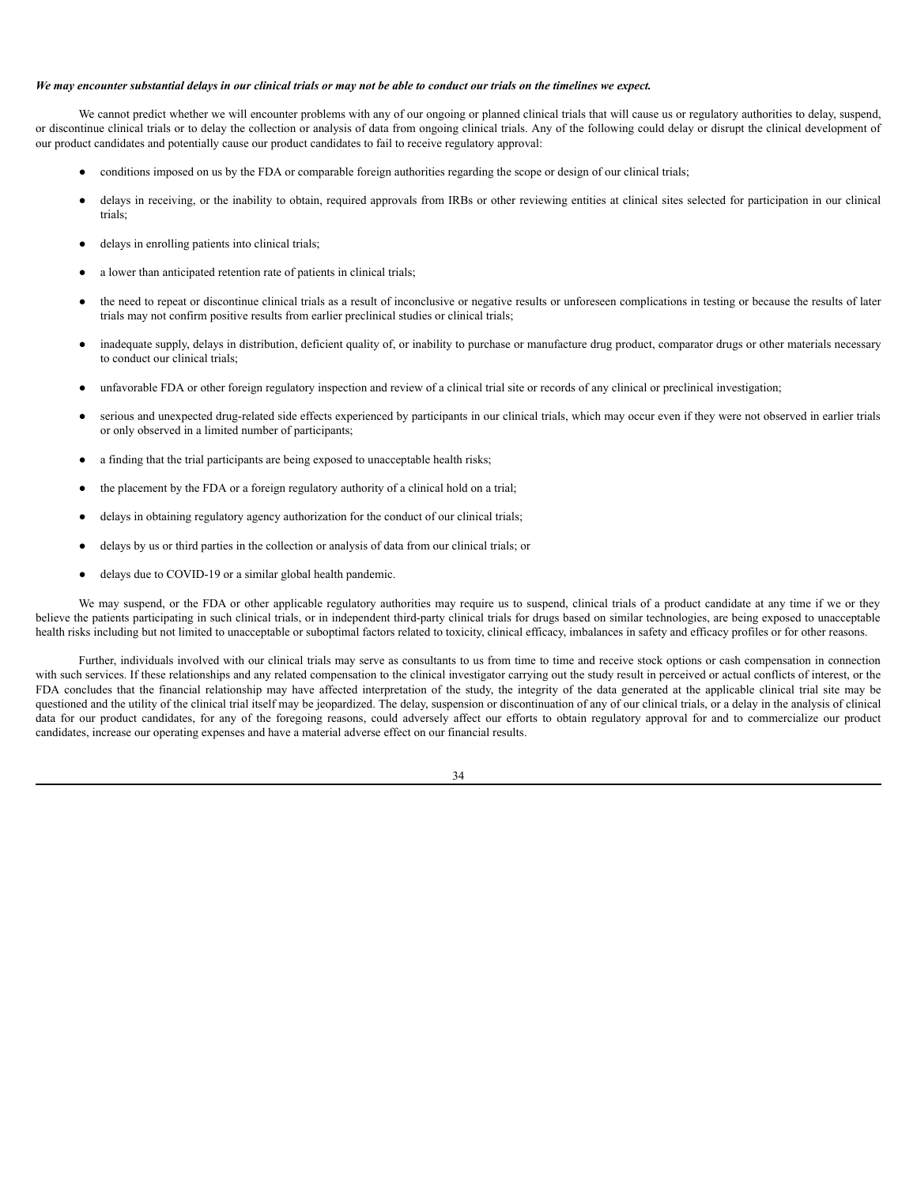***We may encounter substantial delays in our clinical trials or may not be able to conduct our trials on the timelines we expect.***

We cannot predict whether we will encounter problems with any of our ongoing or planned clinical trials that will cause us or regulatory authorities to delay, suspend, or discontinue clinical trials or to delay the collection or analysis of data from ongoing clinical trials. Any of the following could delay or disrupt the clinical development of our product candidates and potentially cause our product candidates to fail to receive regulatory approval:

- conditions imposed on us by the FDA or comparable foreign authorities regarding the scope or design of our clinical trials;
- delays in receiving, or the inability to obtain, required approvals from IRBs or other reviewing entities at clinical sites selected for participation in our clinical trials;
- delays in enrolling patients into clinical trials;
- a lower than anticipated retention rate of patients in clinical trials;
- the need to repeat or discontinue clinical trials as a result of inconclusive or negative results or unforeseen complications in testing or because the results of later trials may not confirm positive results from earlier preclinical studies or clinical trials;
- inadequate supply, delays in distribution, deficient quality of, or inability to purchase or manufacture drug product, comparator drugs or other materials necessary to conduct our clinical trials;
- unfavorable FDA or other foreign regulatory inspection and review of a clinical trial site or records of any clinical or preclinical investigation;
- serious and unexpected drug-related side effects experienced by participants in our clinical trials, which may occur even if they were not observed in earlier trials or only observed in a limited number of participants;
- a finding that the trial participants are being exposed to unacceptable health risks;
- the placement by the FDA or a foreign regulatory authority of a clinical hold on a trial;
- delays in obtaining regulatory agency authorization for the conduct of our clinical trials;
- delays by us or third parties in the collection or analysis of data from our clinical trials; or
- delays due to COVID-19 or a similar global health pandemic.

We may suspend, or the FDA or other applicable regulatory authorities may require us to suspend, clinical trials of a product candidate at any time if we or they believe the patients participating in such clinical trials, or in independent third-party clinical trials for drugs based on similar technologies, are being exposed to unacceptable health risks including but not limited to unacceptable or suboptimal factors related to toxicity, clinical efficacy, imbalances in safety and efficacy profiles or for other reasons.

Further, individuals involved with our clinical trials may serve as consultants to us from time to time and receive stock options or cash compensation in connection with such services. If these relationships and any related compensation to the clinical investigator carrying out the study result in perceived or actual conflicts of interest, or the FDA concludes that the financial relationship may have affected interpretation of the study, the integrity of the data generated at the applicable clinical trial site may be questioned and the utility of the clinical trial itself may be jeopardized. The delay, suspension or discontinuation of any of our clinical trials, or a delay in the analysis of clinical data for our product candidates, for any of the foregoing reasons, could adversely affect our efforts to obtain regulatory approval for and to commercialize our product candidates, increase our operating expenses and have a material adverse effect on our financial results.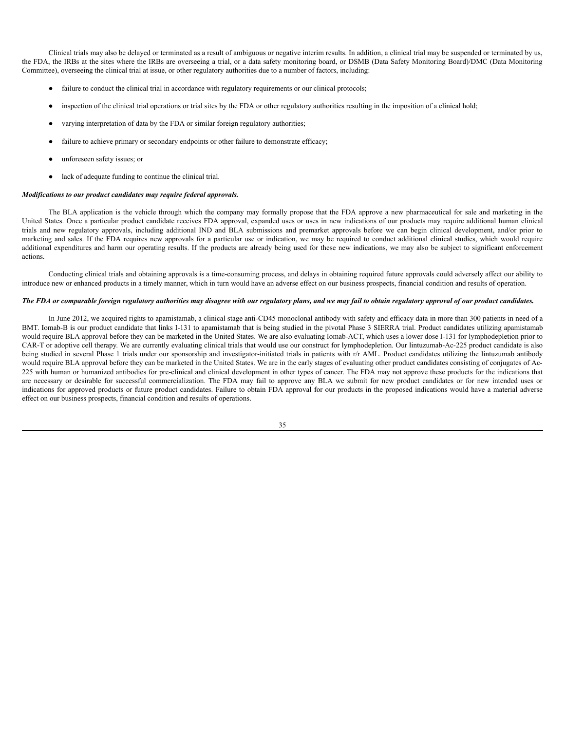Clinical trials may also be delayed or terminated as a result of ambiguous or negative interim results. In addition, a clinical trial may be suspended or terminated by us, the FDA, the IRBs at the sites where the IRBs are overseeing a trial, or a data safety monitoring board, or DSMB (Data Safety Monitoring Board)/DMC (Data Monitoring Committee), overseeing the clinical trial at issue, or other regulatory authorities due to a number of factors, including:

- failure to conduct the clinical trial in accordance with regulatory requirements or our clinical protocols;
- inspection of the clinical trial operations or trial sites by the FDA or other regulatory authorities resulting in the imposition of a clinical hold;
- varying interpretation of data by the FDA or similar foreign regulatory authorities;
- failure to achieve primary or secondary endpoints or other failure to demonstrate efficacy;
- unforeseen safety issues; or
- lack of adequate funding to continue the clinical trial.

***Modifications to our product candidates may require federal approvals.***

The BLA application is the vehicle through which the company may formally propose that the FDA approve a new pharmaceutical for sale and marketing in the United States. Once a particular product candidate receives FDA approval, expanded uses or uses in new indications of our products may require additional human clinical trials and new regulatory approvals, including additional IND and BLA submissions and premarket approvals before we can begin clinical development, and/or prior to marketing and sales. If the FDA requires new approvals for a particular use or indication, we may be required to conduct additional clinical studies, which would require additional expenditures and harm our operating results. If the products are already being used for these new indications, we may also be subject to significant enforcement actions.

Conducting clinical trials and obtaining approvals is a time-consuming process, and delays in obtaining required future approvals could adversely affect our ability to introduce new or enhanced products in a timely manner, which in turn would have an adverse effect on our business prospects, financial condition and results of operation.

***The FDA or comparable foreign regulatory authorities may disagree with our regulatory plans, and we may fail to obtain regulatory approval of our product candidates.***

In June 2012, we acquired rights to apamistamab, a clinical stage anti-CD45 monoclonal antibody with safety and efficacy data in more than 300 patients in need of a BMT. Iomab-B is our product candidate that links I-131 to apamistamab that is being studied in the pivotal Phase 3 SIERRA trial. Product candidates utilizing apamistamab would require BLA approval before they can be marketed in the United States. We are also evaluating Iomab-ACT, which uses a lower dose I-131 for lymphodepletion prior to CAR-T or adoptive cell therapy. We are currently evaluating clinical trials that would use our construct for lymphodepletion. Our lintuzumab-Ac-225 product candidate is also being studied in several Phase 1 trials under our sponsorship and investigator-initiated trials in patients with r/r AML. Product candidates utilizing the lintuzumab antibody would require BLA approval before they can be marketed in the United States. We are in the early stages of evaluating other product candidates consisting of conjugates of Ac-225 with human or humanized antibodies for pre-clinical and clinical development in other types of cancer. The FDA may not approve these products for the indications that are necessary or desirable for successful commercialization. The FDA may fail to approve any BLA we submit for new product candidates or for new intended uses or indications for approved products or future product candidates. Failure to obtain FDA approval for our products in the proposed indications would have a material adverse effect on our business prospects, financial condition and results of operations.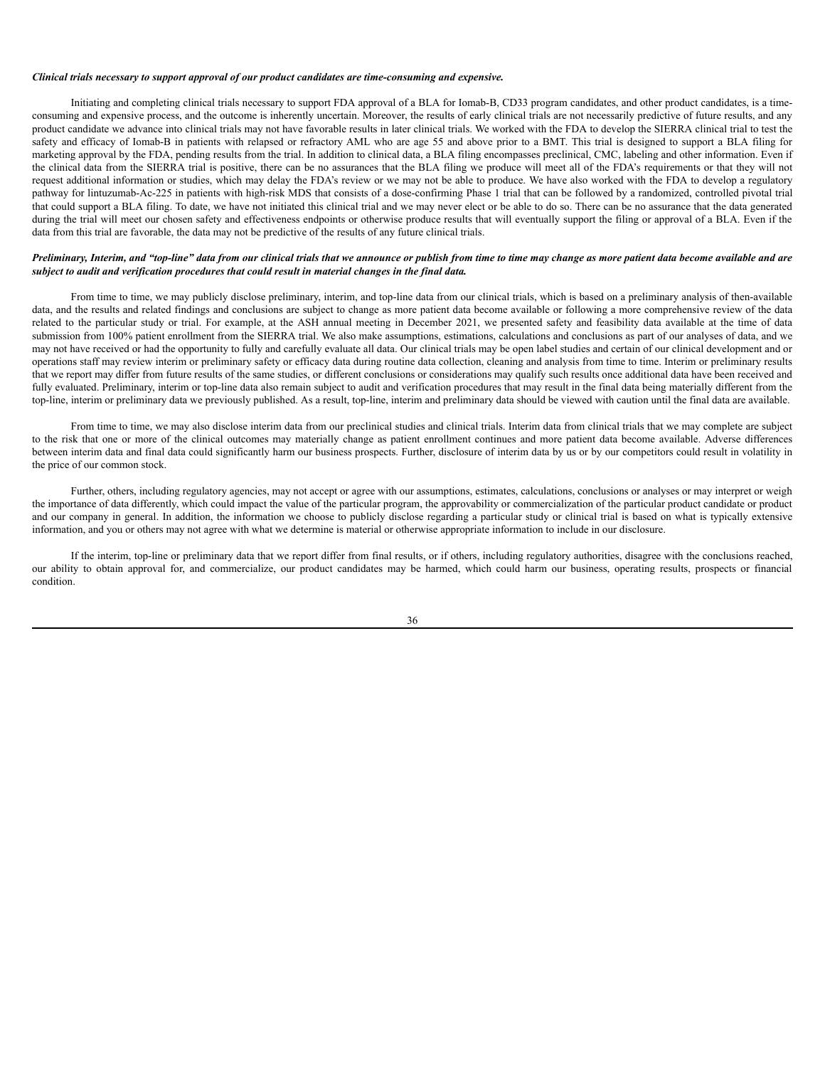***Clinical trials necessary to support approval of our product candidates are time-consuming and expensive.***

Initiating and completing clinical trials necessary to support FDA approval of a BLA for Iomab-B, CD33 program candidates, and other product candidates, is a time-consuming and expensive process, and the outcome is inherently uncertain. Moreover, the results of early clinical trials are not necessarily predictive of future results, and any product candidate we advance into clinical trials may not have favorable results in later clinical trials. We worked with the FDA to develop the SIERRA clinical trial to test the safety and efficacy of Iomab-B in patients with relapsed or refractory AML who are age 55 and above prior to a BMT. This trial is designed to support a BLA filing for marketing approval by the FDA, pending results from the trial. In addition to clinical data, a BLA filing encompasses preclinical, CMC, labeling and other information. Even if the clinical data from the SIERRA trial is positive, there can be no assurances that the BLA filing we produce will meet all of the FDA's requirements or that they will not request additional information or studies, which may delay the FDA's review or we may not be able to produce. We have also worked with the FDA to develop a regulatory pathway for lintuzumab-Ac-225 in patients with high-risk MDS that consists of a dose-confirming Phase 1 trial that can be followed by a randomized, controlled pivotal trial that could support a BLA filing. To date, we have not initiated this clinical trial and we may never elect or be able to do so. There can be no assurance that the data generated during the trial will meet our chosen safety and effectiveness endpoints or otherwise produce results that will eventually support the filing or approval of a BLA. Even if the data from this trial are favorable, the data may not be predictive of the results of any future clinical trials.

***Preliminary, Interim, and "top-line" data from our clinical trials that we announce or publish from time to time may change as more patient data become available and are subject to audit and verification procedures that could result in material changes in the final data.***

From time to time, we may publicly disclose preliminary, interim, and top-line data from our clinical trials, which is based on a preliminary analysis of then-available data, and the results and related findings and conclusions are subject to change as more patient data become available or following a more comprehensive review of the data related to the particular study or trial. For example, at the ASH annual meeting in December 2021, we presented safety and feasibility data available at the time of data submission from 100% patient enrollment from the SIERRA trial. We also make assumptions, estimations, calculations and conclusions as part of our analyses of data, and we may not have received or had the opportunity to fully and carefully evaluate all data. Our clinical trials may be open label studies and certain of our clinical development and or operations staff may review interim or preliminary safety or efficacy data during routine data collection, cleaning and analysis from time to time. Interim or preliminary results that we report may differ from future results of the same studies, or different conclusions or considerations may qualify such results once additional data have been received and fully evaluated. Preliminary, interim or top-line data also remain subject to audit and verification procedures that may result in the final data being materially different from the top-line, interim or preliminary data we previously published. As a result, top-line, interim and preliminary data should be viewed with caution until the final data are available.

From time to time, we may also disclose interim data from our preclinical studies and clinical trials. Interim data from clinical trials that we may complete are subject to the risk that one or more of the clinical outcomes may materially change as patient enrollment continues and more patient data become available. Adverse differences between interim data and final data could significantly harm our business prospects. Further, disclosure of interim data by us or by our competitors could result in volatility in the price of our common stock.

Further, others, including regulatory agencies, may not accept or agree with our assumptions, estimates, calculations, conclusions or analyses or may interpret or weigh the importance of data differently, which could impact the value of the particular program, the approvability or commercialization of the particular product candidate or product and our company in general. In addition, the information we choose to publicly disclose regarding a particular study or clinical trial is based on what is typically extensive information, and you or others may not agree with what we determine is material or otherwise appropriate information to include in our disclosure.

If the interim, top-line or preliminary data that we report differ from final results, or if others, including regulatory authorities, disagree with the conclusions reached, our ability to obtain approval for, and commercialize, our product candidates may be harmed, which could harm our business, operating results, prospects or financial condition.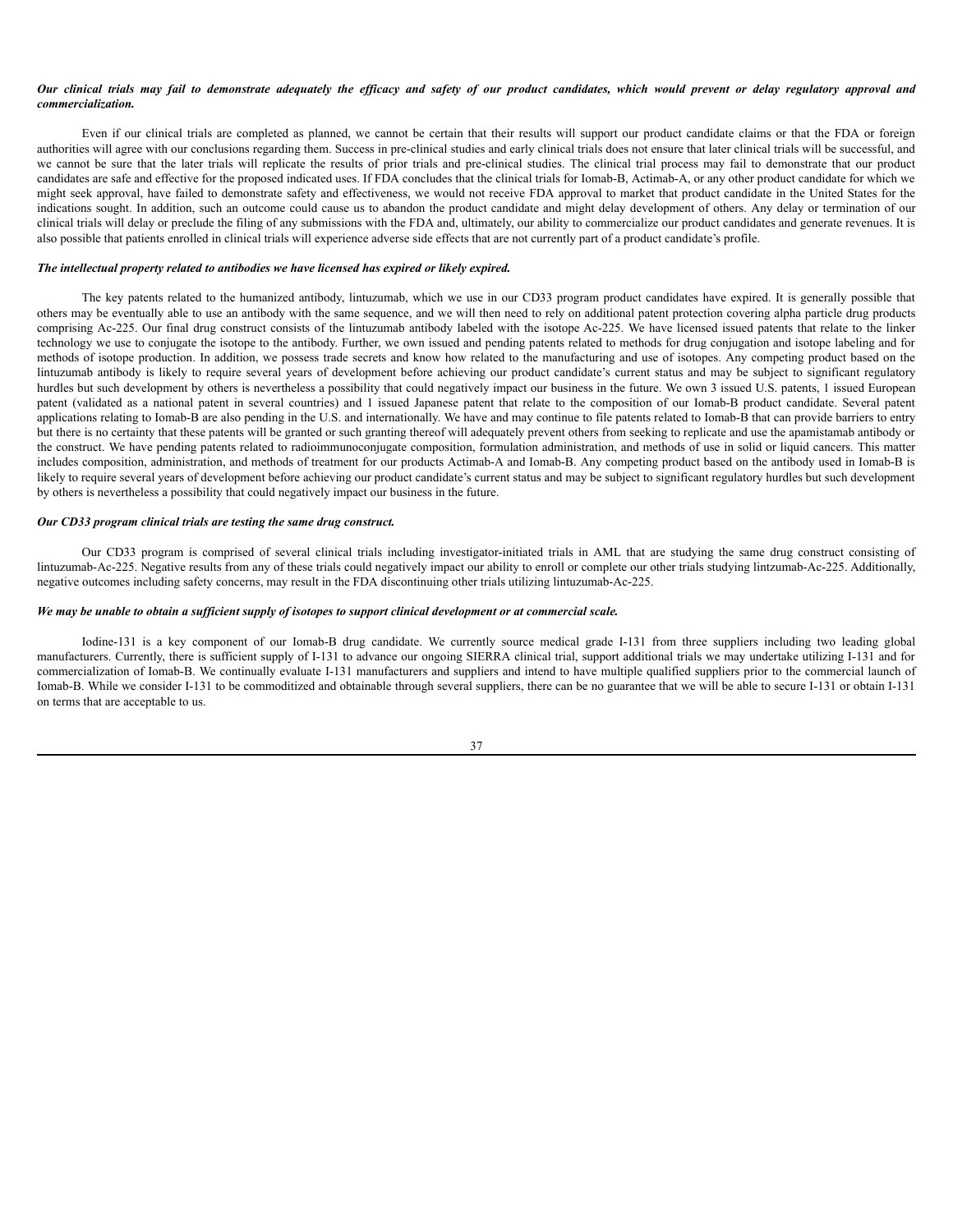***Our clinical trials may fail to demonstrate adequately the efficacy and safety of our product candidates, which would prevent or delay regulatory approval and commercialization.***

Even if our clinical trials are completed as planned, we cannot be certain that their results will support our product candidate claims or that the FDA or foreign authorities will agree with our conclusions regarding them. Success in pre-clinical studies and early clinical trials does not ensure that later clinical trials will be successful, and we cannot be sure that the later trials will replicate the results of prior trials and pre-clinical studies. The clinical trial process may fail to demonstrate that our product candidates are safe and effective for the proposed indicated uses. If FDA concludes that the clinical trials for Iomab-B, Actimab-A, or any other product candidate for which we might seek approval, have failed to demonstrate safety and effectiveness, we would not receive FDA approval to market that product candidate in the United States for the indications sought. In addition, such an outcome could cause us to abandon the product candidate and might delay development of others. Any delay or termination of our clinical trials will delay or preclude the filing of any submissions with the FDA and, ultimately, our ability to commercialize our product candidates and generate revenues. It is also possible that patients enrolled in clinical trials will experience adverse side effects that are not currently part of a product candidate's profile.

***The intellectual property related to antibodies we have licensed has expired or likely expired.***

The key patents related to the humanized antibody, lintuzumab, which we use in our CD33 program product candidates have expired. It is generally possible that others may be eventually able to use an antibody with the same sequence, and we will then need to rely on additional patent protection covering alpha particle drug products comprising Ac-225. Our final drug construct consists of the lintuzumab antibody labeled with the isotope Ac-225. We have licensed issued patents that relate to the linker technology we use to conjugate the isotope to the antibody. Further, we own issued and pending patents related to methods for drug conjugation and isotope labeling and for methods of isotope production. In addition, we possess trade secrets and know how related to the manufacturing and use of isotopes. Any competing product based on the lintuzumab antibody is likely to require several years of development before achieving our product candidate's current status and may be subject to significant regulatory hurdles but such development by others is nevertheless a possibility that could negatively impact our business in the future. We own 3 issued U.S. patents, 1 issued European patent (validated as a national patent in several countries) and 1 issued Japanese patent that relate to the composition of our Iomab-B product candidate. Several patent applications relating to Iomab-B are also pending in the U.S. and internationally. We have and may continue to file patents related to Iomab-B that can provide barriers to entry but there is no certainty that these patents will be granted or such granting thereof will adequately prevent others from seeking to replicate and use the apamistamab antibody or the construct. We have pending patents related to radioimmunoconjugate composition, formulation administration, and methods of use in solid or liquid cancers. This matter includes composition, administration, and methods of treatment for our products Actimab-A and Iomab-B. Any competing product based on the antibody used in Iomab-B is likely to require several years of development before achieving our product candidate's current status and may be subject to significant regulatory hurdles but such development by others is nevertheless a possibility that could negatively impact our business in the future.

***Our CD33 program clinical trials are testing the same drug construct.***

Our CD33 program is comprised of several clinical trials including investigator-initiated trials in AML that are studying the same drug construct consisting of lintuzumab-Ac-225. Negative results from any of these trials could negatively impact our ability to enroll or complete our other trials studying lintzumab-Ac-225. Additionally, negative outcomes including safety concerns, may result in the FDA discontinuing other trials utilizing lintuzumab-Ac-225.

***We may be unable to obtain a sufficient supply of isotopes to support clinical development or at commercial scale.***

Iodine-131 is a key component of our Iomab-B drug candidate. We currently source medical grade I-131 from three suppliers including two leading global manufacturers. Currently, there is sufficient supply of I-131 to advance our ongoing SIERRA clinical trial, support additional trials we may undertake utilizing I-131 and for commercialization of Iomab-B. We continually evaluate I-131 manufacturers and suppliers and intend to have multiple qualified suppliers prior to the commercial launch of Iomab-B. While we consider I-131 to be commoditized and obtainable through several suppliers, there can be no guarantee that we will be able to secure I-131 or obtain I-131 on terms that are acceptable to us.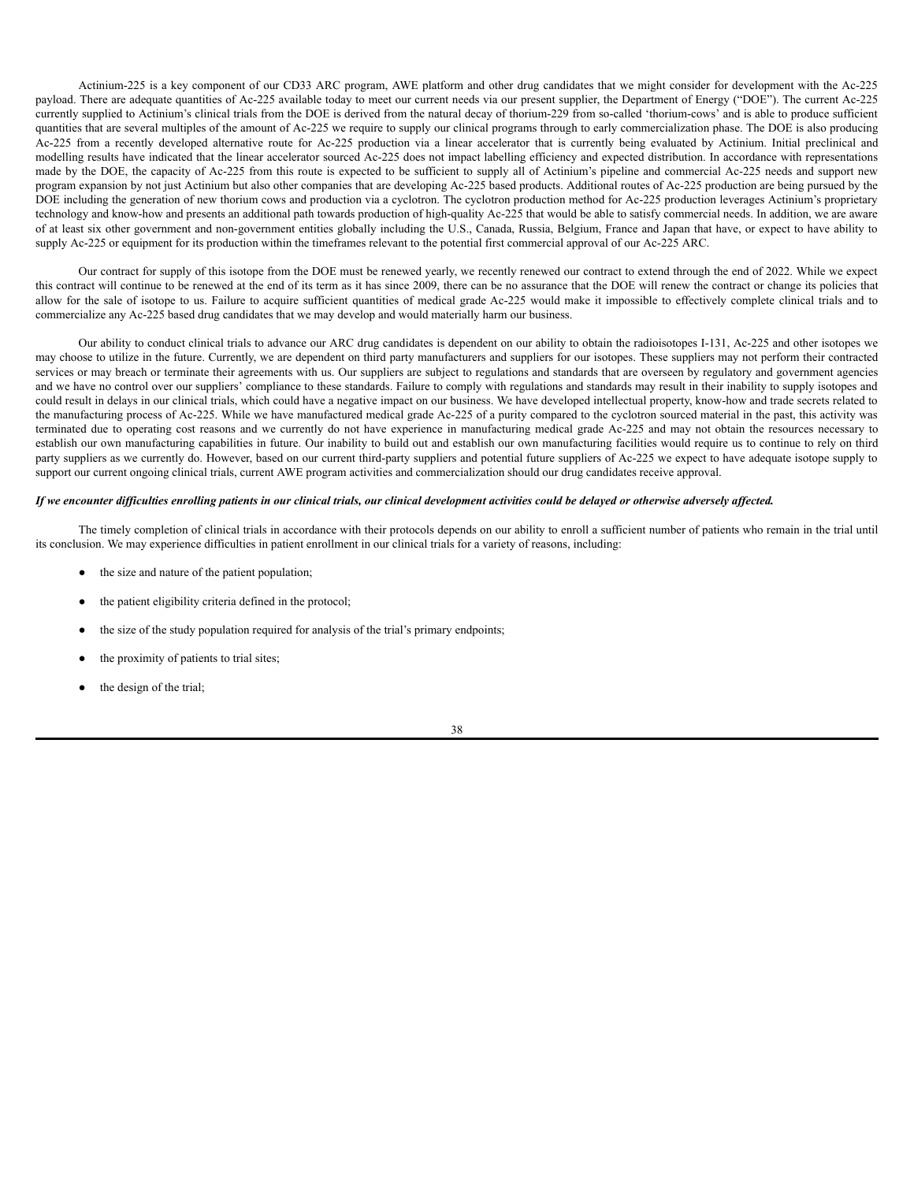Actinium-225 is a key component of our CD33 ARC program, AWE platform and other drug candidates that we might consider for development with the Ac-225 payload. There are adequate quantities of Ac-225 available today to meet our current needs via our present supplier, the Department of Energy ("DOE"). The current Ac-225 currently supplied to Actinium's clinical trials from the DOE is derived from the natural decay of thorium-229 from so-called 'thorium-cows' and is able to produce sufficient quantities that are several multiples of the amount of Ac-225 we require to supply our clinical programs through to early commercialization phase. The DOE is also producing Ac-225 from a recently developed alternative route for Ac-225 production via a linear accelerator that is currently being evaluated by Actinium. Initial preclinical and modelling results have indicated that the linear accelerator sourced Ac-225 does not impact labelling efficiency and expected distribution. In accordance with representations made by the DOE, the capacity of Ac-225 from this route is expected to be sufficient to supply all of Actinium's pipeline and commercial Ac-225 needs and support new program expansion by not just Actinium but also other companies that are developing Ac-225 based products. Additional routes of Ac-225 production are being pursued by the DOE including the generation of new thorium cows and production via a cyclotron. The cyclotron production method for Ac-225 production leverages Actinium's proprietary technology and know-how and presents an additional path towards production of high-quality Ac-225 that would be able to satisfy commercial needs. In addition, we are aware of at least six other government and non-government entities globally including the U.S., Canada, Russia, Belgium, France and Japan that have, or expect to have ability to supply Ac-225 or equipment for its production within the timeframes relevant to the potential first commercial approval of our Ac-225 ARC.

Our contract for supply of this isotope from the DOE must be renewed yearly, we recently renewed our contract to extend through the end of 2022. While we expect this contract will continue to be renewed at the end of its term as it has since 2009, there can be no assurance that the DOE will renew the contract or change its policies that allow for the sale of isotope to us. Failure to acquire sufficient quantities of medical grade Ac-225 would make it impossible to effectively complete clinical trials and to commercialize any Ac-225 based drug candidates that we may develop and would materially harm our business.

Our ability to conduct clinical trials to advance our ARC drug candidates is dependent on our ability to obtain the radioisotopes I-131, Ac-225 and other isotopes we may choose to utilize in the future. Currently, we are dependent on third party manufacturers and suppliers for our isotopes. These suppliers may not perform their contracted services or may breach or terminate their agreements with us. Our suppliers are subject to regulations and standards that are overseen by regulatory and government agencies and we have no control over our suppliers' compliance to these standards. Failure to comply with regulations and standards may result in their inability to supply isotopes and could result in delays in our clinical trials, which could have a negative impact on our business. We have developed intellectual property, know-how and trade secrets related to the manufacturing process of Ac-225. While we have manufactured medical grade Ac-225 of a purity compared to the cyclotron sourced material in the past, this activity was terminated due to operating cost reasons and we currently do not have experience in manufacturing medical grade Ac-225 and may not obtain the resources necessary to establish our own manufacturing capabilities in future. Our inability to build out and establish our own manufacturing facilities would require us to continue to rely on third party suppliers as we currently do. However, based on our current third-party suppliers and potential future suppliers of Ac-225 we expect to have adequate isotope supply to support our current ongoing clinical trials, current AWE program activities and commercialization should our drug candidates receive approval.

***If we encounter difficulties enrolling patients in our clinical trials, our clinical development activities could be delayed or otherwise adversely affected.***

The timely completion of clinical trials in accordance with their protocols depends on our ability to enroll a sufficient number of patients who remain in the trial until its conclusion. We may experience difficulties in patient enrollment in our clinical trials for a variety of reasons, including:

- the size and nature of the patient population;
- the patient eligibility criteria defined in the protocol;
- the size of the study population required for analysis of the trial's primary endpoints;
- the proximity of patients to trial sites;
- the design of the trial;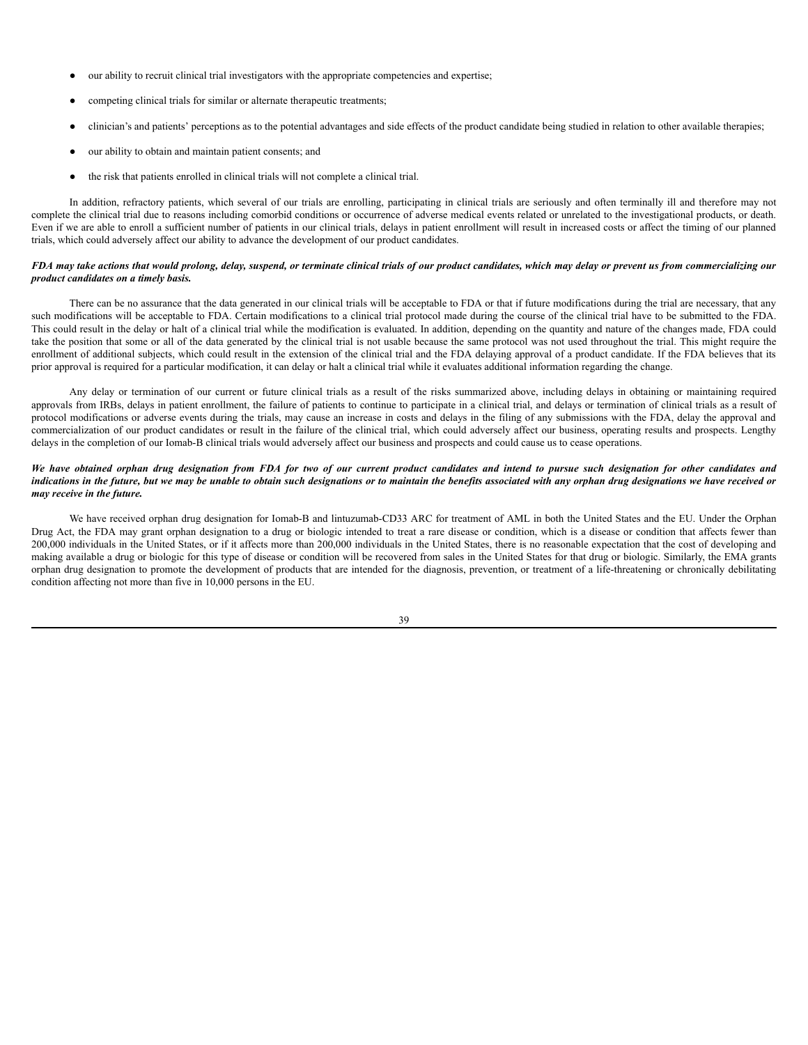- our ability to recruit clinical trial investigators with the appropriate competencies and expertise;
- competing clinical trials for similar or alternate therapeutic treatments;
- clinician's and patients' perceptions as to the potential advantages and side effects of the product candidate being studied in relation to other available therapies;
- our ability to obtain and maintain patient consents; and
- the risk that patients enrolled in clinical trials will not complete a clinical trial.

In addition, refractory patients, which several of our trials are enrolling, participating in clinical trials are seriously and often terminally ill and therefore may not complete the clinical trial due to reasons including comorbid conditions or occurrence of adverse medical events related or unrelated to the investigational products, or death. Even if we are able to enroll a sufficient number of patients in our clinical trials, delays in patient enrollment will result in increased costs or affect the timing of our planned trials, which could adversely affect our ability to advance the development of our product candidates.

***FDA may take actions that would prolong, delay, suspend, or terminate clinical trials of our product candidates, which may delay or prevent us from commercializing our product candidates on a timely basis.***

There can be no assurance that the data generated in our clinical trials will be acceptable to FDA or that if future modifications during the trial are necessary, that any such modifications will be acceptable to FDA. Certain modifications to a clinical trial protocol made during the course of the clinical trial have to be submitted to the FDA. This could result in the delay or halt of a clinical trial while the modification is evaluated. In addition, depending on the quantity and nature of the changes made, FDA could take the position that some or all of the data generated by the clinical trial is not usable because the same protocol was not used throughout the trial. This might require the enrollment of additional subjects, which could result in the extension of the clinical trial and the FDA delaying approval of a product candidate. If the FDA believes that its prior approval is required for a particular modification, it can delay or halt a clinical trial while it evaluates additional information regarding the change.

Any delay or termination of our current or future clinical trials as a result of the risks summarized above, including delays in obtaining or maintaining required approvals from IRBs, delays in patient enrollment, the failure of patients to continue to participate in a clinical trial, and delays or termination of clinical trials as a result of protocol modifications or adverse events during the trials, may cause an increase in costs and delays in the filing of any submissions with the FDA, delay the approval and commercialization of our product candidates or result in the failure of the clinical trial, which could adversely affect our business, operating results and prospects. Lengthy delays in the completion of our Iomab-B clinical trials would adversely affect our business and prospects and could cause us to cease operations.

***We have obtained orphan drug designation from FDA for two of our current product candidates and intend to pursue such designation for other candidates and indications in the future, but we may be unable to obtain such designations or to maintain the benefits associated with any orphan drug designations we have received or may receive in the future.***

We have received orphan drug designation for Iomab-B and lintuzumab-CD33 ARC for treatment of AML in both the United States and the EU. Under the Orphan Drug Act, the FDA may grant orphan designation to a drug or biologic intended to treat a rare disease or condition, which is a disease or condition that affects fewer than 200,000 individuals in the United States, or if it affects more than 200,000 individuals in the United States, there is no reasonable expectation that the cost of developing and making available a drug or biologic for this type of disease or condition will be recovered from sales in the United States for that drug or biologic. Similarly, the EMA grants orphan drug designation to promote the development of products that are intended for the diagnosis, prevention, or treatment of a life-threatening or chronically debilitating condition affecting not more than five in 10,000 persons in the EU.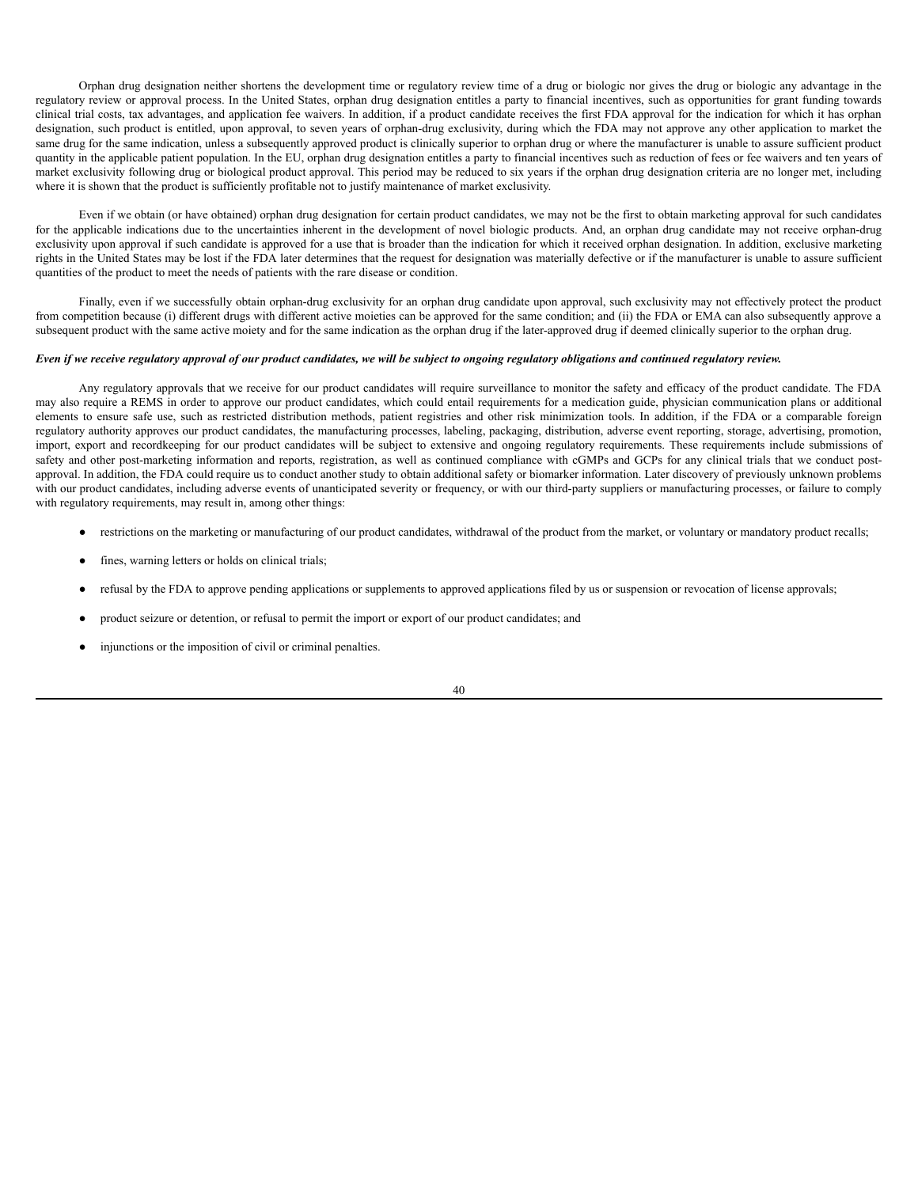Orphan drug designation neither shortens the development time or regulatory review time of a drug or biologic nor gives the drug or biologic any advantage in the regulatory review or approval process. In the United States, orphan drug designation entitles a party to financial incentives, such as opportunities for grant funding towards clinical trial costs, tax advantages, and application fee waivers. In addition, if a product candidate receives the first FDA approval for the indication for which it has orphan designation, such product is entitled, upon approval, to seven years of orphan-drug exclusivity, during which the FDA may not approve any other application to market the same drug for the same indication, unless a subsequently approved product is clinically superior to orphan drug or where the manufacturer is unable to assure sufficient product quantity in the applicable patient population. In the EU, orphan drug designation entitles a party to financial incentives such as reduction of fees or fee waivers and ten years of market exclusivity following drug or biological product approval. This period may be reduced to six years if the orphan drug designation criteria are no longer met, including where it is shown that the product is sufficiently profitable not to justify maintenance of market exclusivity.

Even if we obtain (or have obtained) orphan drug designation for certain product candidates, we may not be the first to obtain marketing approval for such candidates for the applicable indications due to the uncertainties inherent in the development of novel biologic products. And, an orphan drug candidate may not receive orphan-drug exclusivity upon approval if such candidate is approved for a use that is broader than the indication for which it received orphan designation. In addition, exclusive marketing rights in the United States may be lost if the FDA later determines that the request for designation was materially defective or if the manufacturer is unable to assure sufficient quantities of the product to meet the needs of patients with the rare disease or condition.

Finally, even if we successfully obtain orphan-drug exclusivity for an orphan drug candidate upon approval, such exclusivity may not effectively protect the product from competition because (i) different drugs with different active moieties can be approved for the same condition; and (ii) the FDA or EMA can also subsequently approve a subsequent product with the same active moiety and for the same indication as the orphan drug if the later-approved drug if deemed clinically superior to the orphan drug.

***Even if we receive regulatory approval of our product candidates, we will be subject to ongoing regulatory obligations and continued regulatory review.***

Any regulatory approvals that we receive for our product candidates will require surveillance to monitor the safety and efficacy of the product candidate. The FDA may also require a REMS in order to approve our product candidates, which could entail requirements for a medication guide, physician communication plans or additional elements to ensure safe use, such as restricted distribution methods, patient registries and other risk minimization tools. In addition, if the FDA or a comparable foreign regulatory authority approves our product candidates, the manufacturing processes, labeling, packaging, distribution, adverse event reporting, storage, advertising, promotion, import, export and recordkeeping for our product candidates will be subject to extensive and ongoing regulatory requirements. These requirements include submissions of safety and other post-marketing information and reports, registration, as well as continued compliance with cGMPs and GCPs for any clinical trials that we conduct post-approval. In addition, the FDA could require us to conduct another study to obtain additional safety or biomarker information. Later discovery of previously unknown problems with our product candidates, including adverse events of unanticipated severity or frequency, or with our third-party suppliers or manufacturing processes, or failure to comply with regulatory requirements, may result in, among other things:

- restrictions on the marketing or manufacturing of our product candidates, withdrawal of the product from the market, or voluntary or mandatory product recalls;
- fines, warning letters or holds on clinical trials;
- refusal by the FDA to approve pending applications or supplements to approved applications filed by us or suspension or revocation of license approvals;
- product seizure or detention, or refusal to permit the import or export of our product candidates; and
- injunctions or the imposition of civil or criminal penalties.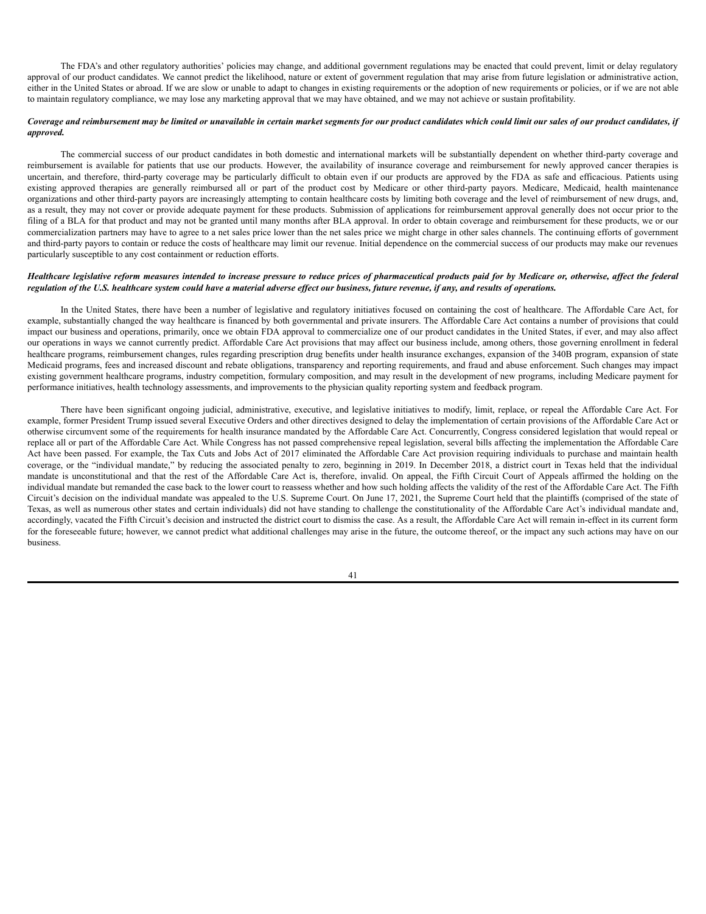The FDA's and other regulatory authorities' policies may change, and additional government regulations may be enacted that could prevent, limit or delay regulatory approval of our product candidates. We cannot predict the likelihood, nature or extent of government regulation that may arise from future legislation or administrative action, either in the United States or abroad. If we are slow or unable to adapt to changes in existing requirements or the adoption of new requirements or policies, or if we are not able to maintain regulatory compliance, we may lose any marketing approval that we may have obtained, and we may not achieve or sustain profitability.

***Coverage and reimbursement may be limited or unavailable in certain market segments for our product candidates which could limit our sales of our product candidates, if approved.***

The commercial success of our product candidates in both domestic and international markets will be substantially dependent on whether third-party coverage and reimbursement is available for patients that use our products. However, the availability of insurance coverage and reimbursement for newly approved cancer therapies is uncertain, and therefore, third-party coverage may be particularly difficult to obtain even if our products are approved by the FDA as safe and efficacious. Patients using existing approved therapies are generally reimbursed all or part of the product cost by Medicare or other third-party payors. Medicare, Medicaid, health maintenance organizations and other third-party payors are increasingly attempting to contain healthcare costs by limiting both coverage and the level of reimbursement of new drugs, and, as a result, they may not cover or provide adequate payment for these products. Submission of applications for reimbursement approval generally does not occur prior to the filing of a BLA for that product and may not be granted until many months after BLA approval. In order to obtain coverage and reimbursement for these products, we or our commercialization partners may have to agree to a net sales price lower than the net sales price we might charge in other sales channels. The continuing efforts of government and third-party payors to contain or reduce the costs of healthcare may limit our revenue. Initial dependence on the commercial success of our products may make our revenues particularly susceptible to any cost containment or reduction efforts.

***Healthcare legislative reform measures intended to increase pressure to reduce prices of pharmaceutical products paid for by Medicare or, otherwise, affect the federal regulation of the U.S. healthcare system could have a material adverse effect our business, future revenue, if any, and results of operations.***

In the United States, there have been a number of legislative and regulatory initiatives focused on containing the cost of healthcare. The Affordable Care Act, for example, substantially changed the way healthcare is financed by both governmental and private insurers. The Affordable Care Act contains a number of provisions that could impact our business and operations, primarily, once we obtain FDA approval to commercialize one of our product candidates in the United States, if ever, and may also affect our operations in ways we cannot currently predict. Affordable Care Act provisions that may affect our business include, among others, those governing enrollment in federal healthcare programs, reimbursement changes, rules regarding prescription drug benefits under health insurance exchanges, expansion of the 340B program, expansion of state Medicaid programs, fees and increased discount and rebate obligations, transparency and reporting requirements, and fraud and abuse enforcement. Such changes may impact existing government healthcare programs, industry competition, formulary composition, and may result in the development of new programs, including Medicare payment for performance initiatives, health technology assessments, and improvements to the physician quality reporting system and feedback program.

There have been significant ongoing judicial, administrative, executive, and legislative initiatives to modify, limit, replace, or repeal the Affordable Care Act. For example, former President Trump issued several Executive Orders and other directives designed to delay the implementation of certain provisions of the Affordable Care Act or otherwise circumvent some of the requirements for health insurance mandated by the Affordable Care Act. Concurrently, Congress considered legislation that would repeal or replace all or part of the Affordable Care Act. While Congress has not passed comprehensive repeal legislation, several bills affecting the implementation the Affordable Care Act have been passed. For example, the Tax Cuts and Jobs Act of 2017 eliminated the Affordable Care Act provision requiring individuals to purchase and maintain health coverage, or the "individual mandate," by reducing the associated penalty to zero, beginning in 2019. In December 2018, a district court in Texas held that the individual mandate is unconstitutional and that the rest of the Affordable Care Act is, therefore, invalid. On appeal, the Fifth Circuit Court of Appeals affirmed the holding on the individual mandate but remanded the case back to the lower court to reassess whether and how such holding affects the validity of the rest of the Affordable Care Act. The Fifth Circuit's decision on the individual mandate was appealed to the U.S. Supreme Court. On June 17, 2021, the Supreme Court held that the plaintiffs (comprised of the state of Texas, as well as numerous other states and certain individuals) did not have standing to challenge the constitutionality of the Affordable Care Act's individual mandate and, accordingly, vacated the Fifth Circuit's decision and instructed the district court to dismiss the case. As a result, the Affordable Care Act will remain in-effect in its current form for the foreseeable future; however, we cannot predict what additional challenges may arise in the future, the outcome thereof, or the impact any such actions may have on our business.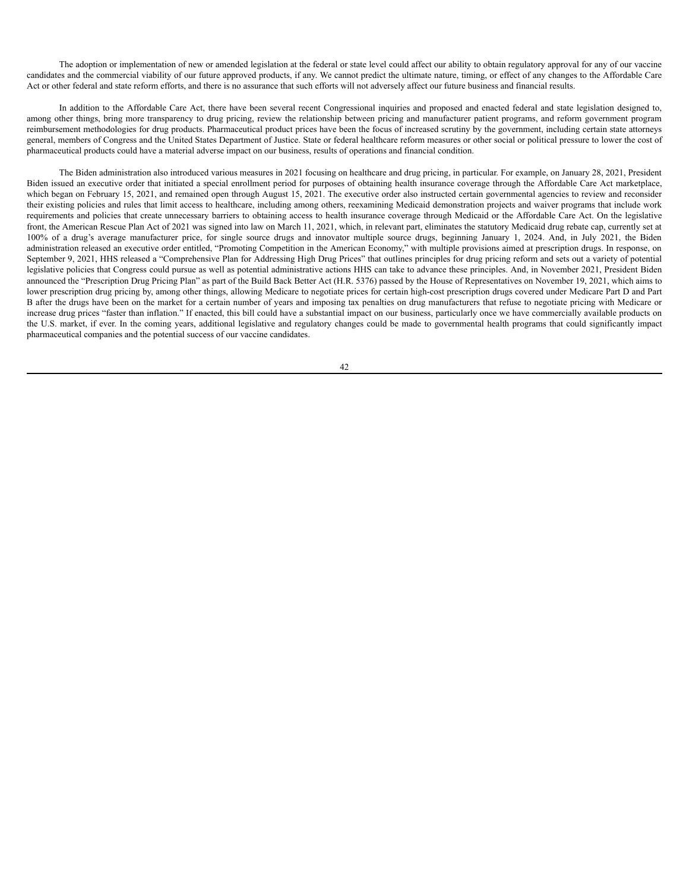The adoption or implementation of new or amended legislation at the federal or state level could affect our ability to obtain regulatory approval for any of our vaccine candidates and the commercial viability of our future approved products, if any. We cannot predict the ultimate nature, timing, or effect of any changes to the Affordable Care Act or other federal and state reform efforts, and there is no assurance that such efforts will not adversely affect our future business and financial results.

In addition to the Affordable Care Act, there have been several recent Congressional inquiries and proposed and enacted federal and state legislation designed to, among other things, bring more transparency to drug pricing, review the relationship between pricing and manufacturer patient programs, and reform government program reimbursement methodologies for drug products. Pharmaceutical product prices have been the focus of increased scrutiny by the government, including certain state attorneys general, members of Congress and the United States Department of Justice. State or federal healthcare reform measures or other social or political pressure to lower the cost of pharmaceutical products could have a material adverse impact on our business, results of operations and financial condition.

The Biden administration also introduced various measures in 2021 focusing on healthcare and drug pricing, in particular. For example, on January 28, 2021, President Biden issued an executive order that initiated a special enrollment period for purposes of obtaining health insurance coverage through the Affordable Care Act marketplace, which began on February 15, 2021, and remained open through August 15, 2021. The executive order also instructed certain governmental agencies to review and reconsider their existing policies and rules that limit access to healthcare, including among others, reexamining Medicaid demonstration projects and waiver programs that include work requirements and policies that create unnecessary barriers to obtaining access to health insurance coverage through Medicaid or the Affordable Care Act. On the legislative front, the American Rescue Plan Act of 2021 was signed into law on March 11, 2021, which, in relevant part, eliminates the statutory Medicaid drug rebate cap, currently set at 100% of a drug's average manufacturer price, for single source drugs and innovator multiple source drugs, beginning January 1, 2024. And, in July 2021, the Biden administration released an executive order entitled, "Promoting Competition in the American Economy," with multiple provisions aimed at prescription drugs. In response, on September 9, 2021, HHS released a "Comprehensive Plan for Addressing High Drug Prices" that outlines principles for drug pricing reform and sets out a variety of potential legislative policies that Congress could pursue as well as potential administrative actions HHS can take to advance these principles. And, in November 2021, President Biden announced the "Prescription Drug Pricing Plan" as part of the Build Back Better Act (H.R. 5376) passed by the House of Representatives on November 19, 2021, which aims to lower prescription drug pricing by, among other things, allowing Medicare to negotiate prices for certain high-cost prescription drugs covered under Medicare Part D and Part B after the drugs have been on the market for a certain number of years and imposing tax penalties on drug manufacturers that refuse to negotiate pricing with Medicare or increase drug prices "faster than inflation." If enacted, this bill could have a substantial impact on our business, particularly once we have commercially available products on the U.S. market, if ever. In the coming years, additional legislative and regulatory changes could be made to governmental health programs that could significantly impact pharmaceutical companies and the potential success of our vaccine candidates.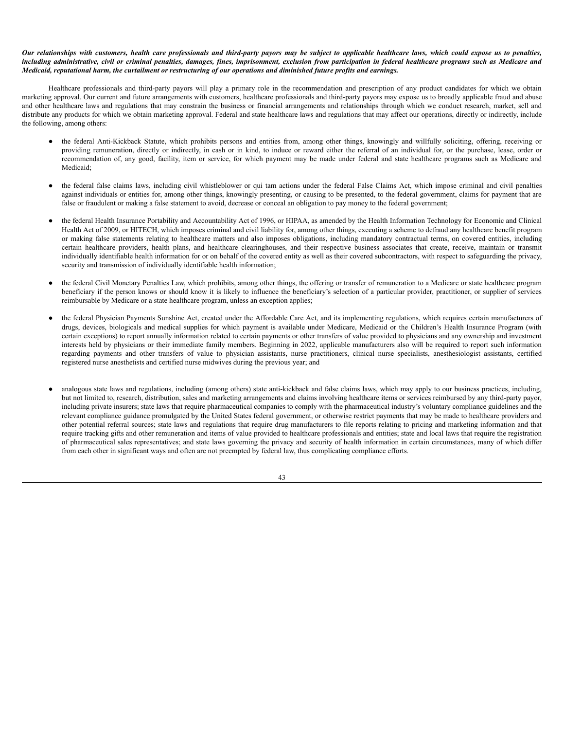***Our relationships with customers, health care professionals and third-party payors may be subject to applicable healthcare laws, which could expose us to penalties, including administrative, civil or criminal penalties, damages, fines, imprisonment, exclusion from participation in federal healthcare programs such as Medicare and Medicaid, reputational harm, the curtailment or restructuring of our operations and diminished future profits and earnings.***

Healthcare professionals and third-party payors will play a primary role in the recommendation and prescription of any product candidates for which we obtain marketing approval. Our current and future arrangements with customers, healthcare professionals and third-party payors may expose us to broadly applicable fraud and abuse and other healthcare laws and regulations that may constrain the business or financial arrangements and relationships through which we conduct research, market, sell and distribute any products for which we obtain marketing approval. Federal and state healthcare laws and regulations that may affect our operations, directly or indirectly, include the following, among others:

- the federal Anti-Kickback Statute, which prohibits persons and entities from, among other things, knowingly and willfully soliciting, offering, receiving or providing remuneration, directly or indirectly, in cash or in kind, to induce or reward either the referral of an individual for, or the purchase, lease, order or recommendation of, any good, facility, item or service, for which payment may be made under federal and state healthcare programs such as Medicare and Medicaid;

- the federal false claims laws, including civil whistleblower or qui tam actions under the federal False Claims Act, which impose criminal and civil penalties against individuals or entities for, among other things, knowingly presenting, or causing to be presented, to the federal government, claims for payment that are false or fraudulent or making a false statement to avoid, decrease or conceal an obligation to pay money to the federal government;

- the federal Health Insurance Portability and Accountability Act of 1996, or HIPAA, as amended by the Health Information Technology for Economic and Clinical Health Act of 2009, or HITECH, which imposes criminal and civil liability for, among other things, executing a scheme to defraud any healthcare benefit program or making false statements relating to healthcare matters and also imposes obligations, including mandatory contractual terms, on covered entities, including certain healthcare providers, health plans, and healthcare clearinghouses, and their respective business associates that create, receive, maintain or transmit individually identifiable health information for or on behalf of the covered entity as well as their covered subcontractors, with respect to safeguarding the privacy, security and transmission of individually identifiable health information;

- the federal Civil Monetary Penalties Law, which prohibits, among other things, the offering or transfer of remuneration to a Medicare or state healthcare program beneficiary if the person knows or should know it is likely to influence the beneficiary's selection of a particular provider, practitioner, or supplier of services reimbursable by Medicare or a state healthcare program, unless an exception applies;

- the federal Physician Payments Sunshine Act, created under the Affordable Care Act, and its implementing regulations, which requires certain manufacturers of drugs, devices, biologicals and medical supplies for which payment is available under Medicare, Medicaid or the Children's Health Insurance Program (with certain exceptions) to report annually information related to certain payments or other transfers of value provided to physicians and any ownership and investment interests held by physicians or their immediate family members. Beginning in 2022, applicable manufacturers also will be required to report such information regarding payments and other transfers of value to physician assistants, nurse practitioners, clinical nurse specialists, anesthesiologist assistants, certified registered nurse anesthetists and certified nurse midwives during the previous year; and

- analogous state laws and regulations, including (among others) state anti-kickback and false claims laws, which may apply to our business practices, including, but not limited to, research, distribution, sales and marketing arrangements and claims involving healthcare items or services reimbursed by any third-party payor, including private insurers; state laws that require pharmaceutical companies to comply with the pharmaceutical industry's voluntary compliance guidelines and the relevant compliance guidance promulgated by the United States federal government, or otherwise restrict payments that may be made to healthcare providers and other potential referral sources; state laws and regulations that require drug manufacturers to file reports relating to pricing and marketing information and that require tracking gifts and other remuneration and items of value provided to healthcare professionals and entities; state and local laws that require the registration of pharmaceutical sales representatives; and state laws governing the privacy and security of health information in certain circumstances, many of which differ from each other in significant ways and often are not preempted by federal law, thus complicating compliance efforts.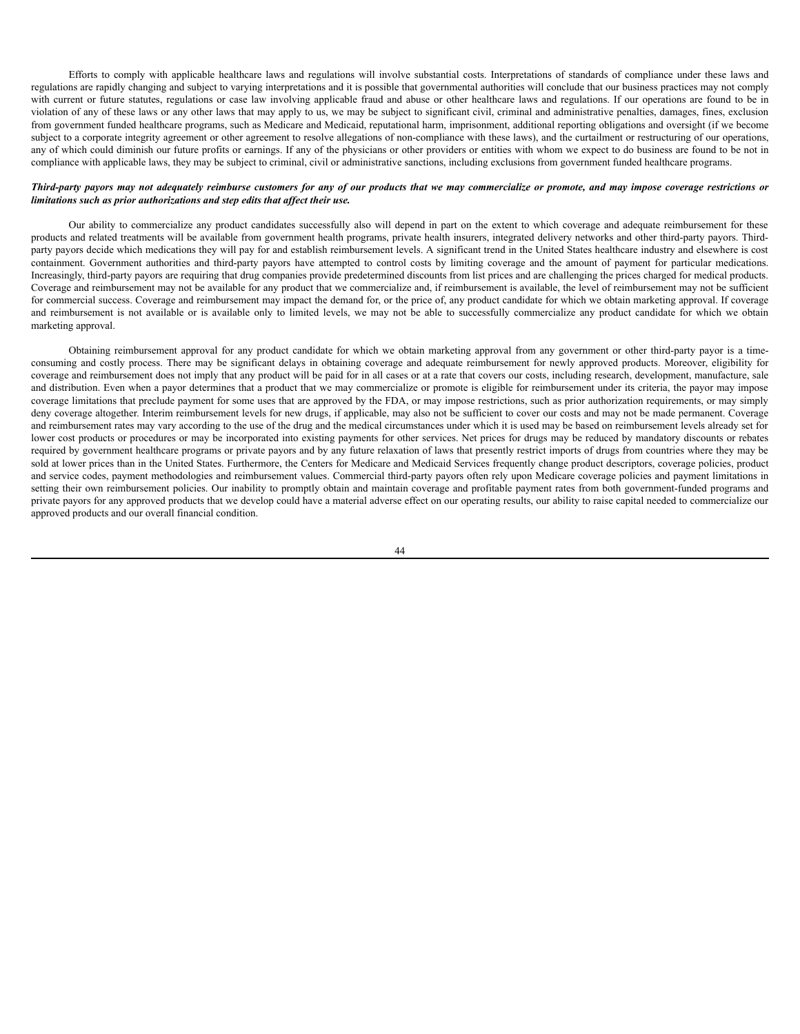Efforts to comply with applicable healthcare laws and regulations will involve substantial costs. Interpretations of standards of compliance under these laws and regulations are rapidly changing and subject to varying interpretations and it is possible that governmental authorities will conclude that our business practices may not comply with current or future statutes, regulations or case law involving applicable fraud and abuse or other healthcare laws and regulations. If our operations are found to be in violation of any of these laws or any other laws that may apply to us, we may be subject to significant civil, criminal and administrative penalties, damages, fines, exclusion from government funded healthcare programs, such as Medicare and Medicaid, reputational harm, imprisonment, additional reporting obligations and oversight (if we become subject to a corporate integrity agreement or other agreement to resolve allegations of non-compliance with these laws), and the curtailment or restructuring of our operations, any of which could diminish our future profits or earnings. If any of the physicians or other providers or entities with whom we expect to do business are found to be not in compliance with applicable laws, they may be subject to criminal, civil or administrative sanctions, including exclusions from government funded healthcare programs.

***Third-party payors may not adequately reimburse customers for any of our products that we may commercialize or promote, and may impose coverage restrictions or limitations such as prior authorizations and step edits that affect their use.***

Our ability to commercialize any product candidates successfully also will depend in part on the extent to which coverage and adequate reimbursement for these products and related treatments will be available from government health programs, private health insurers, integrated delivery networks and other third-party payors. Third-party payors decide which medications they will pay for and establish reimbursement levels. A significant trend in the United States healthcare industry and elsewhere is cost containment. Government authorities and third-party payors have attempted to control costs by limiting coverage and the amount of payment for particular medications. Increasingly, third-party payors are requiring that drug companies provide predetermined discounts from list prices and are challenging the prices charged for medical products. Coverage and reimbursement may not be available for any product that we commercialize and, if reimbursement is available, the level of reimbursement may not be sufficient for commercial success. Coverage and reimbursement may impact the demand for, or the price of, any product candidate for which we obtain marketing approval. If coverage and reimbursement is not available or is available only to limited levels, we may not be able to successfully commercialize any product candidate for which we obtain marketing approval.

Obtaining reimbursement approval for any product candidate for which we obtain marketing approval from any government or other third-party payor is a time-consuming and costly process. There may be significant delays in obtaining coverage and adequate reimbursement for newly approved products. Moreover, eligibility for coverage and reimbursement does not imply that any product will be paid for in all cases or at a rate that covers our costs, including research, development, manufacture, sale and distribution. Even when a payor determines that a product that we may commercialize or promote is eligible for reimbursement under its criteria, the payor may impose coverage limitations that preclude payment for some uses that are approved by the FDA, or may impose restrictions, such as prior authorization requirements, or may simply deny coverage altogether. Interim reimbursement levels for new drugs, if applicable, may also not be sufficient to cover our costs and may not be made permanent. Coverage and reimbursement rates may vary according to the use of the drug and the medical circumstances under which it is used may be based on reimbursement levels already set for lower cost products or procedures or may be incorporated into existing payments for other services. Net prices for drugs may be reduced by mandatory discounts or rebates required by government healthcare programs or private payors and by any future relaxation of laws that presently restrict imports of drugs from countries where they may be sold at lower prices than in the United States. Furthermore, the Centers for Medicare and Medicaid Services frequently change product descriptors, coverage policies, product and service codes, payment methodologies and reimbursement values. Commercial third-party payors often rely upon Medicare coverage policies and payment limitations in setting their own reimbursement policies. Our inability to promptly obtain and maintain coverage and profitable payment rates from both government-funded programs and private payors for any approved products that we develop could have a material adverse effect on our operating results, our ability to raise capital needed to commercialize our approved products and our overall financial condition.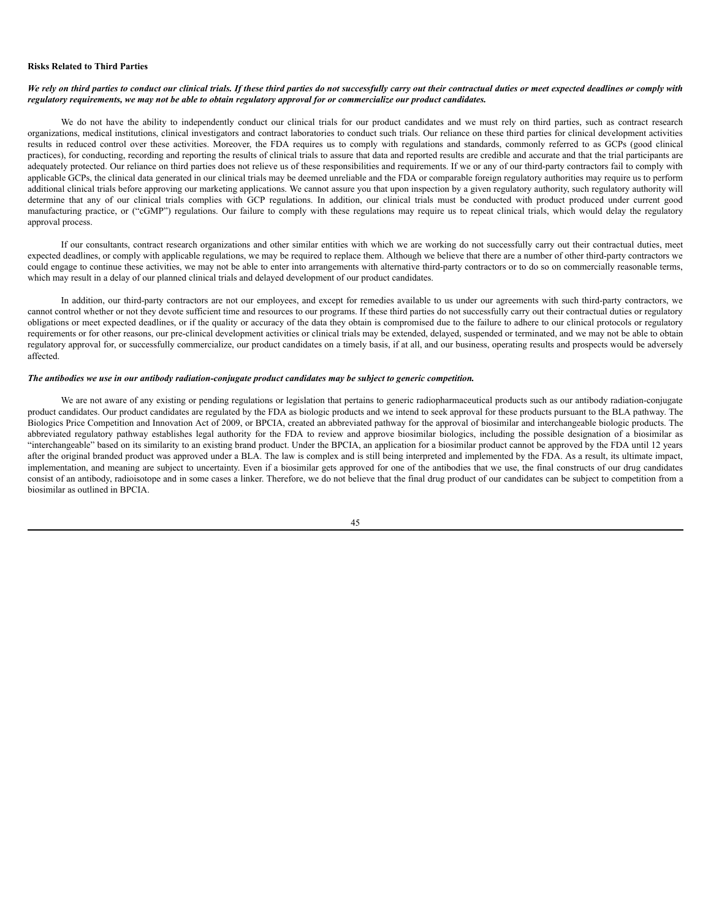**Risks Related to Third Parties**

***We rely on third parties to conduct our clinical trials. If these third parties do not successfully carry out their contractual duties or meet expected deadlines or comply with regulatory requirements, we may not be able to obtain regulatory approval for or commercialize our product candidates.***

We do not have the ability to independently conduct our clinical trials for our product candidates and we must rely on third parties, such as contract research organizations, medical institutions, clinical investigators and contract laboratories to conduct such trials. Our reliance on these third parties for clinical development activities results in reduced control over these activities. Moreover, the FDA requires us to comply with regulations and standards, commonly referred to as GCPs (good clinical practices), for conducting, recording and reporting the results of clinical trials to assure that data and reported results are credible and accurate and that the trial participants are adequately protected. Our reliance on third parties does not relieve us of these responsibilities and requirements. If we or any of our third-party contractors fail to comply with applicable GCPs, the clinical data generated in our clinical trials may be deemed unreliable and the FDA or comparable foreign regulatory authorities may require us to perform additional clinical trials before approving our marketing applications. We cannot assure you that upon inspection by a given regulatory authority, such regulatory authority will determine that any of our clinical trials complies with GCP regulations. In addition, our clinical trials must be conducted with product produced under current good manufacturing practice, or ("cGMP") regulations. Our failure to comply with these regulations may require us to repeat clinical trials, which would delay the regulatory approval process.

If our consultants, contract research organizations and other similar entities with which we are working do not successfully carry out their contractual duties, meet expected deadlines, or comply with applicable regulations, we may be required to replace them. Although we believe that there are a number of other third-party contractors we could engage to continue these activities, we may not be able to enter into arrangements with alternative third-party contractors or to do so on commercially reasonable terms, which may result in a delay of our planned clinical trials and delayed development of our product candidates.

In addition, our third-party contractors are not our employees, and except for remedies available to us under our agreements with such third-party contractors, we cannot control whether or not they devote sufficient time and resources to our programs. If these third parties do not successfully carry out their contractual duties or regulatory obligations or meet expected deadlines, or if the quality or accuracy of the data they obtain is compromised due to the failure to adhere to our clinical protocols or regulatory requirements or for other reasons, our pre-clinical development activities or clinical trials may be extended, delayed, suspended or terminated, and we may not be able to obtain regulatory approval for, or successfully commercialize, our product candidates on a timely basis, if at all, and our business, operating results and prospects would be adversely affected.

***The antibodies we use in our antibody radiation-conjugate product candidates may be subject to generic competition.***

We are not aware of any existing or pending regulations or legislation that pertains to generic radiopharmaceutical products such as our antibody radiation-conjugate product candidates. Our product candidates are regulated by the FDA as biologic products and we intend to seek approval for these products pursuant to the BLA pathway. The Biologics Price Competition and Innovation Act of 2009, or BPCIA, created an abbreviated pathway for the approval of biosimilar and interchangeable biologic products. The abbreviated regulatory pathway establishes legal authority for the FDA to review and approve biosimilar biologics, including the possible designation of a biosimilar as "interchangeable" based on its similarity to an existing brand product. Under the BPCIA, an application for a biosimilar product cannot be approved by the FDA until 12 years after the original branded product was approved under a BLA. The law is complex and is still being interpreted and implemented by the FDA. As a result, its ultimate impact, implementation, and meaning are subject to uncertainty. Even if a biosimilar gets approved for one of the antibodies that we use, the final constructs of our drug candidates consist of an antibody, radioisotope and in some cases a linker. Therefore, we do not believe that the final drug product of our candidates can be subject to competition from a biosimilar as outlined in BPCIA.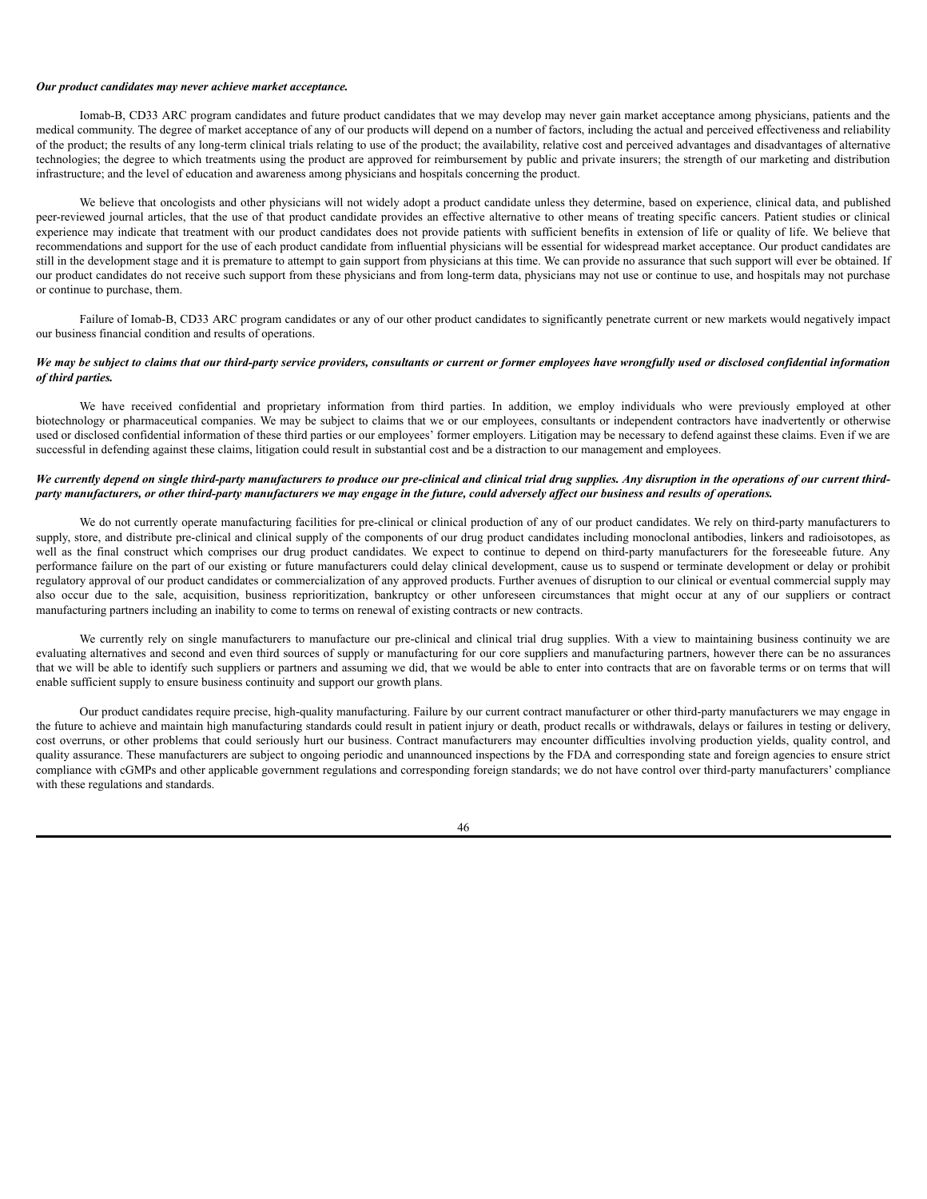***Our product candidates may never achieve market acceptance.***

Iomab-B, CD33 ARC program candidates and future product candidates that we may develop may never gain market acceptance among physicians, patients and the medical community. The degree of market acceptance of any of our products will depend on a number of factors, including the actual and perceived effectiveness and reliability of the product; the results of any long-term clinical trials relating to use of the product; the availability, relative cost and perceived advantages and disadvantages of alternative technologies; the degree to which treatments using the product are approved for reimbursement by public and private insurers; the strength of our marketing and distribution infrastructure; and the level of education and awareness among physicians and hospitals concerning the product.

We believe that oncologists and other physicians will not widely adopt a product candidate unless they determine, based on experience, clinical data, and published peer-reviewed journal articles, that the use of that product candidate provides an effective alternative to other means of treating specific cancers. Patient studies or clinical experience may indicate that treatment with our product candidates does not provide patients with sufficient benefits in extension of life or quality of life. We believe that recommendations and support for the use of each product candidate from influential physicians will be essential for widespread market acceptance. Our product candidates are still in the development stage and it is premature to attempt to gain support from physicians at this time. We can provide no assurance that such support will ever be obtained. If our product candidates do not receive such support from these physicians and from long-term data, physicians may not use or continue to use, and hospitals may not purchase or continue to purchase, them.

Failure of Iomab-B, CD33 ARC program candidates or any of our other product candidates to significantly penetrate current or new markets would negatively impact our business financial condition and results of operations.

***We may be subject to claims that our third-party service providers, consultants or current or former employees have wrongfully used or disclosed confidential information of third parties.***

We have received confidential and proprietary information from third parties. In addition, we employ individuals who were previously employed at other biotechnology or pharmaceutical companies. We may be subject to claims that we or our employees, consultants or independent contractors have inadvertently or otherwise used or disclosed confidential information of these third parties or our employees' former employers. Litigation may be necessary to defend against these claims. Even if we are successful in defending against these claims, litigation could result in substantial cost and be a distraction to our management and employees.

***We currently depend on single third-party manufacturers to produce our pre-clinical and clinical trial drug supplies. Any disruption in the operations of our current third-party manufacturers, or other third-party manufacturers we may engage in the future, could adversely affect our business and results of operations.***

We do not currently operate manufacturing facilities for pre-clinical or clinical production of any of our product candidates. We rely on third-party manufacturers to supply, store, and distribute pre-clinical and clinical supply of the components of our drug product candidates including monoclonal antibodies, linkers and radioisotopes, as well as the final construct which comprises our drug product candidates. We expect to continue to depend on third-party manufacturers for the foreseeable future. Any performance failure on the part of our existing or future manufacturers could delay clinical development, cause us to suspend or terminate development or delay or prohibit regulatory approval of our product candidates or commercialization of any approved products. Further avenues of disruption to our clinical or eventual commercial supply may also occur due to the sale, acquisition, business reprioritization, bankruptcy or other unforeseen circumstances that might occur at any of our suppliers or contract manufacturing partners including an inability to come to terms on renewal of existing contracts or new contracts.

We currently rely on single manufacturers to manufacture our pre-clinical and clinical trial drug supplies. With a view to maintaining business continuity we are evaluating alternatives and second and even third sources of supply or manufacturing for our core suppliers and manufacturing partners, however there can be no assurances that we will be able to identify such suppliers or partners and assuming we did, that we would be able to enter into contracts that are on favorable terms or on terms that will enable sufficient supply to ensure business continuity and support our growth plans.

Our product candidates require precise, high-quality manufacturing. Failure by our current contract manufacturer or other third-party manufacturers we may engage in the future to achieve and maintain high manufacturing standards could result in patient injury or death, product recalls or withdrawals, delays or failures in testing or delivery, cost overruns, or other problems that could seriously hurt our business. Contract manufacturers may encounter difficulties involving production yields, quality control, and quality assurance. These manufacturers are subject to ongoing periodic and unannounced inspections by the FDA and corresponding state and foreign agencies to ensure strict compliance with cGMPs and other applicable government regulations and corresponding foreign standards; we do not have control over third-party manufacturers' compliance with these regulations and standards.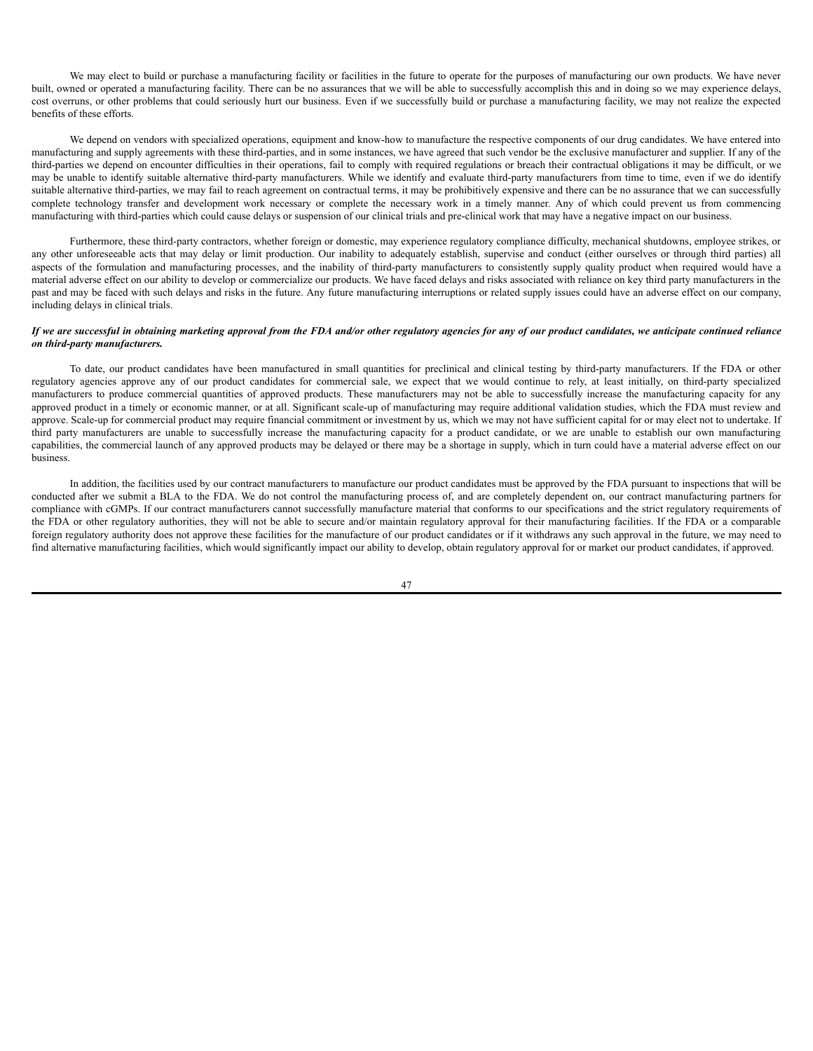We may elect to build or purchase a manufacturing facility or facilities in the future to operate for the purposes of manufacturing our own products. We have never built, owned or operated a manufacturing facility. There can be no assurances that we will be able to successfully accomplish this and in doing so we may experience delays, cost overruns, or other problems that could seriously hurt our business. Even if we successfully build or purchase a manufacturing facility, we may not realize the expected benefits of these efforts.

We depend on vendors with specialized operations, equipment and know-how to manufacture the respective components of our drug candidates. We have entered into manufacturing and supply agreements with these third-parties, and in some instances, we have agreed that such vendor be the exclusive manufacturer and supplier. If any of the third-parties we depend on encounter difficulties in their operations, fail to comply with required regulations or breach their contractual obligations it may be difficult, or we may be unable to identify suitable alternative third-party manufacturers. While we identify and evaluate third-party manufacturers from time to time, even if we do identify suitable alternative third-parties, we may fail to reach agreement on contractual terms, it may be prohibitively expensive and there can be no assurance that we can successfully complete technology transfer and development work necessary or complete the necessary work in a timely manner. Any of which could prevent us from commencing manufacturing with third-parties which could cause delays or suspension of our clinical trials and pre-clinical work that may have a negative impact on our business.

Furthermore, these third-party contractors, whether foreign or domestic, may experience regulatory compliance difficulty, mechanical shutdowns, employee strikes, or any other unforeseeable acts that may delay or limit production. Our inability to adequately establish, supervise and conduct (either ourselves or through third parties) all aspects of the formulation and manufacturing processes, and the inability of third-party manufacturers to consistently supply quality product when required would have a material adverse effect on our ability to develop or commercialize our products. We have faced delays and risks associated with reliance on key third party manufacturers in the past and may be faced with such delays and risks in the future. Any future manufacturing interruptions or related supply issues could have an adverse effect on our company, including delays in clinical trials.

***If we are successful in obtaining marketing approval from the FDA and/or other regulatory agencies for any of our product candidates, we anticipate continued reliance on third-party manufacturers.***

To date, our product candidates have been manufactured in small quantities for preclinical and clinical testing by third-party manufacturers. If the FDA or other regulatory agencies approve any of our product candidates for commercial sale, we expect that we would continue to rely, at least initially, on third-party specialized manufacturers to produce commercial quantities of approved products. These manufacturers may not be able to successfully increase the manufacturing capacity for any approved product in a timely or economic manner, or at all. Significant scale-up of manufacturing may require additional validation studies, which the FDA must review and approve. Scale-up for commercial product may require financial commitment or investment by us, which we may not have sufficient capital for or may elect not to undertake. If third party manufacturers are unable to successfully increase the manufacturing capacity for a product candidate, or we are unable to establish our own manufacturing capabilities, the commercial launch of any approved products may be delayed or there may be a shortage in supply, which in turn could have a material adverse effect on our business.

In addition, the facilities used by our contract manufacturers to manufacture our product candidates must be approved by the FDA pursuant to inspections that will be conducted after we submit a BLA to the FDA. We do not control the manufacturing process of, and are completely dependent on, our contract manufacturing partners for compliance with cGMPs. If our contract manufacturers cannot successfully manufacture material that conforms to our specifications and the strict regulatory requirements of the FDA or other regulatory authorities, they will not be able to secure and/or maintain regulatory approval for their manufacturing facilities. If the FDA or a comparable foreign regulatory authority does not approve these facilities for the manufacture of our product candidates or if it withdraws any such approval in the future, we may need to find alternative manufacturing facilities, which would significantly impact our ability to develop, obtain regulatory approval for or market our product candidates, if approved.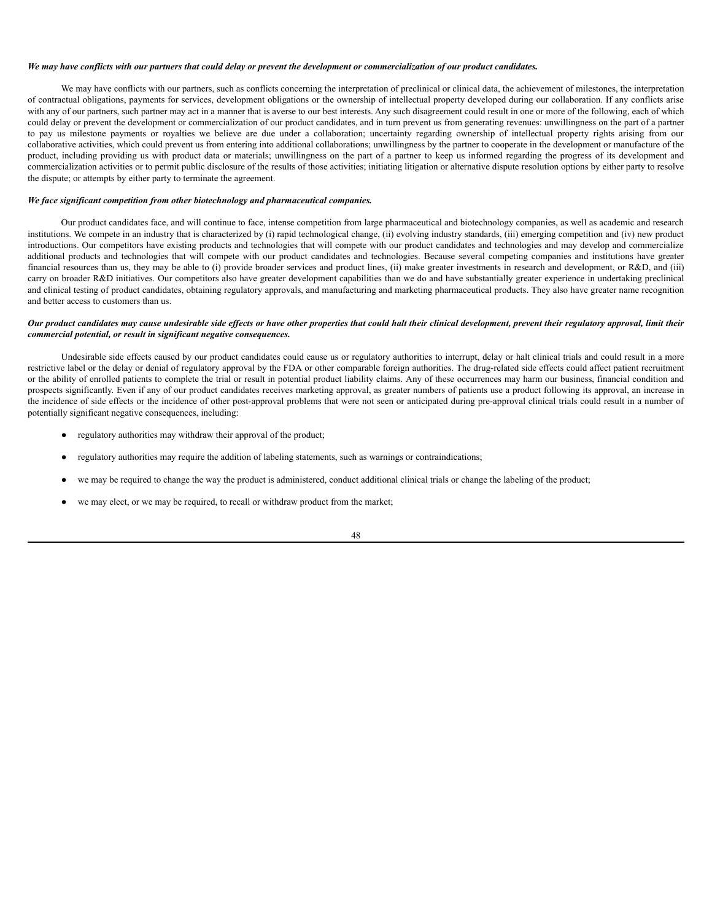***We may have conflicts with our partners that could delay or prevent the development or commercialization of our product candidates.***

We may have conflicts with our partners, such as conflicts concerning the interpretation of preclinical or clinical data, the achievement of milestones, the interpretation of contractual obligations, payments for services, development obligations or the ownership of intellectual property developed during our collaboration. If any conflicts arise with any of our partners, such partner may act in a manner that is averse to our best interests. Any such disagreement could result in one or more of the following, each of which could delay or prevent the development or commercialization of our product candidates, and in turn prevent us from generating revenues: unwillingness on the part of a partner to pay us milestone payments or royalties we believe are due under a collaboration; uncertainty regarding ownership of intellectual property rights arising from our collaborative activities, which could prevent us from entering into additional collaborations; unwillingness by the partner to cooperate in the development or manufacture of the product, including providing us with product data or materials; unwillingness on the part of a partner to keep us informed regarding the progress of its development and commercialization activities or to permit public disclosure of the results of those activities; initiating litigation or alternative dispute resolution options by either party to resolve the dispute; or attempts by either party to terminate the agreement.

***We face significant competition from other biotechnology and pharmaceutical companies.***

Our product candidates face, and will continue to face, intense competition from large pharmaceutical and biotechnology companies, as well as academic and research institutions. We compete in an industry that is characterized by (i) rapid technological change, (ii) evolving industry standards, (iii) emerging competition and (iv) new product introductions. Our competitors have existing products and technologies that will compete with our product candidates and technologies and may develop and commercialize additional products and technologies that will compete with our product candidates and technologies. Because several competing companies and institutions have greater financial resources than us, they may be able to (i) provide broader services and product lines, (ii) make greater investments in research and development, or R&D, and (iii) carry on broader R&D initiatives. Our competitors also have greater development capabilities than we do and have substantially greater experience in undertaking preclinical and clinical testing of product candidates, obtaining regulatory approvals, and manufacturing and marketing pharmaceutical products. They also have greater name recognition and better access to customers than us.

***Our product candidates may cause undesirable side effects or have other properties that could halt their clinical development, prevent their regulatory approval, limit their commercial potential, or result in significant negative consequences.***

Undesirable side effects caused by our product candidates could cause us or regulatory authorities to interrupt, delay or halt clinical trials and could result in a more restrictive label or the delay or denial of regulatory approval by the FDA or other comparable foreign authorities. The drug-related side effects could affect patient recruitment or the ability of enrolled patients to complete the trial or result in potential product liability claims. Any of these occurrences may harm our business, financial condition and prospects significantly. Even if any of our product candidates receives marketing approval, as greater numbers of patients use a product following its approval, an increase in the incidence of side effects or the incidence of other post-approval problems that were not seen or anticipated during pre-approval clinical trials could result in a number of potentially significant negative consequences, including:

- regulatory authorities may withdraw their approval of the product;
- regulatory authorities may require the addition of labeling statements, such as warnings or contraindications;
- we may be required to change the way the product is administered, conduct additional clinical trials or change the labeling of the product;
- we may elect, or we may be required, to recall or withdraw product from the market;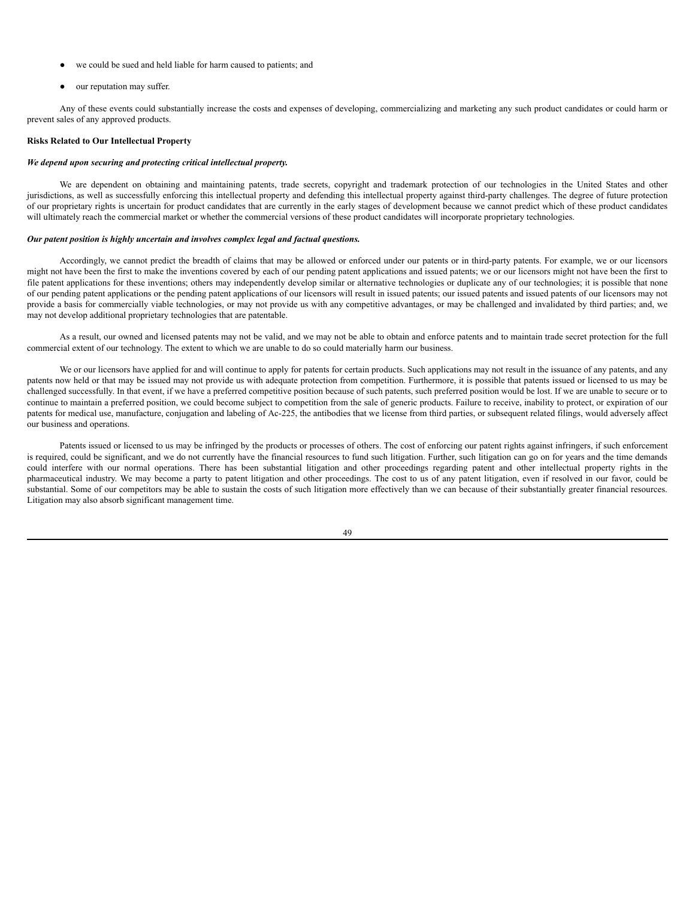- we could be sued and held liable for harm caused to patients; and
- our reputation may suffer.

Any of these events could substantially increase the costs and expenses of developing, commercializing and marketing any such product candidates or could harm or prevent sales of any approved products.

**Risks Related to Our Intellectual Property**

***We depend upon securing and protecting critical intellectual property.***

We are dependent on obtaining and maintaining patents, trade secrets, copyright and trademark protection of our technologies in the United States and other jurisdictions, as well as successfully enforcing this intellectual property and defending this intellectual property against third-party challenges. The degree of future protection of our proprietary rights is uncertain for product candidates that are currently in the early stages of development because we cannot predict which of these product candidates will ultimately reach the commercial market or whether the commercial versions of these product candidates will incorporate proprietary technologies.

***Our patent position is highly uncertain and involves complex legal and factual questions.***

Accordingly, we cannot predict the breadth of claims that may be allowed or enforced under our patents or in third-party patents. For example, we or our licensors might not have been the first to make the inventions covered by each of our pending patent applications and issued patents; we or our licensors might not have been the first to file patent applications for these inventions; others may independently develop similar or alternative technologies or duplicate any of our technologies; it is possible that none of our pending patent applications or the pending patent applications of our licensors will result in issued patents; our issued patents and issued patents of our licensors may not provide a basis for commercially viable technologies, or may not provide us with any competitive advantages, or may be challenged and invalidated by third parties; and, we may not develop additional proprietary technologies that are patentable.

As a result, our owned and licensed patents may not be valid, and we may not be able to obtain and enforce patents and to maintain trade secret protection for the full commercial extent of our technology. The extent to which we are unable to do so could materially harm our business.

We or our licensors have applied for and will continue to apply for patents for certain products. Such applications may not result in the issuance of any patents, and any patents now held or that may be issued may not provide us with adequate protection from competition. Furthermore, it is possible that patents issued or licensed to us may be challenged successfully. In that event, if we have a preferred competitive position because of such patents, such preferred position would be lost. If we are unable to secure or to continue to maintain a preferred position, we could become subject to competition from the sale of generic products. Failure to receive, inability to protect, or expiration of our patents for medical use, manufacture, conjugation and labeling of Ac-225, the antibodies that we license from third parties, or subsequent related filings, would adversely affect our business and operations.

Patents issued or licensed to us may be infringed by the products or processes of others. The cost of enforcing our patent rights against infringers, if such enforcement is required, could be significant, and we do not currently have the financial resources to fund such litigation. Further, such litigation can go on for years and the time demands could interfere with our normal operations. There has been substantial litigation and other proceedings regarding patent and other intellectual property rights in the pharmaceutical industry. We may become a party to patent litigation and other proceedings. The cost to us of any patent litigation, even if resolved in our favor, could be substantial. Some of our competitors may be able to sustain the costs of such litigation more effectively than we can because of their substantially greater financial resources. Litigation may also absorb significant management time.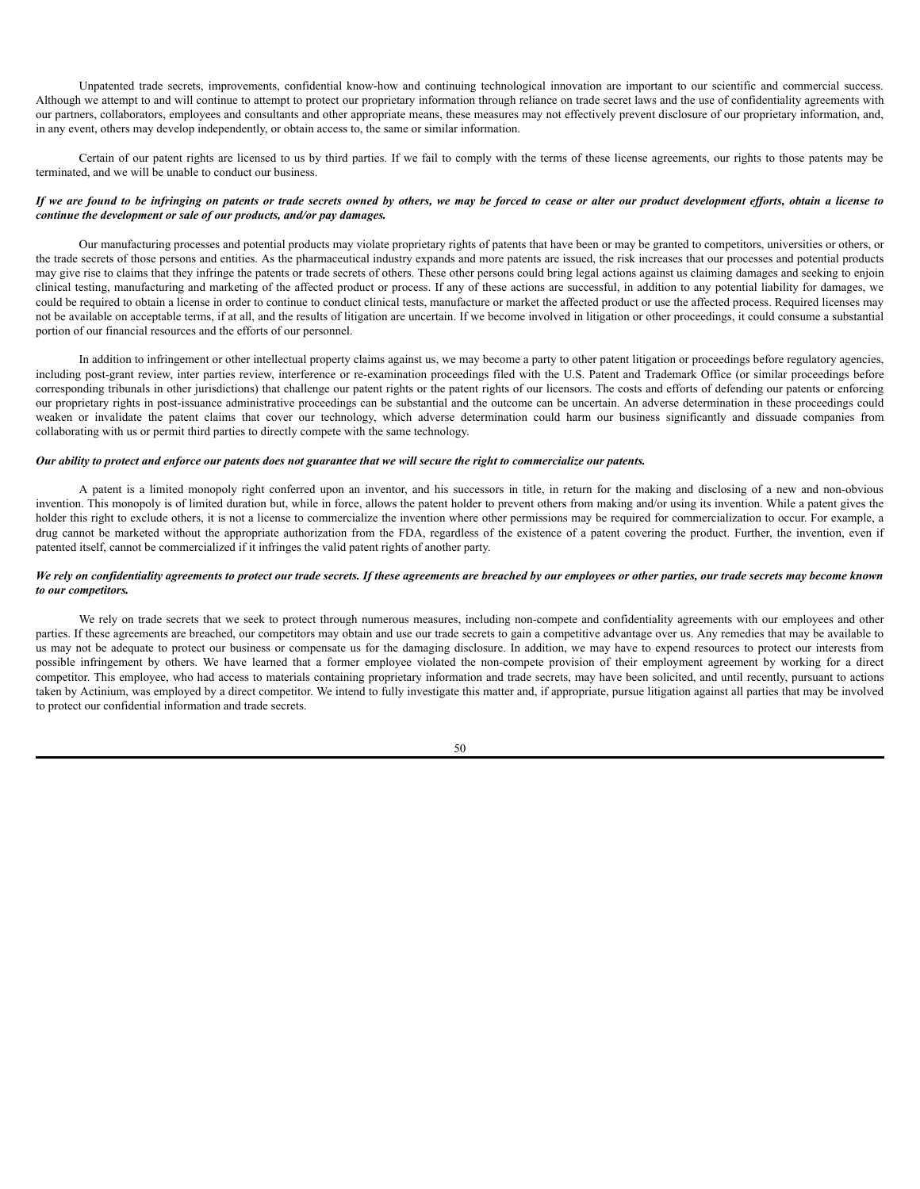Unpatented trade secrets, improvements, confidential know-how and continuing technological innovation are important to our scientific and commercial success. Although we attempt to and will continue to attempt to protect our proprietary information through reliance on trade secret laws and the use of confidentiality agreements with our partners, collaborators, employees and consultants and other appropriate means, these measures may not effectively prevent disclosure of our proprietary information, and, in any event, others may develop independently, or obtain access to, the same or similar information.

Certain of our patent rights are licensed to us by third parties. If we fail to comply with the terms of these license agreements, our rights to those patents may be terminated, and we will be unable to conduct our business.

***If we are found to be infringing on patents or trade secrets owned by others, we may be forced to cease or alter our product development efforts, obtain a license to continue the development or sale of our products, and/or pay damages.***

Our manufacturing processes and potential products may violate proprietary rights of patents that have been or may be granted to competitors, universities or others, or the trade secrets of those persons and entities. As the pharmaceutical industry expands and more patents are issued, the risk increases that our processes and potential products may give rise to claims that they infringe the patents or trade secrets of others. These other persons could bring legal actions against us claiming damages and seeking to enjoin clinical testing, manufacturing and marketing of the affected product or process. If any of these actions are successful, in addition to any potential liability for damages, we could be required to obtain a license in order to continue to conduct clinical tests, manufacture or market the affected product or use the affected process. Required licenses may not be available on acceptable terms, if at all, and the results of litigation are uncertain. If we become involved in litigation or other proceedings, it could consume a substantial portion of our financial resources and the efforts of our personnel.

In addition to infringement or other intellectual property claims against us, we may become a party to other patent litigation or proceedings before regulatory agencies, including post-grant review, inter parties review, interference or re-examination proceedings filed with the U.S. Patent and Trademark Office (or similar proceedings before corresponding tribunals in other jurisdictions) that challenge our patent rights or the patent rights of our licensors. The costs and efforts of defending our patents or enforcing our proprietary rights in post-issuance administrative proceedings can be substantial and the outcome can be uncertain. An adverse determination in these proceedings could weaken or invalidate the patent claims that cover our technology, which adverse determination could harm our business significantly and dissuade companies from collaborating with us or permit third parties to directly compete with the same technology.

***Our ability to protect and enforce our patents does not guarantee that we will secure the right to commercialize our patents.***

A patent is a limited monopoly right conferred upon an inventor, and his successors in title, in return for the making and disclosing of a new and non-obvious invention. This monopoly is of limited duration but, while in force, allows the patent holder to prevent others from making and/or using its invention. While a patent gives the holder this right to exclude others, it is not a license to commercialize the invention where other permissions may be required for commercialization to occur. For example, a drug cannot be marketed without the appropriate authorization from the FDA, regardless of the existence of a patent covering the product. Further, the invention, even if patented itself, cannot be commercialized if it infringes the valid patent rights of another party.

***We rely on confidentiality agreements to protect our trade secrets. If these agreements are breached by our employees or other parties, our trade secrets may become known to our competitors.***

We rely on trade secrets that we seek to protect through numerous measures, including non-compete and confidentiality agreements with our employees and other parties. If these agreements are breached, our competitors may obtain and use our trade secrets to gain a competitive advantage over us. Any remedies that may be available to us may not be adequate to protect our business or compensate us for the damaging disclosure. In addition, we may have to expend resources to protect our interests from possible infringement by others. We have learned that a former employee violated the non-compete provision of their employment agreement by working for a direct competitor. This employee, who had access to materials containing proprietary information and trade secrets, may have been solicited, and until recently, pursuant to actions taken by Actinium, was employed by a direct competitor. We intend to fully investigate this matter and, if appropriate, pursue litigation against all parties that may be involved to protect our confidential information and trade secrets.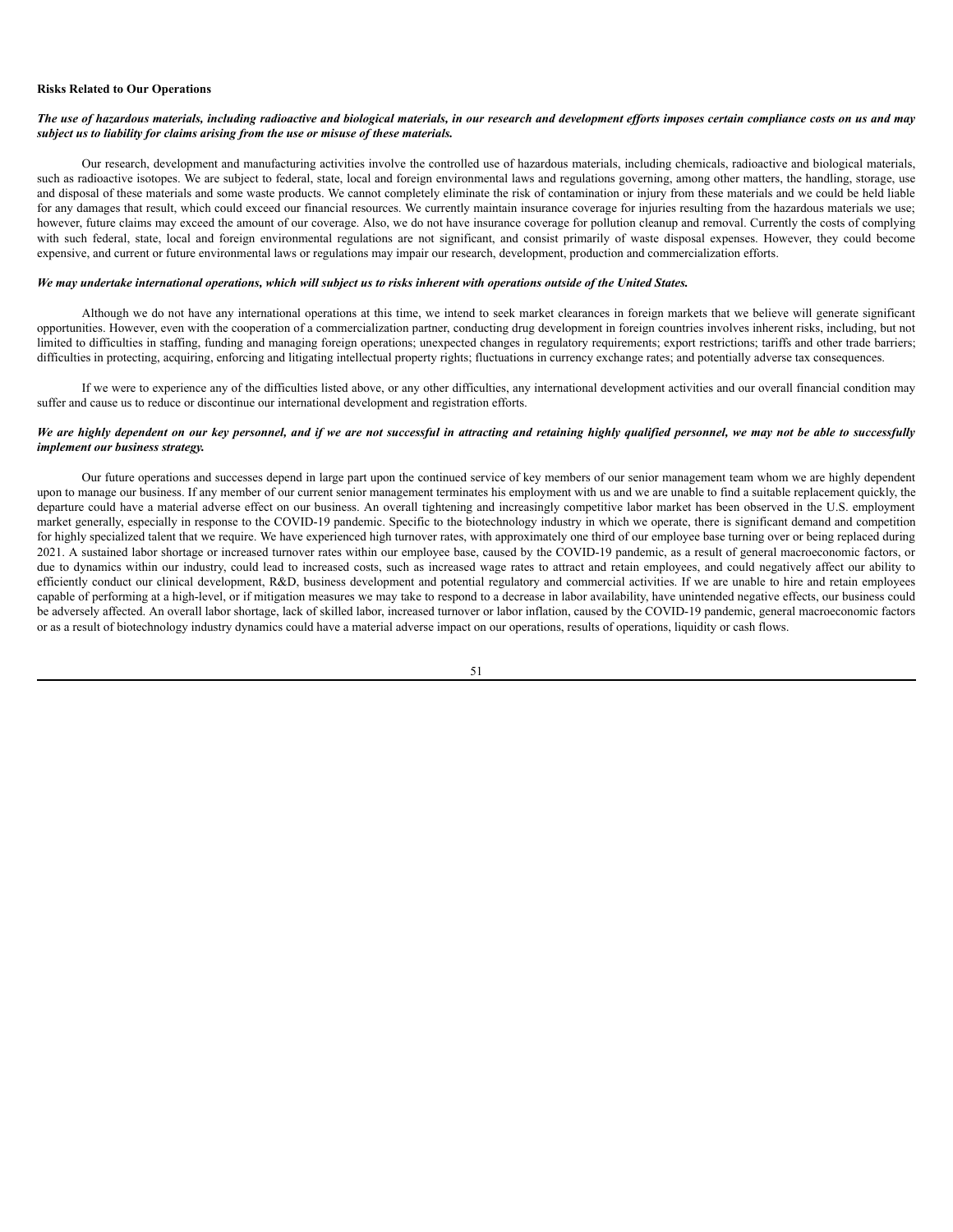**Risks Related to Our Operations**

***The use of hazardous materials, including radioactive and biological materials, in our research and development efforts imposes certain compliance costs on us and may subject us to liability for claims arising from the use or misuse of these materials.***

Our research, development and manufacturing activities involve the controlled use of hazardous materials, including chemicals, radioactive and biological materials, such as radioactive isotopes. We are subject to federal, state, local and foreign environmental laws and regulations governing, among other matters, the handling, storage, use and disposal of these materials and some waste products. We cannot completely eliminate the risk of contamination or injury from these materials and we could be held liable for any damages that result, which could exceed our financial resources. We currently maintain insurance coverage for injuries resulting from the hazardous materials we use; however, future claims may exceed the amount of our coverage. Also, we do not have insurance coverage for pollution cleanup and removal. Currently the costs of complying with such federal, state, local and foreign environmental regulations are not significant, and consist primarily of waste disposal expenses. However, they could become expensive, and current or future environmental laws or regulations may impair our research, development, production and commercialization efforts.

***We may undertake international operations, which will subject us to risks inherent with operations outside of the United States.***

Although we do not have any international operations at this time, we intend to seek market clearances in foreign markets that we believe will generate significant opportunities. However, even with the cooperation of a commercialization partner, conducting drug development in foreign countries involves inherent risks, including, but not limited to difficulties in staffing, funding and managing foreign operations; unexpected changes in regulatory requirements; export restrictions; tariffs and other trade barriers; difficulties in protecting, acquiring, enforcing and litigating intellectual property rights; fluctuations in currency exchange rates; and potentially adverse tax consequences.

If we were to experience any of the difficulties listed above, or any other difficulties, any international development activities and our overall financial condition may suffer and cause us to reduce or discontinue our international development and registration efforts.

***We are highly dependent on our key personnel, and if we are not successful in attracting and retaining highly qualified personnel, we may not be able to successfully implement our business strategy.***

Our future operations and successes depend in large part upon the continued service of key members of our senior management team whom we are highly dependent upon to manage our business. If any member of our current senior management terminates his employment with us and we are unable to find a suitable replacement quickly, the departure could have a material adverse effect on our business. An overall tightening and increasingly competitive labor market has been observed in the U.S. employment market generally, especially in response to the COVID-19 pandemic. Specific to the biotechnology industry in which we operate, there is significant demand and competition for highly specialized talent that we require. We have experienced high turnover rates, with approximately one third of our employee base turning over or being replaced during 2021. A sustained labor shortage or increased turnover rates within our employee base, caused by the COVID-19 pandemic, as a result of general macroeconomic factors, or due to dynamics within our industry, could lead to increased costs, such as increased wage rates to attract and retain employees, and could negatively affect our ability to efficiently conduct our clinical development, R&D, business development and potential regulatory and commercial activities. If we are unable to hire and retain employees capable of performing at a high-level, or if mitigation measures we may take to respond to a decrease in labor availability, have unintended negative effects, our business could be adversely affected. An overall labor shortage, lack of skilled labor, increased turnover or labor inflation, caused by the COVID-19 pandemic, general macroeconomic factors or as a result of biotechnology industry dynamics could have a material adverse impact on our operations, results of operations, liquidity or cash flows.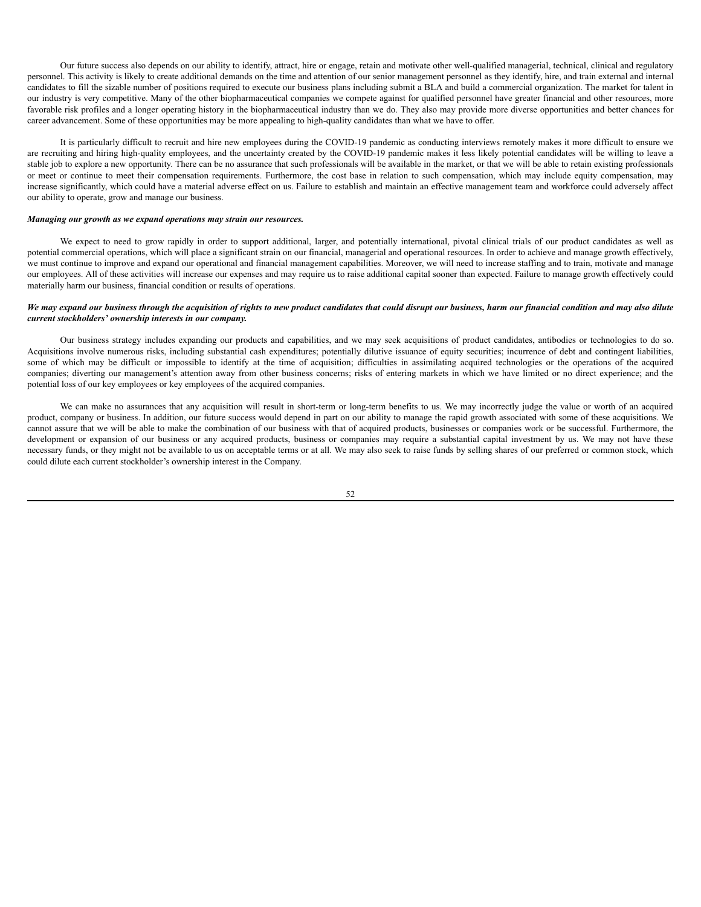Our future success also depends on our ability to identify, attract, hire or engage, retain and motivate other well-qualified managerial, technical, clinical and regulatory personnel. This activity is likely to create additional demands on the time and attention of our senior management personnel as they identify, hire, and train external and internal candidates to fill the sizable number of positions required to execute our business plans including submit a BLA and build a commercial organization. The market for talent in our industry is very competitive. Many of the other biopharmaceutical companies we compete against for qualified personnel have greater financial and other resources, more favorable risk profiles and a longer operating history in the biopharmaceutical industry than we do. They also may provide more diverse opportunities and better chances for career advancement. Some of these opportunities may be more appealing to high-quality candidates than what we have to offer.

It is particularly difficult to recruit and hire new employees during the COVID-19 pandemic as conducting interviews remotely makes it more difficult to ensure we are recruiting and hiring high-quality employees, and the uncertainty created by the COVID-19 pandemic makes it less likely potential candidates will be willing to leave a stable job to explore a new opportunity. There can be no assurance that such professionals will be available in the market, or that we will be able to retain existing professionals or meet or continue to meet their compensation requirements. Furthermore, the cost base in relation to such compensation, which may include equity compensation, may increase significantly, which could have a material adverse effect on us. Failure to establish and maintain an effective management team and workforce could adversely affect our ability to operate, grow and manage our business.

***Managing our growth as we expand operations may strain our resources.***

We expect to need to grow rapidly in order to support additional, larger, and potentially international, pivotal clinical trials of our product candidates as well as potential commercial operations, which will place a significant strain on our financial, managerial and operational resources. In order to achieve and manage growth effectively, we must continue to improve and expand our operational and financial management capabilities. Moreover, we will need to increase staffing and to train, motivate and manage our employees. All of these activities will increase our expenses and may require us to raise additional capital sooner than expected. Failure to manage growth effectively could materially harm our business, financial condition or results of operations.

***We may expand our business through the acquisition of rights to new product candidates that could disrupt our business, harm our financial condition and may also dilute current stockholders' ownership interests in our company.***

Our business strategy includes expanding our products and capabilities, and we may seek acquisitions of product candidates, antibodies or technologies to do so. Acquisitions involve numerous risks, including substantial cash expenditures; potentially dilutive issuance of equity securities; incurrence of debt and contingent liabilities, some of which may be difficult or impossible to identify at the time of acquisition; difficulties in assimilating acquired technologies or the operations of the acquired companies; diverting our management's attention away from other business concerns; risks of entering markets in which we have limited or no direct experience; and the potential loss of our key employees or key employees of the acquired companies.

We can make no assurances that any acquisition will result in short-term or long-term benefits to us. We may incorrectly judge the value or worth of an acquired product, company or business. In addition, our future success would depend in part on our ability to manage the rapid growth associated with some of these acquisitions. We cannot assure that we will be able to make the combination of our business with that of acquired products, businesses or companies work or be successful. Furthermore, the development or expansion of our business or any acquired products, business or companies may require a substantial capital investment by us. We may not have these necessary funds, or they might not be available to us on acceptable terms or at all. We may also seek to raise funds by selling shares of our preferred or common stock, which could dilute each current stockholder's ownership interest in the Company.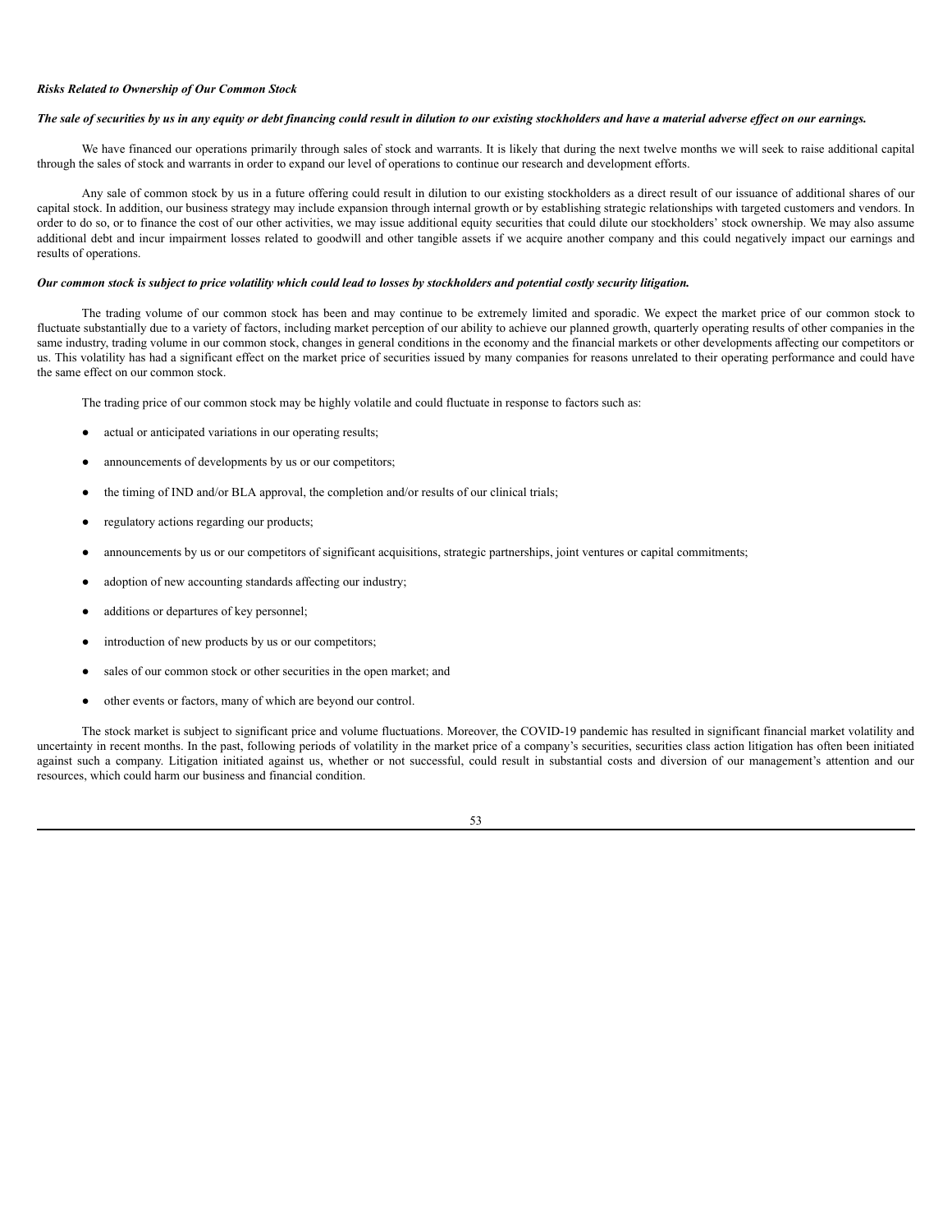***Risks Related to Ownership of Our Common Stock***

***The sale of securities by us in any equity or debt financing could result in dilution to our existing stockholders and have a material adverse effect on our earnings.***

We have financed our operations primarily through sales of stock and warrants. It is likely that during the next twelve months we will seek to raise additional capital through the sales of stock and warrants in order to expand our level of operations to continue our research and development efforts.

Any sale of common stock by us in a future offering could result in dilution to our existing stockholders as a direct result of our issuance of additional shares of our capital stock. In addition, our business strategy may include expansion through internal growth or by establishing strategic relationships with targeted customers and vendors. In order to do so, or to finance the cost of our other activities, we may issue additional equity securities that could dilute our stockholders' stock ownership. We may also assume additional debt and incur impairment losses related to goodwill and other tangible assets if we acquire another company and this could negatively impact our earnings and results of operations.

***Our common stock is subject to price volatility which could lead to losses by stockholders and potential costly security litigation.***

The trading volume of our common stock has been and may continue to be extremely limited and sporadic. We expect the market price of our common stock to fluctuate substantially due to a variety of factors, including market perception of our ability to achieve our planned growth, quarterly operating results of other companies in the same industry, trading volume in our common stock, changes in general conditions in the economy and the financial markets or other developments affecting our competitors or us. This volatility has had a significant effect on the market price of securities issued by many companies for reasons unrelated to their operating performance and could have the same effect on our common stock.

The trading price of our common stock may be highly volatile and could fluctuate in response to factors such as:

- actual or anticipated variations in our operating results;
- announcements of developments by us or our competitors;
- the timing of IND and/or BLA approval, the completion and/or results of our clinical trials;
- regulatory actions regarding our products;
- announcements by us or our competitors of significant acquisitions, strategic partnerships, joint ventures or capital commitments;
- adoption of new accounting standards affecting our industry;
- additions or departures of key personnel;
- introduction of new products by us or our competitors;
- sales of our common stock or other securities in the open market; and
- other events or factors, many of which are beyond our control.

The stock market is subject to significant price and volume fluctuations. Moreover, the COVID-19 pandemic has resulted in significant financial market volatility and uncertainty in recent months. In the past, following periods of volatility in the market price of a company's securities, securities class action litigation has often been initiated against such a company. Litigation initiated against us, whether or not successful, could result in substantial costs and diversion of our management's attention and our resources, which could harm our business and financial condition.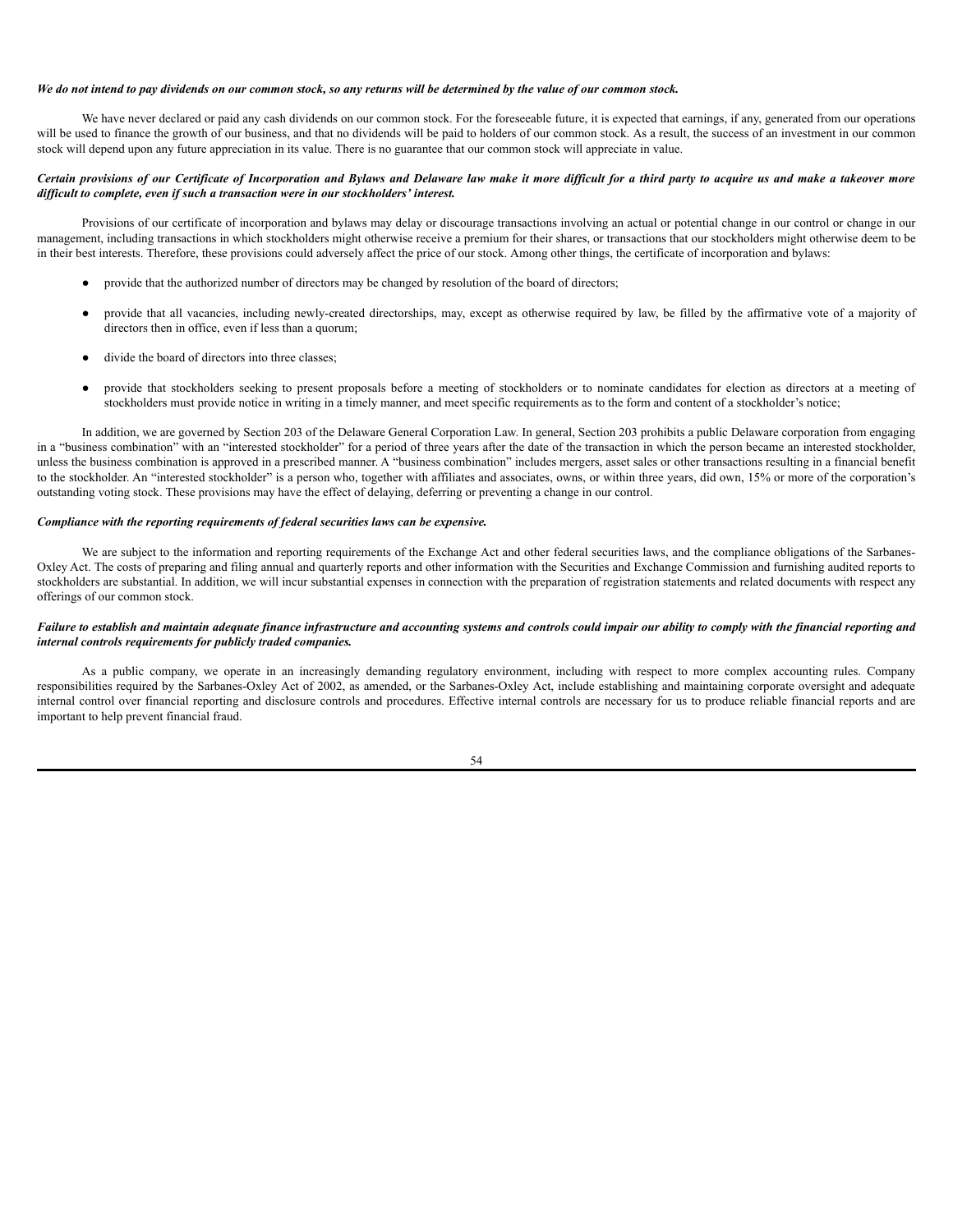***We do not intend to pay dividends on our common stock, so any returns will be determined by the value of our common stock.***

We have never declared or paid any cash dividends on our common stock. For the foreseeable future, it is expected that earnings, if any, generated from our operations will be used to finance the growth of our business, and that no dividends will be paid to holders of our common stock. As a result, the success of an investment in our common stock will depend upon any future appreciation in its value. There is no guarantee that our common stock will appreciate in value.

***Certain provisions of our Certificate of Incorporation and Bylaws and Delaware law make it more difficult for a third party to acquire us and make a takeover more difficult to complete, even if such a transaction were in our stockholders' interest.***

Provisions of our certificate of incorporation and bylaws may delay or discourage transactions involving an actual or potential change in our control or change in our management, including transactions in which stockholders might otherwise receive a premium for their shares, or transactions that our stockholders might otherwise deem to be in their best interests. Therefore, these provisions could adversely affect the price of our stock. Among other things, the certificate of incorporation and bylaws:

- provide that the authorized number of directors may be changed by resolution of the board of directors;
- provide that all vacancies, including newly-created directorships, may, except as otherwise required by law, be filled by the affirmative vote of a majority of directors then in office, even if less than a quorum;
- divide the board of directors into three classes;
- provide that stockholders seeking to present proposals before a meeting of stockholders or to nominate candidates for election as directors at a meeting of stockholders must provide notice in writing in a timely manner, and meet specific requirements as to the form and content of a stockholder's notice;

In addition, we are governed by Section 203 of the Delaware General Corporation Law. In general, Section 203 prohibits a public Delaware corporation from engaging in a "business combination" with an "interested stockholder" for a period of three years after the date of the transaction in which the person became an interested stockholder, unless the business combination is approved in a prescribed manner. A "business combination" includes mergers, asset sales or other transactions resulting in a financial benefit to the stockholder. An "interested stockholder" is a person who, together with affiliates and associates, owns, or within three years, did own, 15% or more of the corporation's outstanding voting stock. These provisions may have the effect of delaying, deferring or preventing a change in our control.

***Compliance with the reporting requirements of federal securities laws can be expensive.***

We are subject to the information and reporting requirements of the Exchange Act and other federal securities laws, and the compliance obligations of the Sarbanes-Oxley Act. The costs of preparing and filing annual and quarterly reports and other information with the Securities and Exchange Commission and furnishing audited reports to stockholders are substantial. In addition, we will incur substantial expenses in connection with the preparation of registration statements and related documents with respect any offerings of our common stock.

***Failure to establish and maintain adequate finance infrastructure and accounting systems and controls could impair our ability to comply with the financial reporting and internal controls requirements for publicly traded companies.***

As a public company, we operate in an increasingly demanding regulatory environment, including with respect to more complex accounting rules. Company responsibilities required by the Sarbanes-Oxley Act of 2002, as amended, or the Sarbanes-Oxley Act, include establishing and maintaining corporate oversight and adequate internal control over financial reporting and disclosure controls and procedures. Effective internal controls are necessary for us to produce reliable financial reports and are important to help prevent financial fraud.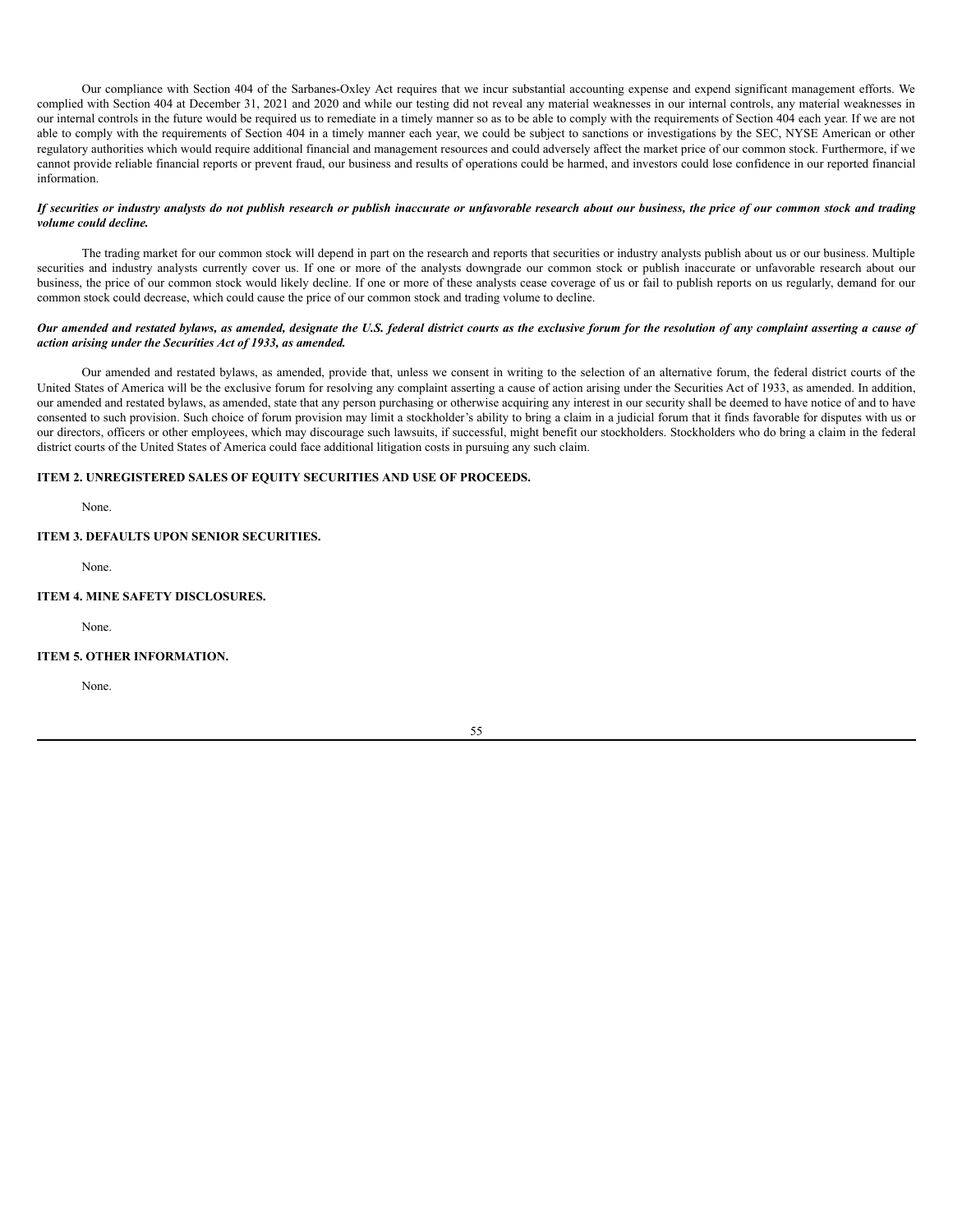Our compliance with Section 404 of the Sarbanes-Oxley Act requires that we incur substantial accounting expense and expend significant management efforts. We complied with Section 404 at December 31, 2021 and 2020 and while our testing did not reveal any material weaknesses in our internal controls, any material weaknesses in our internal controls in the future would be required us to remediate in a timely manner so as to be able to comply with the requirements of Section 404 each year. If we are not able to comply with the requirements of Section 404 in a timely manner each year, we could be subject to sanctions or investigations by the SEC, NYSE American or other regulatory authorities which would require additional financial and management resources and could adversely affect the market price of our common stock. Furthermore, if we cannot provide reliable financial reports or prevent fraud, our business and results of operations could be harmed, and investors could lose confidence in our reported financial information.

***If securities or industry analysts do not publish research or publish inaccurate or unfavorable research about our business, the price of our common stock and trading volume could decline.***

The trading market for our common stock will depend in part on the research and reports that securities or industry analysts publish about us or our business. Multiple securities and industry analysts currently cover us. If one or more of the analysts downgrade our common stock or publish inaccurate or unfavorable research about our business, the price of our common stock would likely decline. If one or more of these analysts cease coverage of us or fail to publish reports on us regularly, demand for our common stock could decrease, which could cause the price of our common stock and trading volume to decline.

***Our amended and restated bylaws, as amended, designate the U.S. federal district courts as the exclusive forum for the resolution of any complaint asserting a cause of action arising under the Securities Act of 1933, as amended.***

Our amended and restated bylaws, as amended, provide that, unless we consent in writing to the selection of an alternative forum, the federal district courts of the United States of America will be the exclusive forum for resolving any complaint asserting a cause of action arising under the Securities Act of 1933, as amended. In addition, our amended and restated bylaws, as amended, state that any person purchasing or otherwise acquiring any interest in our security shall be deemed to have notice of and to have consented to such provision. Such choice of forum provision may limit a stockholder's ability to bring a claim in a judicial forum that it finds favorable for disputes with us or our directors, officers or other employees, which may discourage such lawsuits, if successful, might benefit our stockholders. Stockholders who do bring a claim in the federal district courts of the United States of America could face additional litigation costs in pursuing any such claim.

**ITEM 2. UNREGISTERED SALES OF EQUITY SECURITIES AND USE OF PROCEEDS.**

None.

**ITEM 3. DEFAULTS UPON SENIOR SECURITIES.**

None.

**ITEM 4. MINE SAFETY DISCLOSURES.**

None.

**ITEM 5. OTHER INFORMATION.**

None.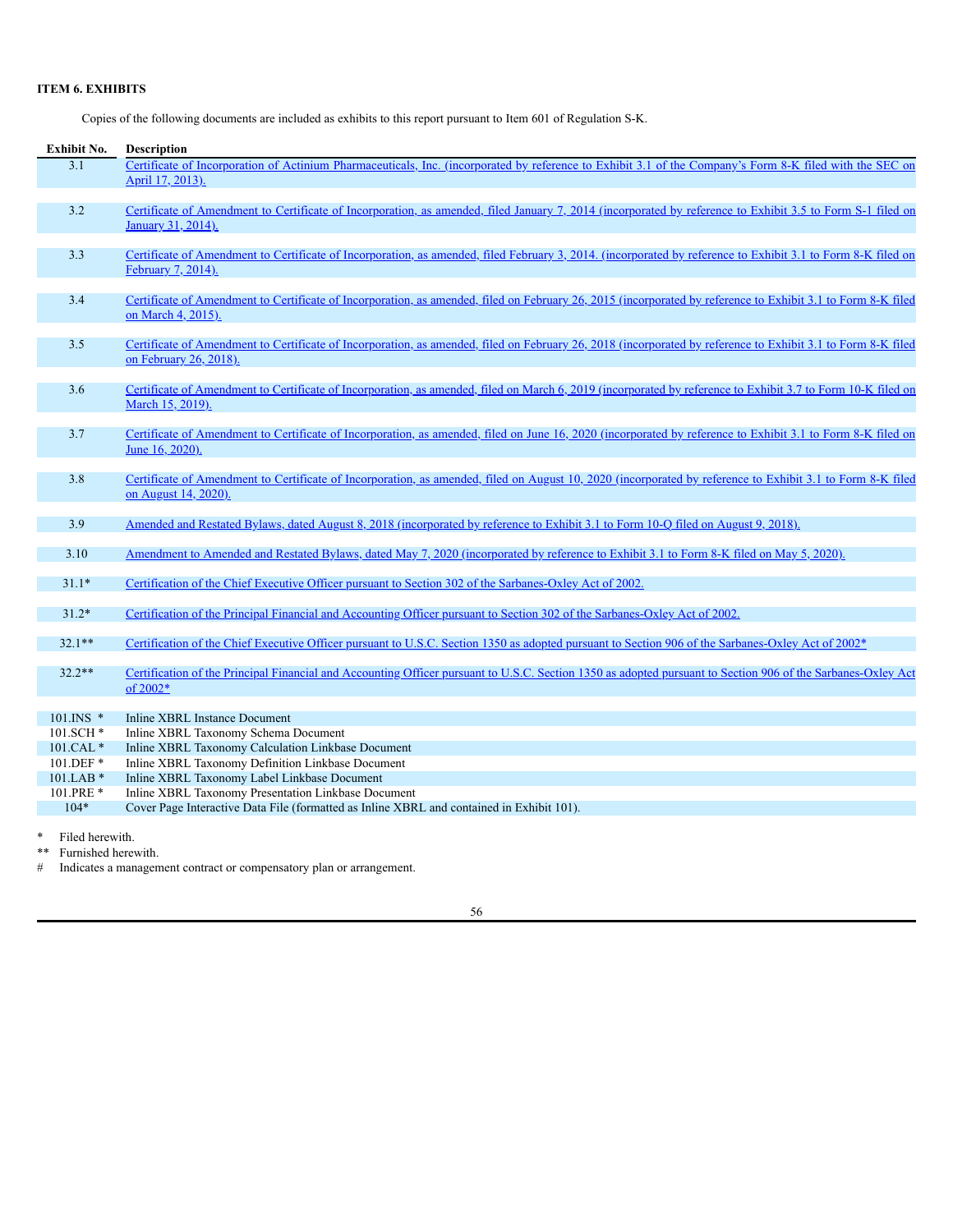### ITEM 6. EXHIBITS

Copies of the following documents are included as exhibits to this report pursuant to Item 601 of Regulation S-K.

| Exhibit No. | Description |
|---|---|
| 3.1 | Certificate of Incorporation of Actinium Pharmaceuticals, Inc. (incorporated by reference to Exhibit 3.1 of the Company's Form 8-K filed with the SEC on April 17, 2013). |
| 3.2 | Certificate of Amendment to Certificate of Incorporation, as amended, filed January 7, 2014 (incorporated by reference to Exhibit 3.5 to Form S-1 filed on January 31, 2014). |
| 3.3 | Certificate of Amendment to Certificate of Incorporation, as amended, filed February 3, 2014. (incorporated by reference to Exhibit 3.1 to Form 8-K filed on February 7, 2014). |
| 3.4 | Certificate of Amendment to Certificate of Incorporation, as amended, filed on February 26, 2015 (incorporated by reference to Exhibit 3.1 to Form 8-K filed on March 4, 2015). |
| 3.5 | Certificate of Amendment to Certificate of Incorporation, as amended, filed on February 26, 2018 (incorporated by reference to Exhibit 3.1 to Form 8-K filed on February 26, 2018). |
| 3.6 | Certificate of Amendment to Certificate of Incorporation, as amended, filed on March 6, 2019 (incorporated by reference to Exhibit 3.7 to Form 10-K filed on March 15, 2019). |
| 3.7 | Certificate of Amendment to Certificate of Incorporation, as amended, filed on June 16, 2020 (incorporated by reference to Exhibit 3.1 to Form 8-K filed on June 16, 2020). |
| 3.8 | Certificate of Amendment to Certificate of Incorporation, as amended, filed on August 10, 2020 (incorporated by reference to Exhibit 3.1 to Form 8-K filed on August 14, 2020). |
| 3.9 | Amended and Restated Bylaws, dated August 8, 2018 (incorporated by reference to Exhibit 3.1 to Form 10-Q filed on August 9, 2018). |
| 3.10 | Amendment to Amended and Restated Bylaws, dated May 7, 2020 (incorporated by reference to Exhibit 3.1 to Form 8-K filed on May 5, 2020). |
| 31.1* | Certification of the Chief Executive Officer pursuant to Section 302 of the Sarbanes-Oxley Act of 2002. |
| 31.2* | Certification of the Principal Financial and Accounting Officer pursuant to Section 302 of the Sarbanes-Oxley Act of 2002. |
| 32.1** | Certification of the Chief Executive Officer pursuant to U.S.C. Section 1350 as adopted pursuant to Section 906 of the Sarbanes-Oxley Act of 2002* |
| 32.2** | Certification of the Principal Financial and Accounting Officer pursuant to U.S.C. Section 1350 as adopted pursuant to Section 906 of the Sarbanes-Oxley Act of 2002* |
| 101.INS * | Inline XBRL Instance Document |
| 101.SCH * | Inline XBRL Taxonomy Schema Document |
| 101.CAL * | Inline XBRL Taxonomy Calculation Linkbase Document |
| 101.DEF * | Inline XBRL Taxonomy Definition Linkbase Document |
| 101.LAB * | Inline XBRL Taxonomy Label Linkbase Document |
| 101.PRE * | Inline XBRL Taxonomy Presentation Linkbase Document |
| 104* | Cover Page Interactive Data File (formatted as Inline XBRL and contained in Exhibit 101). |

\* Filed herewith.

\*\* Furnished herewith.

\# Indicates a management contract or compensatory plan or arrangement.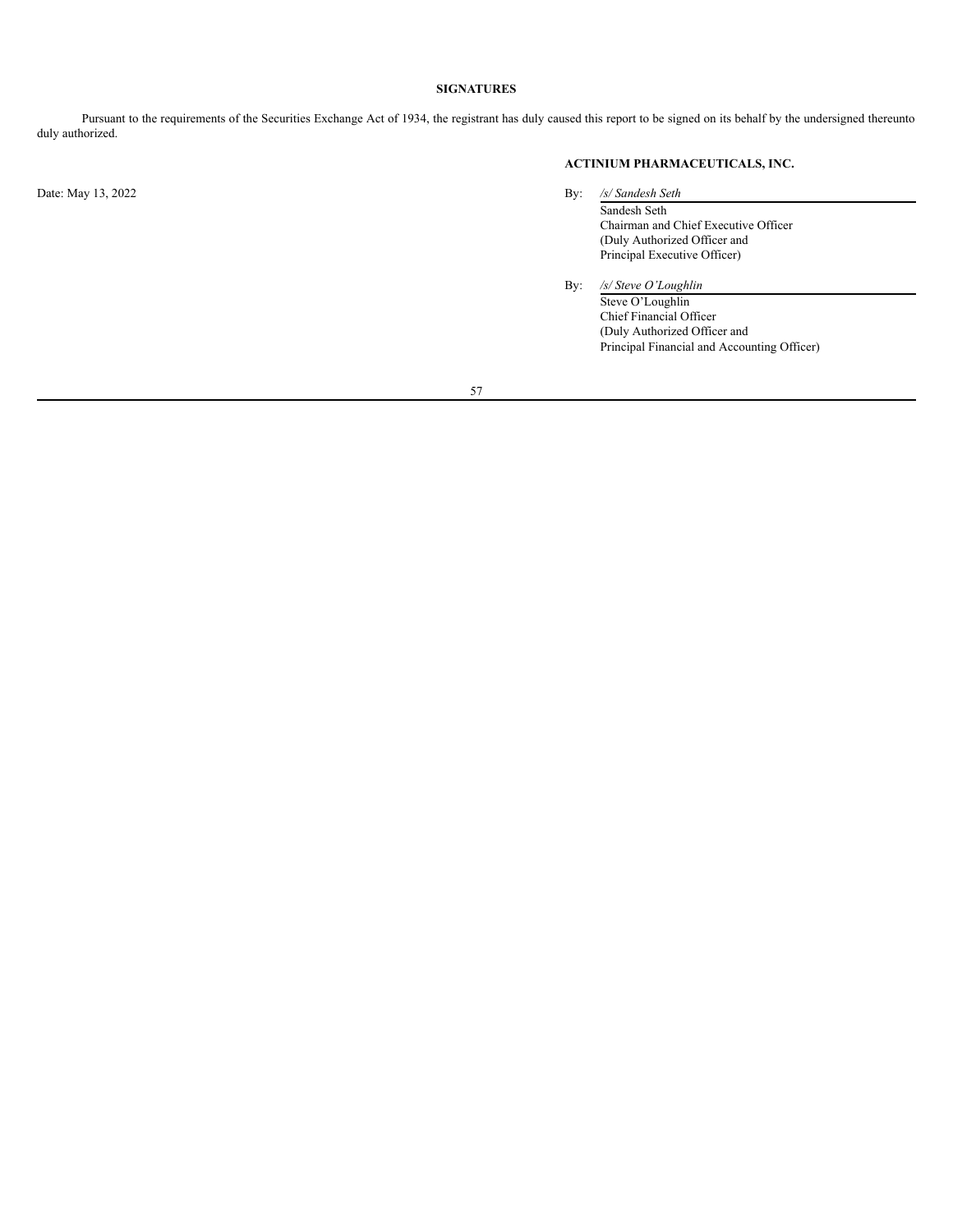## SIGNATURES

Pursuant to the requirements of the Securities Exchange Act of 1934, the registrant has duly caused this report to be signed on its behalf by the undersigned thereunto duly authorized.

**ACTINIUM PHARMACEUTICALS, INC.**

Date: May 13, 2022

By: */s/ Sandesh Seth*
Sandesh Seth
Chairman and Chief Executive Officer
(Duly Authorized Officer and
Principal Executive Officer)

By: */s/ Steve O'Loughlin*
Steve O'Loughlin
Chief Financial Officer
(Duly Authorized Officer and
Principal Financial and Accounting Officer)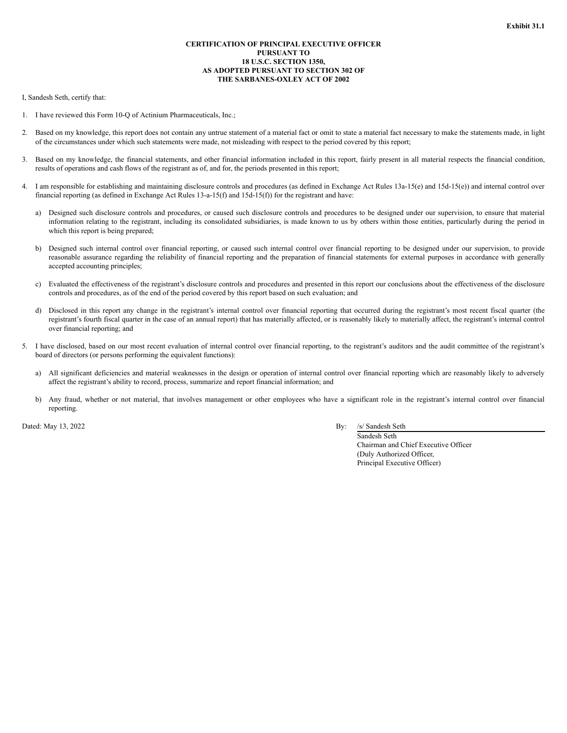**Exhibit 31.1**

**CERTIFICATION OF PRINCIPAL EXECUTIVE OFFICER**
**PURSUANT TO**
**18 U.S.C. SECTION 1350,**
**AS ADOPTED PURSUANT TO SECTION 302 OF**
**THE SARBANES-OXLEY ACT OF 2002**

I, Sandesh Seth, certify that:

1. I have reviewed this Form 10-Q of Actinium Pharmaceuticals, Inc.;
2. Based on my knowledge, this report does not contain any untrue statement of a material fact or omit to state a material fact necessary to make the statements made, in light of the circumstances under which such statements were made, not misleading with respect to the period covered by this report;
3. Based on my knowledge, the financial statements, and other financial information included in this report, fairly present in all material respects the financial condition, results of operations and cash flows of the registrant as of, and for, the periods presented in this report;
4. I am responsible for establishing and maintaining disclosure controls and procedures (as defined in Exchange Act Rules 13a-15(e) and 15d-15(e)) and internal control over financial reporting (as defined in Exchange Act Rules 13-a-15(f) and 15d-15(f)) for the registrant and have:
   a) Designed such disclosure controls and procedures, or caused such disclosure controls and procedures to be designed under our supervision, to ensure that material information relating to the registrant, including its consolidated subsidiaries, is made known to us by others within those entities, particularly during the period in which this report is being prepared;
   b) Designed such internal control over financial reporting, or caused such internal control over financial reporting to be designed under our supervision, to provide reasonable assurance regarding the reliability of financial reporting and the preparation of financial statements for external purposes in accordance with generally accepted accounting principles;
   c) Evaluated the effectiveness of the registrant's disclosure controls and procedures and presented in this report our conclusions about the effectiveness of the disclosure controls and procedures, as of the end of the period covered by this report based on such evaluation; and
   d) Disclosed in this report any change in the registrant's internal control over financial reporting that occurred during the registrant's most recent fiscal quarter (the registrant's fourth fiscal quarter in the case of an annual report) that has materially affected, or is reasonably likely to materially affect, the registrant's internal control over financial reporting; and
5. I have disclosed, based on our most recent evaluation of internal control over financial reporting, to the registrant's auditors and the audit committee of the registrant's board of directors (or persons performing the equivalent functions):
   a) All significant deficiencies and material weaknesses in the design or operation of internal control over financial reporting which are reasonably likely to adversely affect the registrant's ability to record, process, summarize and report financial information; and
   b) Any fraud, whether or not material, that involves management or other employees who have a significant role in the registrant's internal control over financial reporting.

Dated: May 13, 2022

By: /s/ Sandesh Seth
Sandesh Seth
Chairman and Chief Executive Officer
(Duly Authorized Officer,
Principal Executive Officer)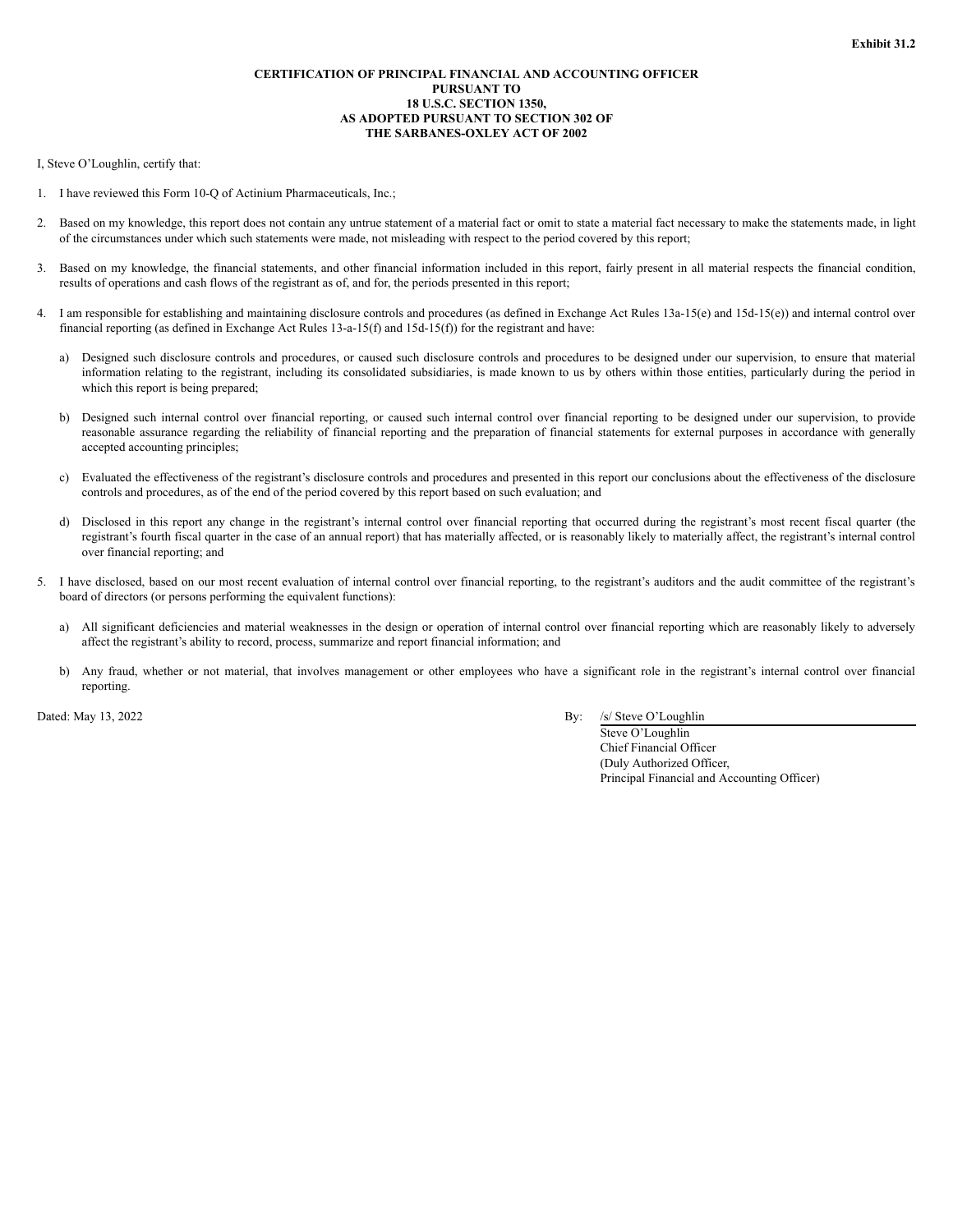**Exhibit 31.2**

**CERTIFICATION OF PRINCIPAL FINANCIAL AND ACCOUNTING OFFICER**
**PURSUANT TO**
**18 U.S.C. SECTION 1350,**
**AS ADOPTED PURSUANT TO SECTION 302 OF**
**THE SARBANES-OXLEY ACT OF 2002**

I, Steve O'Loughlin, certify that:

1. I have reviewed this Form 10-Q of Actinium Pharmaceuticals, Inc.;

2. Based on my knowledge, this report does not contain any untrue statement of a material fact or omit to state a material fact necessary to make the statements made, in light of the circumstances under which such statements were made, not misleading with respect to the period covered by this report;

3. Based on my knowledge, the financial statements, and other financial information included in this report, fairly present in all material respects the financial condition, results of operations and cash flows of the registrant as of, and for, the periods presented in this report;

4. I am responsible for establishing and maintaining disclosure controls and procedures (as defined in Exchange Act Rules 13a-15(e) and 15d-15(e)) and internal control over financial reporting (as defined in Exchange Act Rules 13-a-15(f) and 15d-15(f)) for the registrant and have:

   a) Designed such disclosure controls and procedures, or caused such disclosure controls and procedures to be designed under our supervision, to ensure that material information relating to the registrant, including its consolidated subsidiaries, is made known to us by others within those entities, particularly during the period in which this report is being prepared;

   b) Designed such internal control over financial reporting, or caused such internal control over financial reporting to be designed under our supervision, to provide reasonable assurance regarding the reliability of financial reporting and the preparation of financial statements for external purposes in accordance with generally accepted accounting principles;

   c) Evaluated the effectiveness of the registrant's disclosure controls and procedures and presented in this report our conclusions about the effectiveness of the disclosure controls and procedures, as of the end of the period covered by this report based on such evaluation; and

   d) Disclosed in this report any change in the registrant's internal control over financial reporting that occurred during the registrant's most recent fiscal quarter (the registrant's fourth fiscal quarter in the case of an annual report) that has materially affected, or is reasonably likely to materially affect, the registrant's internal control over financial reporting; and

5. I have disclosed, based on our most recent evaluation of internal control over financial reporting, to the registrant's auditors and the audit committee of the registrant's board of directors (or persons performing the equivalent functions):

   a) All significant deficiencies and material weaknesses in the design or operation of internal control over financial reporting which are reasonably likely to adversely affect the registrant's ability to record, process, summarize and report financial information; and

   b) Any fraud, whether or not material, that involves management or other employees who have a significant role in the registrant's internal control over financial reporting.

Dated: May 13, 2022

By: /s/ Steve O'Loughlin
Steve O'Loughlin
Chief Financial Officer
(Duly Authorized Officer,
Principal Financial and Accounting Officer)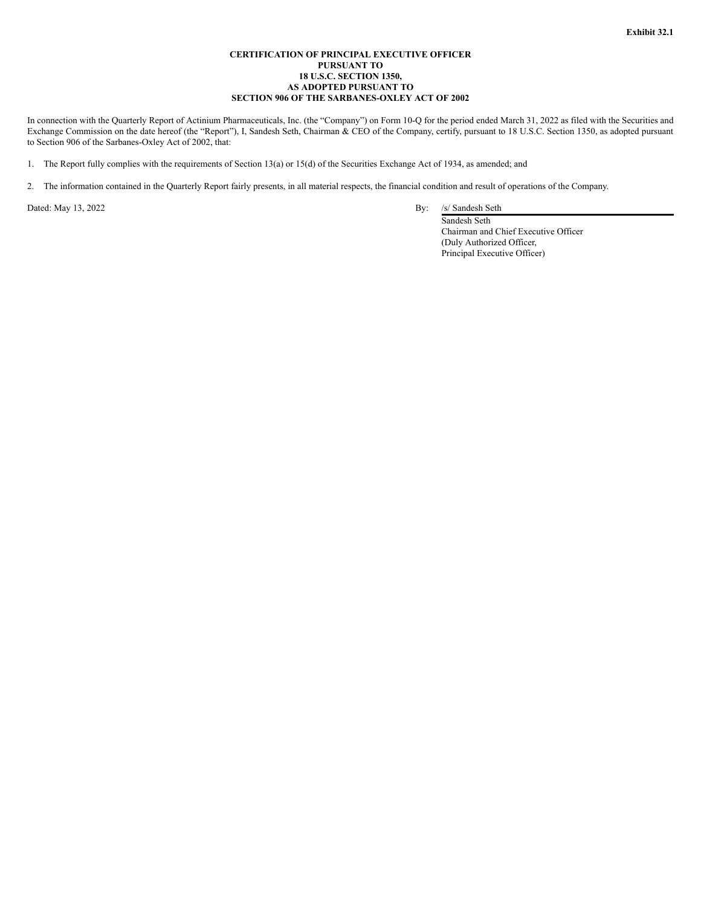**Exhibit 32.1**

**CERTIFICATION OF PRINCIPAL EXECUTIVE OFFICER
PURSUANT TO
18 U.S.C. SECTION 1350,
AS ADOPTED PURSUANT TO
SECTION 906 OF THE SARBANES-OXLEY ACT OF 2002**

In connection with the Quarterly Report of Actinium Pharmaceuticals, Inc. (the "Company") on Form 10-Q for the period ended March 31, 2022 as filed with the Securities and Exchange Commission on the date hereof (the "Report"), I, Sandesh Seth, Chairman & CEO of the Company, certify, pursuant to 18 U.S.C. Section 1350, as adopted pursuant to Section 906 of the Sarbanes-Oxley Act of 2002, that:

1. The Report fully complies with the requirements of Section 13(a) or 15(d) of the Securities Exchange Act of 1934, as amended; and

2. The information contained in the Quarterly Report fairly presents, in all material respects, the financial condition and result of operations of the Company.

Dated: May 13, 2022

By: /s/ Sandesh Seth
Sandesh Seth
Chairman and Chief Executive Officer
(Duly Authorized Officer,
Principal Executive Officer)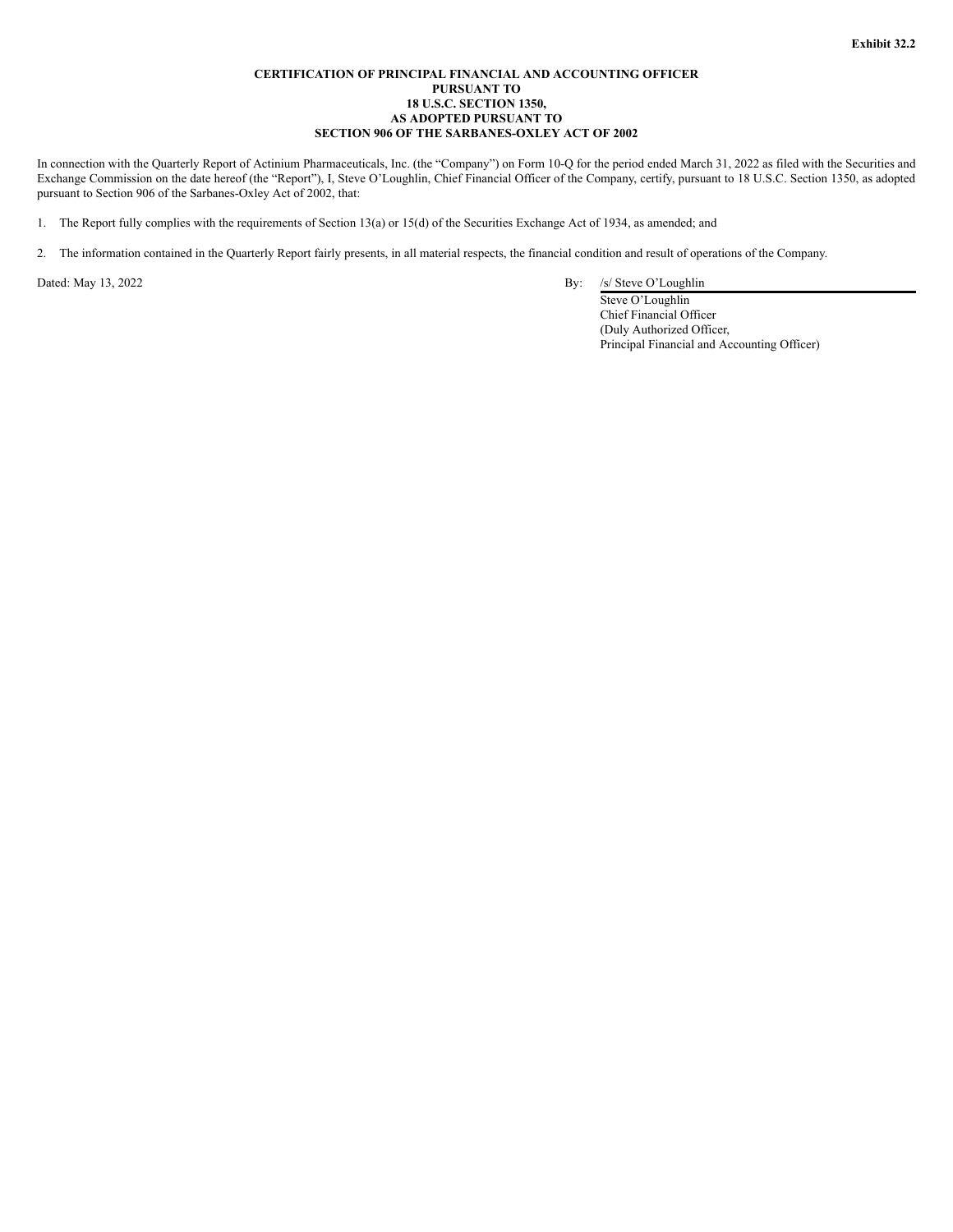Exhibit 32.2

**CERTIFICATION OF PRINCIPAL FINANCIAL AND ACCOUNTING OFFICER**
**PURSUANT TO**
**18 U.S.C. SECTION 1350,**
**AS ADOPTED PURSUANT TO**
**SECTION 906 OF THE SARBANES-OXLEY ACT OF 2002**

In connection with the Quarterly Report of Actinium Pharmaceuticals, Inc. (the "Company") on Form 10-Q for the period ended March 31, 2022 as filed with the Securities and Exchange Commission on the date hereof (the "Report"), I, Steve O'Loughlin, Chief Financial Officer of the Company, certify, pursuant to 18 U.S.C. Section 1350, as adopted pursuant to Section 906 of the Sarbanes-Oxley Act of 2002, that:

1. The Report fully complies with the requirements of Section 13(a) or 15(d) of the Securities Exchange Act of 1934, as amended; and

2. The information contained in the Quarterly Report fairly presents, in all material respects, the financial condition and result of operations of the Company.

Dated: May 13, 2022

By: /s/ Steve O'Loughlin
Steve O'Loughlin
Chief Financial Officer
(Duly Authorized Officer,
Principal Financial and Accounting Officer)